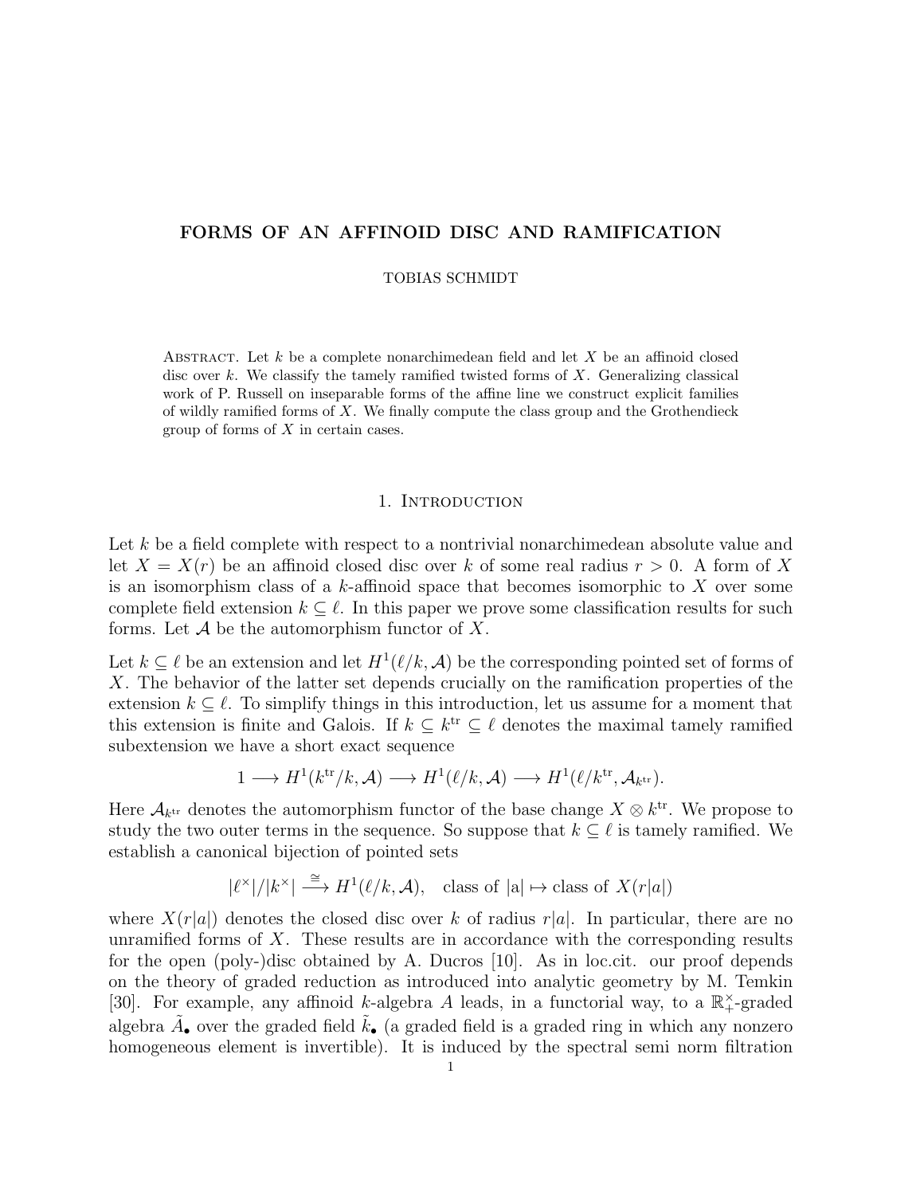# FORMS OF AN AFFINOID DISC AND RAMIFICATION

TOBIAS SCHMIDT

Abstract. Let $k$ be a complete nonarchimedean field and let $X$ be an affinoid closed disc over $k$. We classify the tamely ramified twisted forms of $X$. Generalizing classical work of P. Russell on inseparable forms of the affine line we construct explicit families of wildly ramified forms of $X$. We finally compute the class group and the Grothendieck group of forms of $X$ in certain cases.

## 1. Introduction

Let $k$ be a field complete with respect to a nontrivial nonarchimedean absolute value and let $X = X(r)$ be an affinoid closed disc over $k$ of some real radius $r > 0$. A form of $X$ is an isomorphism class of a $k$-affinoid space that becomes isomorphic to $X$ over some complete field extension $k \subseteq \ell$. In this paper we prove some classification results for such forms. Let $\mathcal{A}$ be the automorphism functor of $X$.

Let $k \subseteq \ell$ be an extension and let $H^1(\ell/k, \mathcal{A})$ be the corresponding pointed set of forms of $X$. The behavior of the latter set depends crucially on the ramification properties of the extension $k \subseteq \ell$. To simplify things in this introduction, let us assume for a moment that this extension is finite and Galois. If $k \subseteq k^{\mathrm{tr}} \subseteq \ell$ denotes the maximal tamely ramified subextension we have a short exact sequence

$$1 \longrightarrow H^1(k^{\mathrm{tr}}/k, \mathcal{A}) \longrightarrow H^1(\ell/k, \mathcal{A}) \longrightarrow H^1(\ell/k^{\mathrm{tr}}, \mathcal{A}_{k^{\mathrm{tr}}}).$$

Here $\mathcal{A}_{k^{\mathrm{tr}}}$ denotes the automorphism functor of the base change $X \otimes k^{\mathrm{tr}}$. We propose to study the two outer terms in the sequence. So suppose that $k \subseteq \ell$ is tamely ramified. We establish a canonical bijection of pointed sets

$$|\ell^{\times}|/|k^{\times}| \xrightarrow{\cong} H^1(\ell/k, \mathcal{A}), \quad \text{class of } |\mathrm{a}| \mapsto \text{class of } X(r|a|)$$

where $X(r|a|)$ denotes the closed disc over $k$ of radius $r|a|$. In particular, there are no unramified forms of $X$. These results are in accordance with the corresponding results for the open (poly-)disc obtained by A. Ducros [10]. As in loc.cit. our proof depends on the theory of graded reduction as introduced into analytic geometry by M. Temkin [30]. For example, any affinoid $k$-algebra $A$ leads, in a functorial way, to a $\mathbb{R}_+^{\times}$-graded algebra $\tilde{A}_\bullet$ over the graded field $\tilde{k}_\bullet$ (a graded field is a graded ring in which any nonzero homogeneous element is invertible). It is induced by the spectral semi norm filtration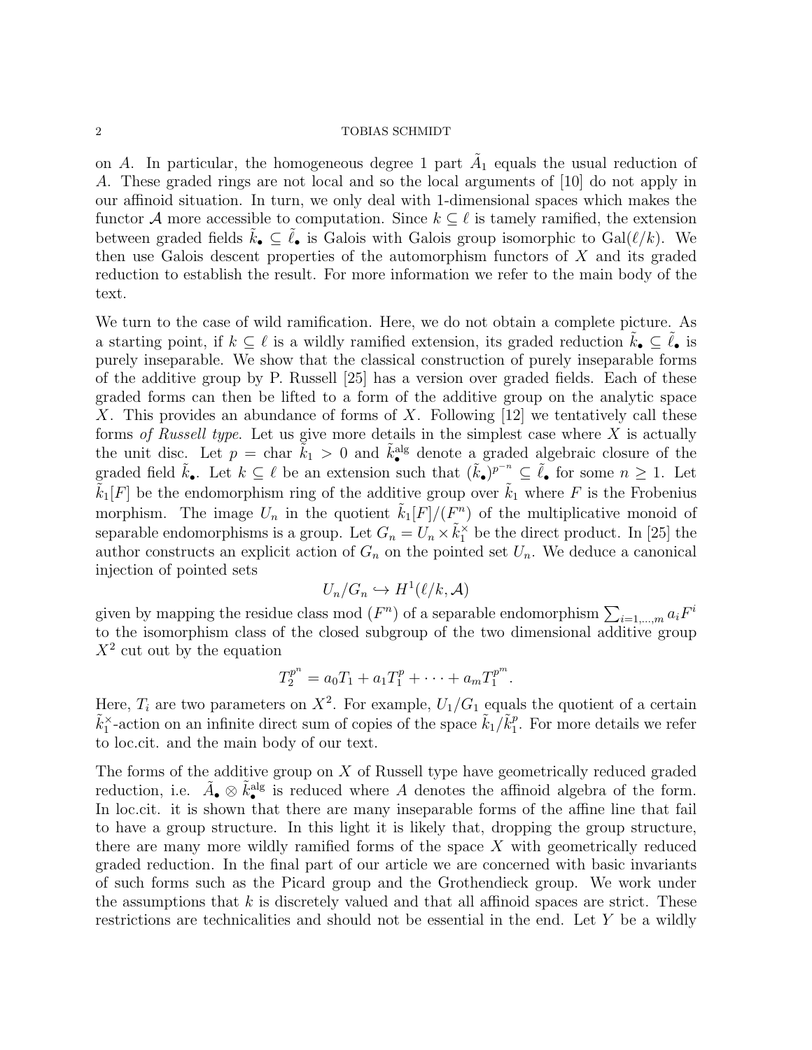on $A$. In particular, the homogeneous degree 1 part $\tilde{A}_1$ equals the usual reduction of $A$. These graded rings are not local and so the local arguments of [10] do not apply in our affinoid situation. In turn, we only deal with 1-dimensional spaces which makes the functor $\mathcal{A}$ more accessible to computation. Since $k \subseteq \ell$ is tamely ramified, the extension between graded fields $\tilde{k}_\bullet \subseteq \tilde{\ell}_\bullet$ is Galois with Galois group isomorphic to $\mathrm{Gal}(\ell/k)$. We then use Galois descent properties of the automorphism functors of $X$ and its graded reduction to establish the result. For more information we refer to the main body of the text.

We turn to the case of wild ramification. Here, we do not obtain a complete picture. As a starting point, if $k \subseteq \ell$ is a wildly ramified extension, its graded reduction $\tilde{k}_\bullet \subseteq \tilde{\ell}_\bullet$ is purely inseparable. We show that the classical construction of purely inseparable forms of the additive group by P. Russell [25] has a version over graded fields. Each of these graded forms can then be lifted to a form of the additive group on the analytic space $X$. This provides an abundance of forms of $X$. Following [12] we tentatively call these forms *of Russell type*. Let us give more details in the simplest case where $X$ is actually the unit disc. Let $p = \operatorname{char} \tilde{k}_1 > 0$ and $\tilde{k}_\bullet^{\mathrm{alg}}$ denote a graded algebraic closure of the graded field $\tilde{k}_\bullet$. Let $k \subseteq \ell$ be an extension such that $(\tilde{k}_\bullet)^{p^{-n}} \subseteq \tilde{\ell}_\bullet$ for some $n \geq 1$. Let $\tilde{k}_1[F]$ be the endomorphism ring of the additive group over $\tilde{k}_1$ where $F$ is the Frobenius morphism. The image $U_n$ in the quotient $\tilde{k}_1[F]/(F^n)$ of the multiplicative monoid of separable endomorphisms is a group. Let $G_n = U_n \times \tilde{k}_1^\times$ be the direct product. In [25] the author constructs an explicit action of $G_n$ on the pointed set $U_n$. We deduce a canonical injection of pointed sets

$$U_n/G_n \hookrightarrow H^1(\ell/k, \mathcal{A})$$

given by mapping the residue class mod $(F^n)$ of a separable endomorphism $\sum_{i=1,\dots,m} a_i F^i$ to the isomorphism class of the closed subgroup of the two dimensional additive group $X^2$ cut out by the equation

$$T_2^{p^n} = a_0 T_1 + a_1 T_1^p + \cdots + a_m T_1^{p^m}.$$

Here, $T_i$ are two parameters on $X^2$. For example, $U_1/G_1$ equals the quotient of a certain $\tilde{k}_1^\times$-action on an infinite direct sum of copies of the space $\tilde{k}_1/\tilde{k}_1^p$. For more details we refer to loc.cit. and the main body of our text.

The forms of the additive group on $X$ of Russell type have geometrically reduced graded reduction, i.e. $\tilde{A}_\bullet \otimes \tilde{k}_\bullet^{\mathrm{alg}}$ is reduced where $A$ denotes the affinoid algebra of the form. In loc.cit. it is shown that there are many inseparable forms of the affine line that fail to have a group structure. In this light it is likely that, dropping the group structure, there are many more wildly ramified forms of the space $X$ with geometrically reduced graded reduction. In the final part of our article we are concerned with basic invariants of such forms such as the Picard group and the Grothendieck group. We work under the assumptions that $k$ is discretely valued and that all affinoid spaces are strict. These restrictions are technicalities and should not be essential in the end. Let $Y$ be a wildly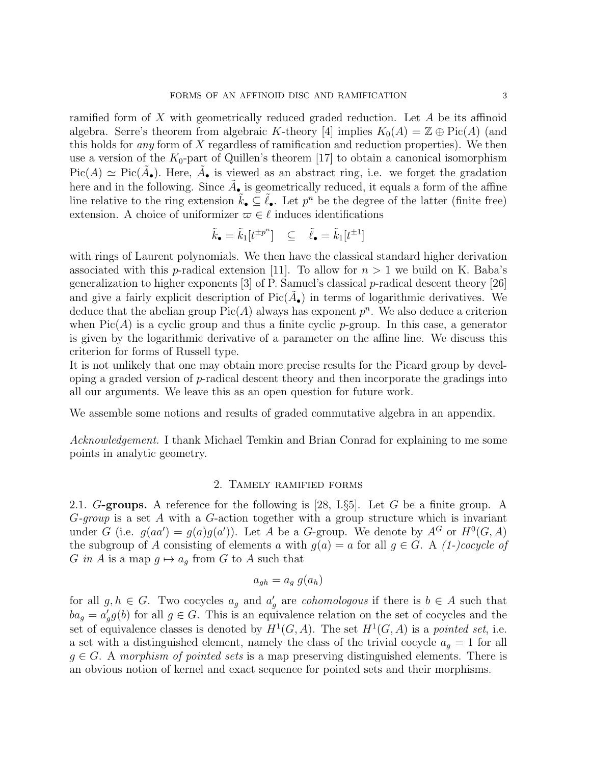ramified form of $X$ with geometrically reduced graded reduction. Let $A$ be its affinoid algebra. Serre's theorem from algebraic $K$-theory [4] implies $K_0(A) = \mathbb{Z} \oplus \mathrm{Pic}(A)$ (and this holds for *any* form of $X$ regardless of ramification and reduction properties). We then use a version of the $K_0$-part of Quillen's theorem [17] to obtain a canonical isomorphism $\mathrm{Pic}(A) \simeq \mathrm{Pic}(\tilde{A}_\bullet)$. Here, $\tilde{A}_\bullet$ is viewed as an abstract ring, i.e. we forget the gradation here and in the following. Since $\tilde{A}_\bullet$ is geometrically reduced, it equals a form of the affine line relative to the ring extension $\tilde{k}_\bullet \subseteq \tilde{\ell}_\bullet$. Let $p^n$ be the degree of the latter (finite free) extension. A choice of uniformizer $\varpi \in \ell$ induces identifications

$$\tilde{k}_\bullet = \tilde{k}_1[t^{\pm p^n}] \quad \subseteq \quad \tilde{\ell}_\bullet = \tilde{k}_1[t^{\pm 1}]$$

with rings of Laurent polynomials. We then have the classical standard higher derivation associated with this $p$-radical extension [11]. To allow for $n > 1$ we build on K. Baba's generalization to higher exponents [3] of P. Samuel's classical $p$-radical descent theory [26] and give a fairly explicit description of $\mathrm{Pic}(\tilde{A}_\bullet)$ in terms of logarithmic derivatives. We deduce that the abelian group $\mathrm{Pic}(A)$ always has exponent $p^n$. We also deduce a criterion when $\mathrm{Pic}(A)$ is a cyclic group and thus a finite cyclic $p$-group. In this case, a generator is given by the logarithmic derivative of a parameter on the affine line. We discuss this criterion for forms of Russell type.

It is not unlikely that one may obtain more precise results for the Picard group by developing a graded version of $p$-radical descent theory and then incorporate the gradings into all our arguments. We leave this as an open question for future work.

We assemble some notions and results of graded commutative algebra in an appendix.

*Acknowledgement.* I thank Michael Temkin and Brian Conrad for explaining to me some points in analytic geometry.

## 2. Tamely ramified forms

**2.1. $G$-groups.** A reference for the following is [28, I.§5]. Let $G$ be a finite group. A *$G$-group* is a set $A$ with a $G$-action together with a group structure which is invariant under $G$ (i.e. $g(aa') = g(a)g(a')$). Let $A$ be a $G$-group. We denote by $A^G$ or $H^0(G, A)$ the subgroup of $A$ consisting of elements $a$ with $g(a) = a$ for all $g \in G$. A *(1-)cocycle of $G$ in $A$* is a map $g \mapsto a_g$ from $G$ to $A$ such that

$$a_{gh} = a_g \, g(a_h)$$

for all $g, h \in G$. Two cocycles $a_g$ and $a'_g$ are *cohomologous* if there is $b \in A$ such that $ba_g = a'_g g(b)$ for all $g \in G$. This is an equivalence relation on the set of cocycles and the set of equivalence classes is denoted by $H^1(G, A)$. The set $H^1(G, A)$ is a *pointed set*, i.e. a set with a distinguished element, namely the class of the trivial cocycle $a_g = 1$ for all $g \in G$. A *morphism of pointed sets* is a map preserving distinguished elements. There is an obvious notion of kernel and exact sequence for pointed sets and their morphisms.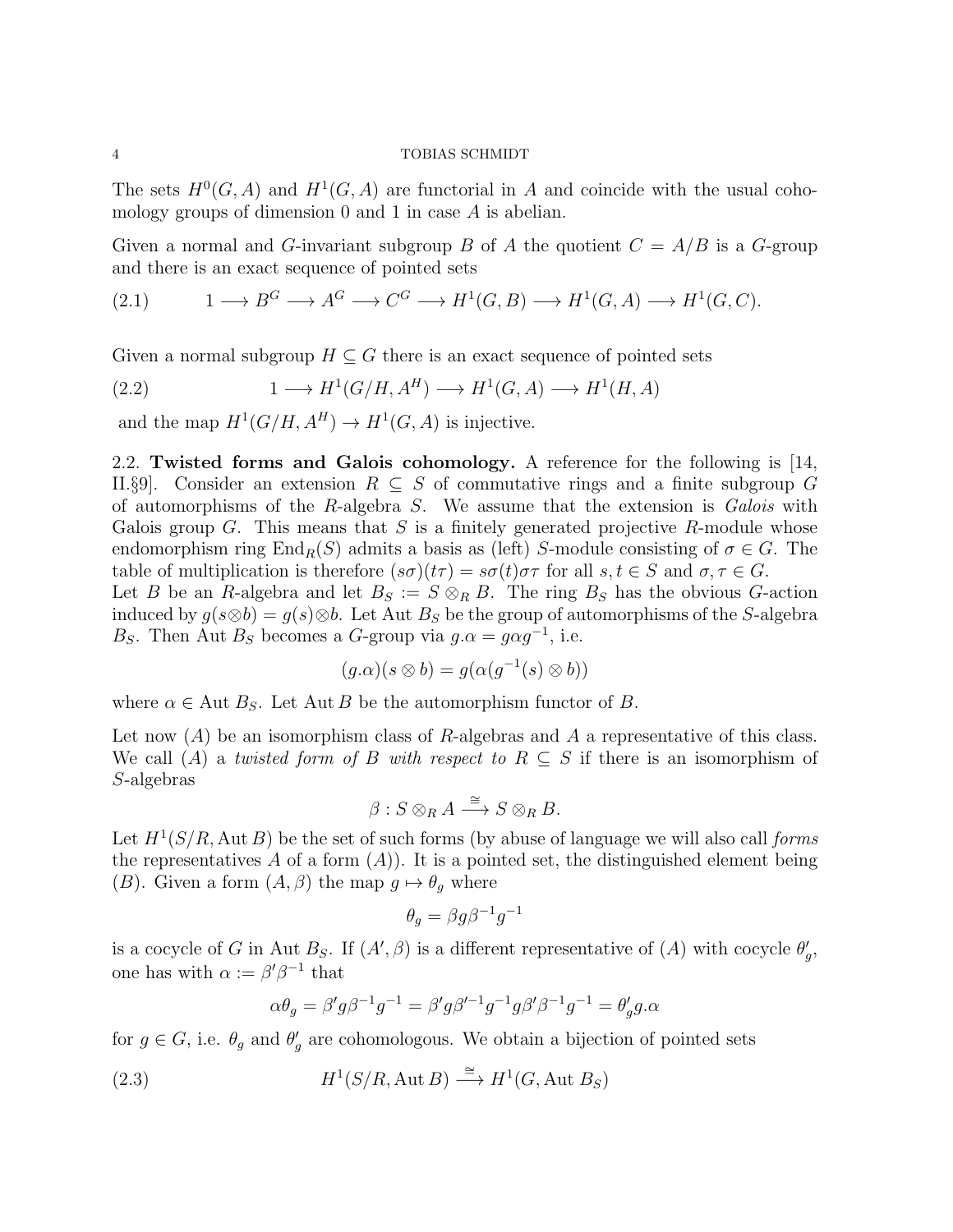The sets $H^0(G,A)$ and $H^1(G,A)$ are functorial in $A$ and coincide with the usual cohomology groups of dimension 0 and 1 in case $A$ is abelian.

Given a normal and $G$-invariant subgroup $B$ of $A$ the quotient $C = A/B$ is a $G$-group and there is an exact sequence of pointed sets

$$1 \longrightarrow B^G \longrightarrow A^G \longrightarrow C^G \longrightarrow H^1(G,B) \longrightarrow H^1(G,A) \longrightarrow H^1(G,C). \tag{2.1}$$

Given a normal subgroup $H \subseteq G$ there is an exact sequence of pointed sets

$$1 \longrightarrow H^1(G/H, A^H) \longrightarrow H^1(G,A) \longrightarrow H^1(H,A) \tag{2.2}$$

and the map $H^1(G/H, A^H) \to H^1(G,A)$ is injective.

2.2. **Twisted forms and Galois cohomology.** A reference for the following is [14, II.§9]. Consider an extension $R \subseteq S$ of commutative rings and a finite subgroup $G$ of automorphisms of the $R$-algebra $S$. We assume that the extension is *Galois* with Galois group $G$. This means that $S$ is a finitely generated projective $R$-module whose endomorphism ring $\mathrm{End}_R(S)$ admits a basis as (left) $S$-module consisting of $\sigma \in G$. The table of multiplication is therefore $(s\sigma)(t\tau) = s\sigma(t)\sigma\tau$ for all $s,t \in S$ and $\sigma, \tau \in G$.
Let $B$ be an $R$-algebra and let $B_S := S \otimes_R B$. The ring $B_S$ has the obvious $G$-action induced by $g(s \otimes b) = g(s) \otimes b$. Let $\mathrm{Aut}\, B_S$ be the group of automorphisms of the $S$-algebra $B_S$. Then $\mathrm{Aut}\, B_S$ becomes a $G$-group via $g.\alpha = g\alpha g^{-1}$, i.e.

$$(g.\alpha)(s \otimes b) = g(\alpha(g^{-1}(s) \otimes b))$$

where $\alpha \in \mathrm{Aut}\, B_S$. Let $\mathbf{Aut}\, B$ be the automorphism functor of $B$.

Let now $(A)$ be an isomorphism class of $R$-algebras and $A$ a representative of this class. We call $(A)$ a *twisted form of $B$ with respect to $R \subseteq S$* if there is an isomorphism of $S$-algebras

$$\beta : S \otimes_R A \xrightarrow{\cong} S \otimes_R B.$$

Let $H^1(S/R, \mathbf{Aut}\, B)$ be the set of such forms (by abuse of language we will also call *forms* the representatives $A$ of a form $(A)$). It is a pointed set, the distinguished element being $(B)$. Given a form $(A, \beta)$ the map $g \mapsto \theta_g$ where

$$\theta_g = \beta g \beta^{-1} g^{-1}$$

is a cocycle of $G$ in $\mathrm{Aut}\, B_S$. If $(A', \beta)$ is a different representative of $(A)$ with cocycle $\theta'_g$, one has with $\alpha := \beta' \beta^{-1}$ that

$$\alpha \theta_g = \beta' g \beta^{-1} g^{-1} = \beta' g \beta'^{-1} g^{-1} g \beta' \beta^{-1} g^{-1} = \theta'_g g.\alpha$$

for $g \in G$, i.e. $\theta_g$ and $\theta'_g$ are cohomologous. We obtain a bijection of pointed sets

$$H^1(S/R, \mathbf{Aut}\, B) \xrightarrow{\cong} H^1(G, \mathrm{Aut}\, B_S) \tag{2.3}$$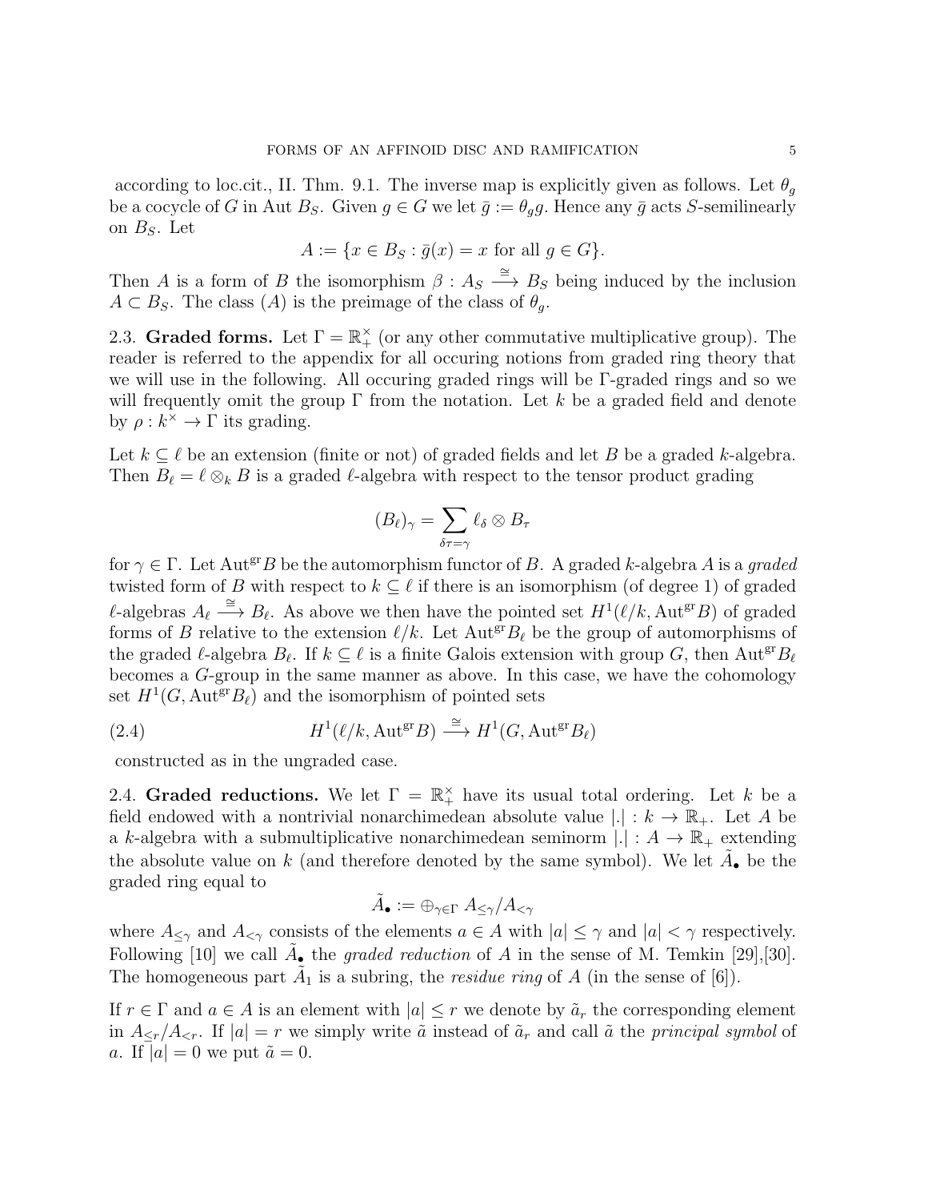according to loc.cit., II. Thm. 9.1. The inverse map is explicitly given as follows. Let $\theta_g$ be a cocycle of $G$ in Aut $B_S$. Given $g \in G$ we let $\bar{g} := \theta_g g$. Hence any $\bar{g}$ acts $S$-semilinearly on $B_S$. Let

$$A := \{x \in B_S : \bar{g}(x) = x \text{ for all } g \in G\}.$$

Then $A$ is a form of $B$ the isomorphism $\beta : A_S \xrightarrow{\cong} B_S$ being induced by the inclusion $A \subset B_S$. The class $(A)$ is the preimage of the class of $\theta_g$.

2.3. **Graded forms.** Let $\Gamma = \mathbb{R}_+^\times$ (or any other commutative multiplicative group). The reader is referred to the appendix for all occuring notions from graded ring theory that we will use in the following. All occuring graded rings will be $\Gamma$-graded rings and so we will frequently omit the group $\Gamma$ from the notation. Let $k$ be a graded field and denote by $\rho : k^\times \to \Gamma$ its grading.

Let $k \subseteq \ell$ be an extension (finite or not) of graded fields and let $B$ be a graded $k$-algebra. Then $B_\ell = \ell \otimes_k B$ is a graded $\ell$-algebra with respect to the tensor product grading

$$(B_\ell)_\gamma = \sum_{\delta\tau = \gamma} \ell_\delta \otimes B_\tau$$

for $\gamma \in \Gamma$. Let $\mathrm{Aut}^{\mathrm{gr}} B$ be the automorphism functor of $B$. A graded $k$-algebra $A$ is a *graded* twisted form of $B$ with respect to $k \subseteq \ell$ if there is an isomorphism (of degree 1) of graded $\ell$-algebras $A_\ell \xrightarrow{\cong} B_\ell$. As above we then have the pointed set $H^1(\ell/k, \mathrm{Aut}^{\mathrm{gr}} B)$ of graded forms of $B$ relative to the extension $\ell/k$. Let $\mathrm{Aut}^{\mathrm{gr}} B_\ell$ be the group of automorphisms of the graded $\ell$-algebra $B_\ell$. If $k \subseteq \ell$ is a finite Galois extension with group $G$, then $\mathrm{Aut}^{\mathrm{gr}} B_\ell$ becomes a $G$-group in the same manner as above. In this case, we have the cohomology set $H^1(G, \mathrm{Aut}^{\mathrm{gr}} B_\ell)$ and the isomorphism of pointed sets

$$H^1(\ell/k, \mathrm{Aut}^{\mathrm{gr}} B) \xrightarrow{\cong} H^1(G, \mathrm{Aut}^{\mathrm{gr}} B_\ell) \tag{2.4}$$

constructed as in the ungraded case.

2.4. **Graded reductions.** We let $\Gamma = \mathbb{R}_+^\times$ have its usual total ordering. Let $k$ be a field endowed with a nontrivial nonarchimedean absolute value $|.| : k \to \mathbb{R}_+$. Let $A$ be a $k$-algebra with a submultiplicative nonarchimedean seminorm $|.| : A \to \mathbb{R}_+$ extending the absolute value on $k$ (and therefore denoted by the same symbol). We let $\tilde{A}_\bullet$ be the graded ring equal to

$$\tilde{A}_\bullet := \oplus_{\gamma \in \Gamma} A_{\leq \gamma}/A_{<\gamma}$$

where $A_{\leq\gamma}$ and $A_{<\gamma}$ consists of the elements $a \in A$ with $|a| \leq \gamma$ and $|a| < \gamma$ respectively. Following [10] we call $\tilde{A}_\bullet$ the *graded reduction* of $A$ in the sense of M. Temkin [29],[30]. The homogeneous part $\tilde{A}_1$ is a subring, the *residue ring* of $A$ (in the sense of [6]).

If $r \in \Gamma$ and $a \in A$ is an element with $|a| \leq r$ we denote by $\tilde{a}_r$ the corresponding element in $A_{\leq r}/A_{<r}$. If $|a| = r$ we simply write $\tilde{a}$ instead of $\tilde{a}_r$ and call $\tilde{a}$ the *principal symbol* of $a$. If $|a| = 0$ we put $\tilde{a} = 0$.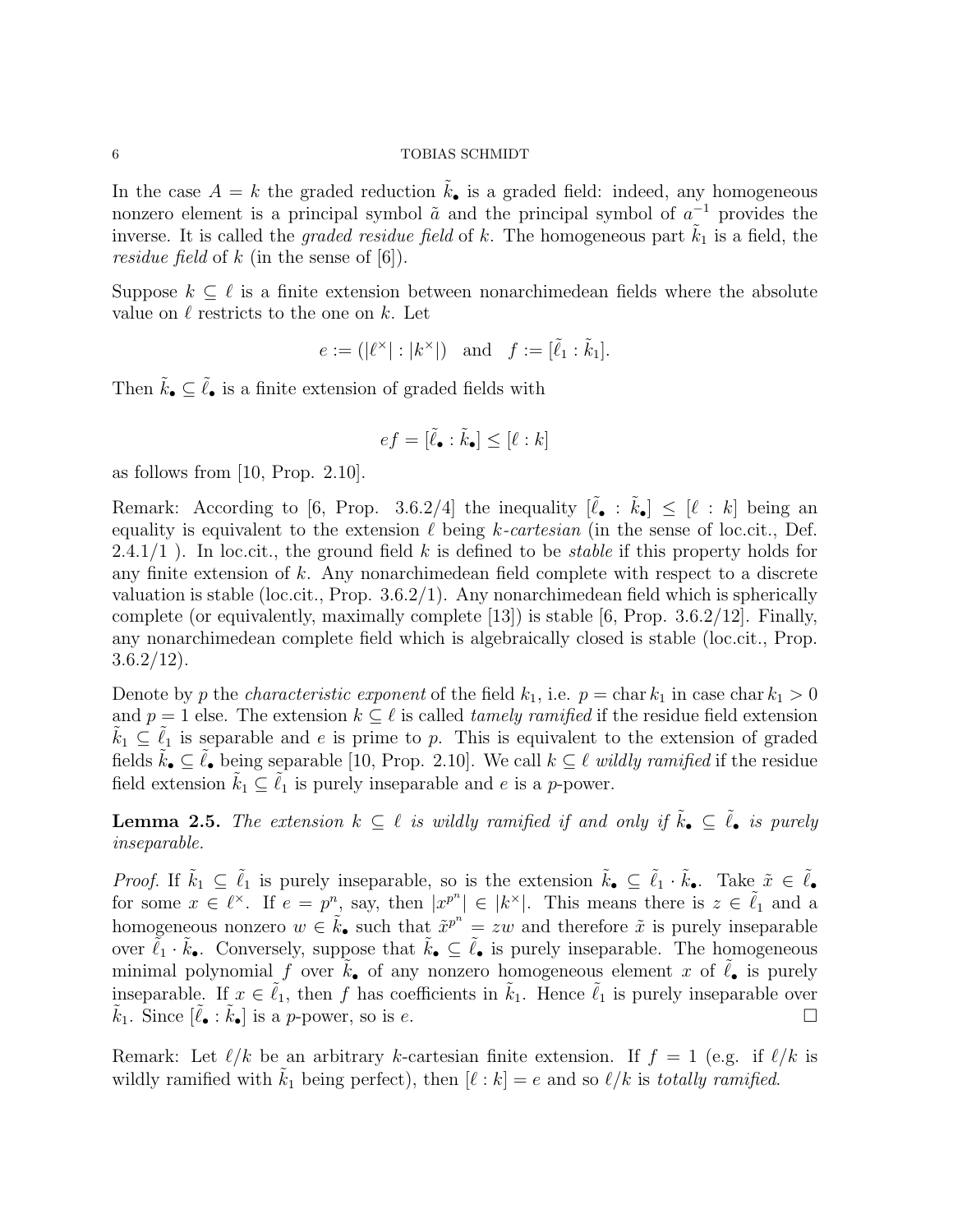In the case $A = k$ the graded reduction $\tilde{k}_\bullet$ is a graded field: indeed, any homogeneous nonzero element is a principal symbol $\tilde{a}$ and the principal symbol of $a^{-1}$ provides the inverse. It is called the *graded residue field* of $k$. The homogeneous part $\tilde{k}_1$ is a field, the *residue field* of $k$ (in the sense of [6]).

Suppose $k \subseteq \ell$ is a finite extension between nonarchimedean fields where the absolute value on $\ell$ restricts to the one on $k$. Let

$$e := (|\ell^\times| : |k^\times|) \quad \text{and} \quad f := [\tilde{\ell}_1 : \tilde{k}_1].$$

Then $\tilde{k}_\bullet \subseteq \tilde{\ell}_\bullet$ is a finite extension of graded fields with

$$ef = [\tilde{\ell}_\bullet : \tilde{k}_\bullet] \leq [\ell : k]$$

as follows from [10, Prop. 2.10].

Remark: According to [6, Prop. 3.6.2/4] the inequality $[\tilde{\ell}_\bullet : \tilde{k}_\bullet] \leq [\ell : k]$ being an equality is equivalent to the extension $\ell$ being $k$-*cartesian* (in the sense of loc.cit., Def. 2.4.1/1 ). In loc.cit., the ground field $k$ is defined to be *stable* if this property holds for any finite extension of $k$. Any nonarchimedean field complete with respect to a discrete valuation is stable (loc.cit., Prop. 3.6.2/1). Any nonarchimedean field which is spherically complete (or equivalently, maximally complete [13]) is stable [6, Prop. 3.6.2/12]. Finally, any nonarchimedean complete field which is algebraically closed is stable (loc.cit., Prop. 3.6.2/12).

Denote by $p$ the *characteristic exponent* of the field $k_1$, i.e. $p = \operatorname{char} k_1$ in case $\operatorname{char} k_1 > 0$ and $p = 1$ else. The extension $k \subseteq \ell$ is called *tamely ramified* if the residue field extension $\tilde{k}_1 \subseteq \tilde{\ell}_1$ is separable and $e$ is prime to $p$. This is equivalent to the extension of graded fields $\tilde{k}_\bullet \subseteq \tilde{\ell}_\bullet$ being separable [10, Prop. 2.10]. We call $k \subseteq \ell$ *wildly ramified* if the residue field extension $\tilde{k}_1 \subseteq \tilde{\ell}_1$ is purely inseparable and $e$ is a $p$-power.

**Lemma 2.5.** *The extension $k \subseteq \ell$ is wildly ramified if and only if $\tilde{k}_\bullet \subseteq \tilde{\ell}_\bullet$ is purely inseparable.*

*Proof.* If $\tilde{k}_1 \subseteq \tilde{\ell}_1$ is purely inseparable, so is the extension $\tilde{k}_\bullet \subseteq \tilde{\ell}_1 \cdot \tilde{k}_\bullet$. Take $\tilde{x} \in \tilde{\ell}_\bullet$ for some $x \in \ell^\times$. If $e = p^n$, say, then $|x^{p^n}| \in |k^\times|$. This means there is $z \in \tilde{\ell}_1$ and a homogeneous nonzero $w \in \tilde{k}_\bullet$ such that $\tilde{x}^{p^n} = zw$ and therefore $\tilde{x}$ is purely inseparable over $\tilde{\ell}_1 \cdot \tilde{k}_\bullet$. Conversely, suppose that $\tilde{k}_\bullet \subseteq \tilde{\ell}_\bullet$ is purely inseparable. The homogeneous minimal polynomial $f$ over $\tilde{k}_\bullet$ of any nonzero homogeneous element $x$ of $\tilde{\ell}_\bullet$ is purely inseparable. If $x \in \tilde{\ell}_1$, then $f$ has coefficients in $\tilde{k}_1$. Hence $\tilde{\ell}_1$ is purely inseparable over $\tilde{k}_1$. Since $[\tilde{\ell}_\bullet : \tilde{k}_\bullet]$ is a $p$-power, so is $e$. $\square$

Remark: Let $\ell/k$ be an arbitrary $k$-cartesian finite extension. If $f = 1$ (e.g. if $\ell/k$ is wildly ramified with $\tilde{k}_1$ being perfect), then $[\ell : k] = e$ and so $\ell/k$ is *totally ramified*.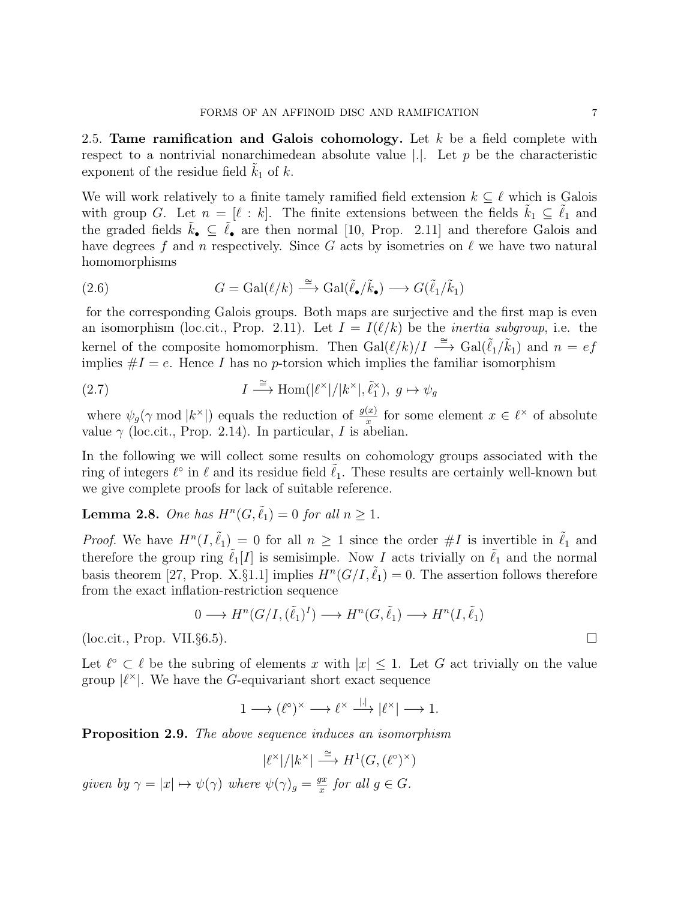2.5. **Tame ramification and Galois cohomology.** Let $k$ be a field complete with respect to a nontrivial nonarchimedean absolute value $|.|$. Let $p$ be the characteristic exponent of the residue field $\tilde{k}_1$ of $k$.

We will work relatively to a finite tamely ramified field extension $k \subseteq \ell$ which is Galois with group $G$. Let $n = [\ell : k]$. The finite extensions between the fields $\tilde{k}_1 \subseteq \tilde{\ell}_1$ and the graded fields $\tilde{k}_\bullet \subseteq \tilde{\ell}_\bullet$ are then normal [10, Prop. 2.11] and therefore Galois and have degrees $f$ and $n$ respectively. Since $G$ acts by isometries on $\ell$ we have two natural homomorphisms

$$G = \mathrm{Gal}(\ell/k) \xrightarrow{\cong} \mathrm{Gal}(\tilde{\ell}_\bullet/\tilde{k}_\bullet) \longrightarrow G(\tilde{\ell}_1/\tilde{k}_1) \tag{2.6}$$

for the corresponding Galois groups. Both maps are surjective and the first map is even an isomorphism (loc.cit., Prop. 2.11). Let $I = I(\ell/k)$ be the *inertia subgroup*, i.e. the kernel of the composite homomorphism. Then $\mathrm{Gal}(\ell/k)/I \xrightarrow{\cong} \mathrm{Gal}(\tilde{\ell}_1/\tilde{k}_1)$ and $n = ef$ implies $\#I = e$. Hence $I$ has no $p$-torsion which implies the familiar isomorphism

$$I \xrightarrow{\cong} \mathrm{Hom}(|\ell^\times|/|k^\times|, \tilde{\ell}_1^\times), \; g \mapsto \psi_g \tag{2.7}$$

where $\psi_g(\gamma \bmod |k^\times|)$ equals the reduction of $\frac{g(x)}{x}$ for some element $x \in \ell^\times$ of absolute value $\gamma$ (loc.cit., Prop. 2.14). In particular, $I$ is abelian.

In the following we will collect some results on cohomology groups associated with the ring of integers $\ell^\circ$ in $\ell$ and its residue field $\tilde{\ell}_1$. These results are certainly well-known but we give complete proofs for lack of suitable reference.

**Lemma 2.8.** *One has $H^n(G, \tilde{\ell}_1) = 0$ for all $n \geq 1$.*

*Proof.* We have $H^n(I, \tilde{\ell}_1) = 0$ for all $n \geq 1$ since the order $\#I$ is invertible in $\tilde{\ell}_1$ and therefore the group ring $\tilde{\ell}_1[I]$ is semisimple. Now $I$ acts trivially on $\tilde{\ell}_1$ and the normal basis theorem [27, Prop. X.§1.1] implies $H^n(G/I, \tilde{\ell}_1) = 0$. The assertion follows therefore from the exact inflation-restriction sequence

$$0 \longrightarrow H^n(G/I, (\tilde{\ell}_1)^I) \longrightarrow H^n(G, \tilde{\ell}_1) \longrightarrow H^n(I, \tilde{\ell}_1)$$

(loc.cit., Prop. VII.§6.5). ☐

Let $\ell^\circ \subset \ell$ be the subring of elements $x$ with $|x| \leq 1$. Let $G$ act trivially on the value group $|\ell^\times|$. We have the $G$-equivariant short exact sequence

$$1 \longrightarrow (\ell^\circ)^\times \longrightarrow \ell^\times \xrightarrow{|.|} |\ell^\times| \longrightarrow 1.$$

**Proposition 2.9.** *The above sequence induces an isomorphism*

$$|\ell^\times|/|k^\times| \xrightarrow{\cong} H^1(G, (\ell^\circ)^\times)$$

*given by $\gamma = |x| \mapsto \psi(\gamma)$ where $\psi(\gamma)_g = \frac{gx}{x}$ for all $g \in G$.*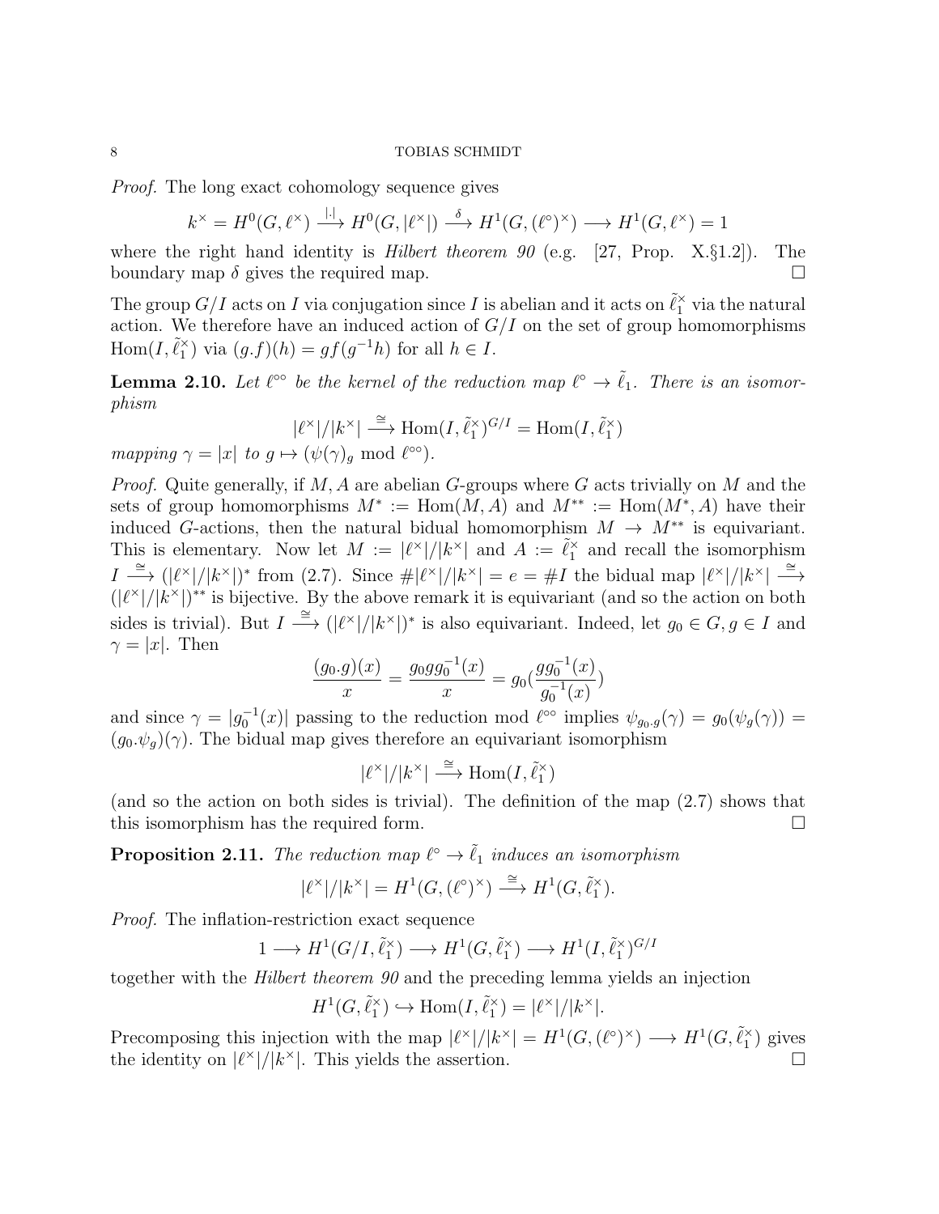*Proof.* The long exact cohomology sequence gives

$$k^\times = H^0(G, \ell^\times) \xrightarrow{|.|} H^0(G, |\ell^\times|) \xrightarrow{\delta} H^1(G, (\ell^\circ)^\times) \longrightarrow H^1(G, \ell^\times) = 1$$

where the right hand identity is *Hilbert theorem 90* (e.g. [27, Prop. X.§1.2]). The boundary map $\delta$ gives the required map. $\square$

The group $G/I$ acts on $I$ via conjugation since $I$ is abelian and it acts on $\tilde{\ell}_1^\times$ via the natural action. We therefore have an induced action of $G/I$ on the set of group homomorphisms $\mathrm{Hom}(I, \tilde{\ell}_1^\times)$ via $(g.f)(h) = gf(g^{-1}h)$ for all $h \in I$.

**Lemma 2.10.** *Let $\ell^{\circ\circ}$ be the kernel of the reduction map $\ell^\circ \to \tilde{\ell}_1$. There is an isomorphism*

$$|\ell^\times|/|k^\times| \xrightarrow{\cong} \mathrm{Hom}(I, \tilde{\ell}_1^\times)^{G/I} = \mathrm{Hom}(I, \tilde{\ell}_1^\times)$$

*mapping $\gamma = |x|$ to $g \mapsto (\psi(\gamma)_g \bmod \ell^{\circ\circ})$.*

*Proof.* Quite generally, if $M, A$ are abelian $G$-groups where $G$ acts trivially on $M$ and the sets of group homomorphisms $M^* := \mathrm{Hom}(M, A)$ and $M^{**} := \mathrm{Hom}(M^*, A)$ have their induced $G$-actions, then the natural bidual homomorphism $M \to M^{**}$ is equivariant. This is elementary. Now let $M := |\ell^\times|/|k^\times|$ and $A := \tilde{\ell}_1^\times$ and recall the isomorphism $I \xrightarrow{\cong} (|\ell^\times|/|k^\times|)^*$ from (2.7). Since $\#|\ell^\times|/|k^\times| = e = \#I$ the bidual map $|\ell^\times|/|k^\times| \xrightarrow{\cong} (|\ell^\times|/|k^\times|)^{**}$ is bijective. By the above remark it is equivariant (and so the action on both sides is trivial). But $I \xrightarrow{\cong} (|\ell^\times|/|k^\times|)^*$ is also equivariant. Indeed, let $g_0 \in G, g \in I$ and $\gamma = |x|$. Then

$$\frac{(g_0.g)(x)}{x} = \frac{g_0 g g_0^{-1}(x)}{x} = g_0\left(\frac{g g_0^{-1}(x)}{g_0^{-1}(x)}\right)$$

and since $\gamma = |g_0^{-1}(x)|$ passing to the reduction mod $\ell^{\circ\circ}$ implies $\psi_{g_0.g}(\gamma) = g_0(\psi_g(\gamma)) = (g_0.\psi_g)(\gamma)$. The bidual map gives therefore an equivariant isomorphism

$$|\ell^\times|/|k^\times| \xrightarrow{\cong} \mathrm{Hom}(I, \tilde{\ell}_1^\times)$$

(and so the action on both sides is trivial). The definition of the map (2.7) shows that this isomorphism has the required form. $\square$

**Proposition 2.11.** *The reduction map $\ell^\circ \to \tilde{\ell}_1$ induces an isomorphism*

$$|\ell^\times|/|k^\times| = H^1(G, (\ell^\circ)^\times) \xrightarrow{\cong} H^1(G, \tilde{\ell}_1^\times).$$

*Proof.* The inflation-restriction exact sequence

$$1 \longrightarrow H^1(G/I, \tilde{\ell}_1^\times) \longrightarrow H^1(G, \tilde{\ell}_1^\times) \longrightarrow H^1(I, \tilde{\ell}_1^\times)^{G/I}$$

together with the *Hilbert theorem 90* and the preceding lemma yields an injection

$$H^1(G, \tilde{\ell}_1^\times) \hookrightarrow \mathrm{Hom}(I, \tilde{\ell}_1^\times) = |\ell^\times|/|k^\times|.$$

Precomposing this injection with the map $|\ell^\times|/|k^\times| = H^1(G, (\ell^\circ)^\times) \longrightarrow H^1(G, \tilde{\ell}_1^\times)$ gives the identity on $|\ell^\times|/|k^\times|$. This yields the assertion. $\square$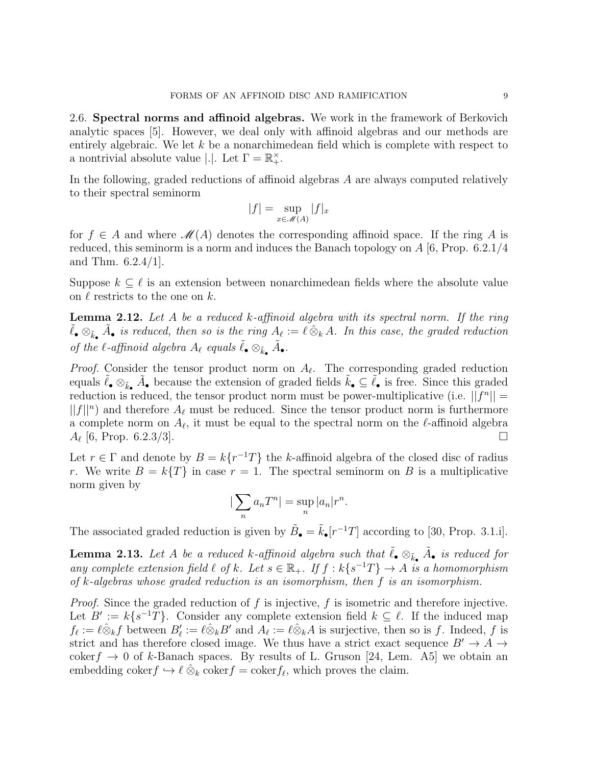2.6. **Spectral norms and affinoid algebras.** We work in the framework of Berkovich analytic spaces [5]. However, we deal only with affinoid algebras and our methods are entirely algebraic. We let $k$ be a nonarchimedean field which is complete with respect to a nontrivial absolute value $|.|$. Let $\Gamma = \mathbb{R}_+^\times$.

In the following, graded reductions of affinoid algebras $A$ are always computed relatively to their spectral seminorm

$$|f| = \sup_{x \in \mathscr{M}(A)} |f|_x$$

for $f \in A$ and where $\mathscr{M}(A)$ denotes the corresponding affinoid space. If the ring $A$ is reduced, this seminorm is a norm and induces the Banach topology on $A$ [6, Prop. 6.2.1/4 and Thm. 6.2.4/1].

Suppose $k \subseteq \ell$ is an extension between nonarchimedean fields where the absolute value on $\ell$ restricts to the one on $k$.

**Lemma 2.12.** *Let $A$ be a reduced $k$-affinoid algebra with its spectral norm. If the ring $\tilde{\ell}_\bullet \otimes_{\tilde{k}_\bullet} \tilde{A}_\bullet$ is reduced, then so is the ring $A_\ell := \ell \,\hat{\otimes}_k A$. In this case, the graded reduction of the $\ell$-affinoid algebra $A_\ell$ equals $\tilde{\ell}_\bullet \otimes_{\tilde{k}_\bullet} \tilde{A}_\bullet$.*

*Proof.* Consider the tensor product norm on $A_\ell$. The corresponding graded reduction equals $\tilde{\ell}_\bullet \otimes_{\tilde{k}_\bullet} \tilde{A}_\bullet$ because the extension of graded fields $\tilde{k}_\bullet \subseteq \tilde{\ell}_\bullet$ is free. Since this graded reduction is reduced, the tensor product norm must be power-multiplicative (i.e. $||f^n|| = ||f||^n$) and therefore $A_\ell$ must be reduced. Since the tensor product norm is furthermore a complete norm on $A_\ell$, it must be equal to the spectral norm on the $\ell$-affinoid algebra $A_\ell$ [6, Prop. 6.2.3/3]. □

Let $r \in \Gamma$ and denote by $B = k\{r^{-1}T\}$ the $k$-affinoid algebra of the closed disc of radius $r$. We write $B = k\{T\}$ in case $r = 1$. The spectral seminorm on $B$ is a multiplicative norm given by

$$|\sum_n a_n T^n| = \sup_n |a_n| r^n.$$

The associated graded reduction is given by $\tilde{B}_\bullet = \tilde{k}_\bullet[r^{-1}T]$ according to [30, Prop. 3.1.i].

**Lemma 2.13.** *Let $A$ be a reduced $k$-affinoid algebra such that $\tilde{\ell}_\bullet \otimes_{\tilde{k}_\bullet} \tilde{A}_\bullet$ is reduced for any complete extension field $\ell$ of $k$. Let $s \in \mathbb{R}_+$. If $f : k\{s^{-1}T\} \to A$ is a homomorphism of $k$-algebras whose graded reduction is an isomorphism, then $f$ is an isomorphism.*

*Proof.* Since the graded reduction of $f$ is injective, $f$ is isometric and therefore injective. Let $B' := k\{s^{-1}T\}$. Consider any complete extension field $k \subseteq \ell$. If the induced map $f_\ell := \ell \hat{\otimes}_k f$ between $B'_\ell := \ell \hat{\otimes}_k B'$ and $A_\ell := \ell \hat{\otimes}_k A$ is surjective, then so is $f$. Indeed, $f$ is strict and has therefore closed image. We thus have a strict exact sequence $B' \to A \to \operatorname{coker} f \to 0$ of $k$-Banach spaces. By results of L. Gruson [24, Lem. A5] we obtain an embedding $\operatorname{coker} f \hookrightarrow \ell \,\hat{\otimes}_k \operatorname{coker} f = \operatorname{coker} f_\ell$, which proves the claim.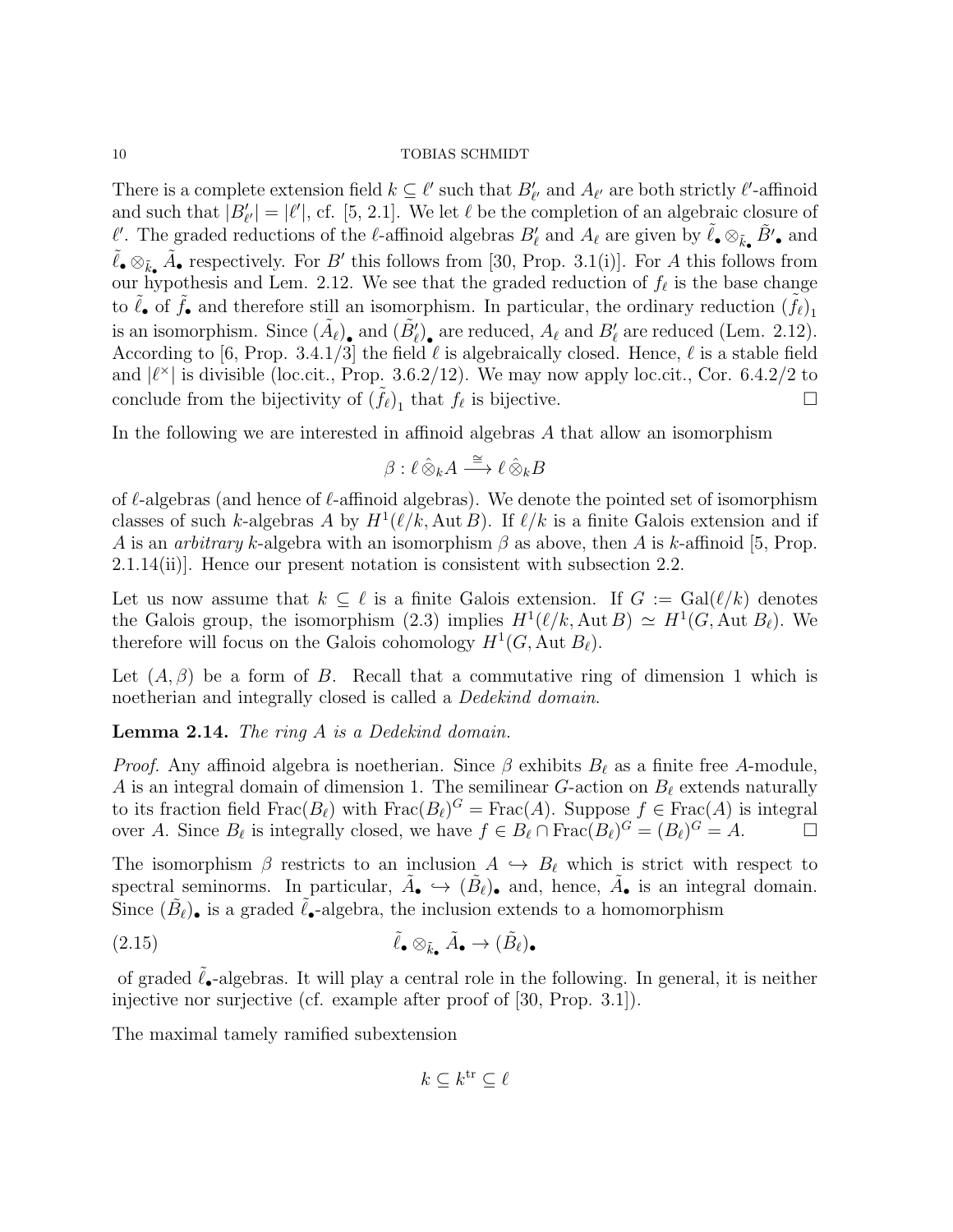There is a complete extension field $k \subseteq \ell'$ such that $B'_{\ell'}$ and $A_{\ell'}$ are both strictly $\ell'$-affinoid and such that $|B'_{\ell'}| = |\ell'|$, cf. [5, 2.1]. We let $\ell$ be the completion of an algebraic closure of $\ell'$. The graded reductions of the $\ell$-affinoid algebras $B'_\ell$ and $A_\ell$ are given by $\tilde{\ell}_\bullet \otimes_{\tilde{k}_\bullet} \tilde{B'}_\bullet$ and $\tilde{\ell}_\bullet \otimes_{\tilde{k}_\bullet} \tilde{A}_\bullet$ respectively. For $B'$ this follows from [30, Prop. 3.1(i)]. For $A$ this follows from our hypothesis and Lem. 2.12. We see that the graded reduction of $f_\ell$ is the base change to $\tilde{\ell}_\bullet$ of $\tilde{f}_\bullet$ and therefore still an isomorphism. In particular, the ordinary reduction $(\tilde{f_\ell})_1$ is an isomorphism. Since $(\tilde{A}_\ell)_\bullet$ and $(\tilde{B}'_\ell)_\bullet$ are reduced, $A_\ell$ and $B'_\ell$ are reduced (Lem. 2.12). According to [6, Prop. 3.4.1/3] the field $\ell$ is algebraically closed. Hence, $\ell$ is a stable field and $|\ell^\times|$ is divisible (loc.cit., Prop. 3.6.2/12). We may now apply loc.cit., Cor. 6.4.2/2 to conclude from the bijectivity of $(\tilde{f_\ell})_1$ that $f_\ell$ is bijective. □

In the following we are interested in affinoid algebras $A$ that allow an isomorphism

$$\beta : \ell \,\hat{\otimes}_k A \xrightarrow{\cong} \ell \,\hat{\otimes}_k B$$

of $\ell$-algebras (and hence of $\ell$-affinoid algebras). We denote the pointed set of isomorphism classes of such $k$-algebras $A$ by $H^1(\ell/k, \mathrm{Aut}\, B)$. If $\ell/k$ is a finite Galois extension and if $A$ is an *arbitrary* $k$-algebra with an isomorphism $\beta$ as above, then $A$ is $k$-affinoid [5, Prop. 2.1.14(ii)]. Hence our present notation is consistent with subsection 2.2.

Let us now assume that $k \subseteq \ell$ is a finite Galois extension. If $G := \mathrm{Gal}(\ell/k)$ denotes the Galois group, the isomorphism (2.3) implies $H^1(\ell/k, \mathrm{Aut}\, B) \simeq H^1(G, \mathrm{Aut}\, B_\ell)$. We therefore will focus on the Galois cohomology $H^1(G, \mathrm{Aut}\, B_\ell)$.

Let $(A, \beta)$ be a form of $B$. Recall that a commutative ring of dimension 1 which is noetherian and integrally closed is called a *Dedekind domain*.

**Lemma 2.14.** *The ring $A$ is a Dedekind domain.*

*Proof.* Any affinoid algebra is noetherian. Since $\beta$ exhibits $B_\ell$ as a finite free $A$-module, $A$ is an integral domain of dimension 1. The semilinear $G$-action on $B_\ell$ extends naturally to its fraction field $\mathrm{Frac}(B_\ell)$ with $\mathrm{Frac}(B_\ell)^G = \mathrm{Frac}(A)$. Suppose $f \in \mathrm{Frac}(A)$ is integral over $A$. Since $B_\ell$ is integrally closed, we have $f \in B_\ell \cap \mathrm{Frac}(B_\ell)^G = (B_\ell)^G = A$. □

The isomorphism $\beta$ restricts to an inclusion $A \hookrightarrow B_\ell$ which is strict with respect to spectral seminorms. In particular, $\tilde{A}_\bullet \hookrightarrow (\tilde{B}_\ell)_\bullet$ and, hence, $\tilde{A}_\bullet$ is an integral domain. Since $(\tilde{B}_\ell)_\bullet$ is a graded $\tilde{\ell}_\bullet$-algebra, the inclusion extends to a homomorphism

$$\tilde{\ell}_\bullet \otimes_{\tilde{k}_\bullet} \tilde{A}_\bullet \to (\tilde{B}_\ell)_\bullet \tag{2.15}$$

of graded $\tilde{\ell}_\bullet$-algebras. It will play a central role in the following. In general, it is neither injective nor surjective (cf. example after proof of [30, Prop. 3.1]).

The maximal tamely ramified subextension

$$k \subseteq k^{\mathrm{tr}} \subseteq \ell$$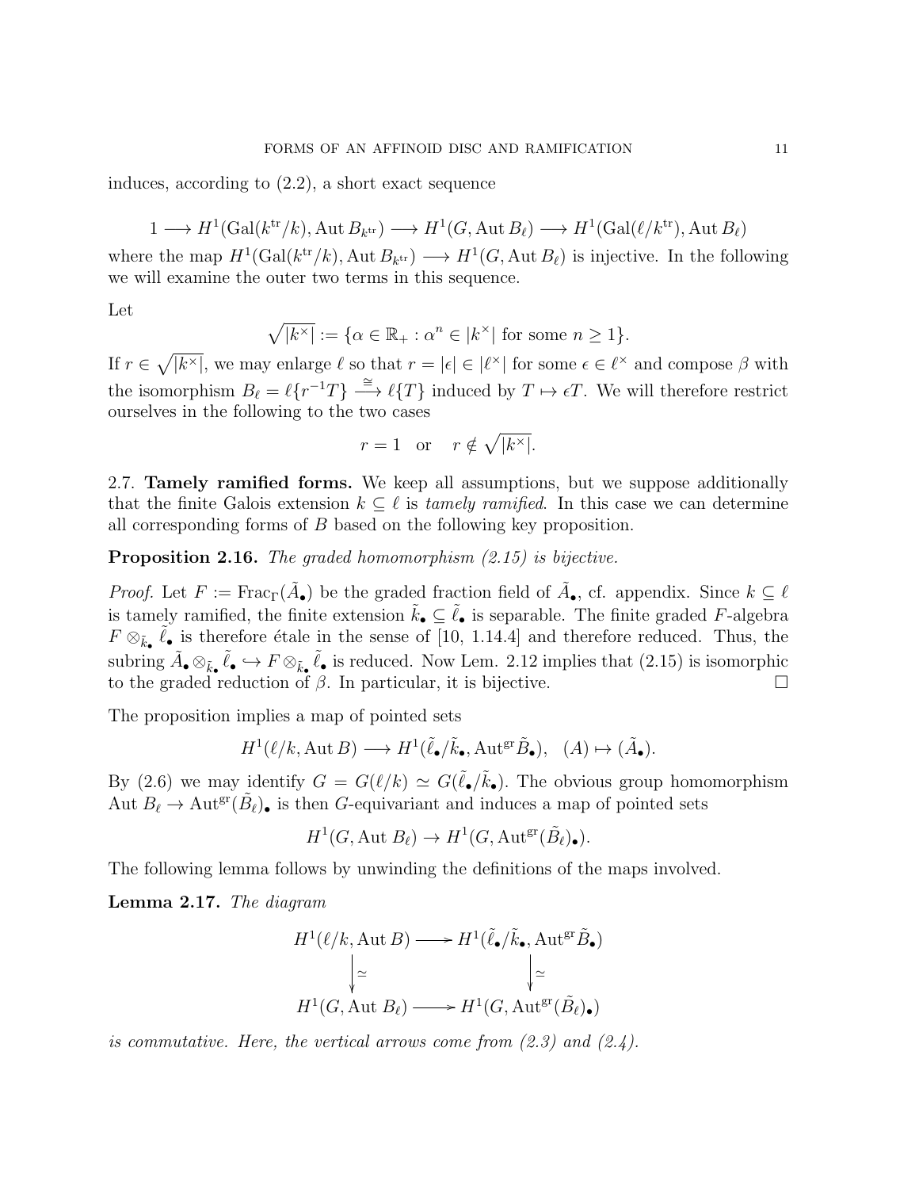induces, according to (2.2), a short exact sequence

$$1 \longrightarrow H^1(\mathrm{Gal}(k^{\mathrm{tr}}/k), \mathrm{Aut}\, B_{k^{\mathrm{tr}}}) \longrightarrow H^1(G, \mathrm{Aut}\, B_\ell) \longrightarrow H^1(\mathrm{Gal}(\ell/k^{\mathrm{tr}}), \mathrm{Aut}\, B_\ell)$$

where the map $H^1(\mathrm{Gal}(k^{\mathrm{tr}}/k), \mathrm{Aut}\, B_{k^{\mathrm{tr}}}) \longrightarrow H^1(G, \mathrm{Aut}\, B_\ell)$ is injective. In the following we will examine the outer two terms in this sequence.

Let

$$\sqrt{|k^\times|} := \{\alpha \in \mathbb{R}_+ : \alpha^n \in |k^\times| \text{ for some } n \geq 1\}.$$

If $r \in \sqrt{|k^\times|}$, we may enlarge $\ell$ so that $r = |\epsilon| \in |\ell^\times|$ for some $\epsilon \in \ell^\times$ and compose $\beta$ with the isomorphism $B_\ell = \ell\{r^{-1}T\} \xrightarrow{\cong} \ell\{T\}$ induced by $T \mapsto \epsilon T$. We will therefore restrict ourselves in the following to the two cases

$$r = 1 \quad \text{or} \quad r \notin \sqrt{|k^\times|}.$$

2.7. **Tamely ramified forms.** We keep all assumptions, but we suppose additionally that the finite Galois extension $k \subseteq \ell$ is *tamely ramified*. In this case we can determine all corresponding forms of $B$ based on the following key proposition.

**Proposition 2.16.** *The graded homomorphism (2.15) is bijective.*

*Proof.* Let $F := \mathrm{Frac}_\Gamma(\tilde{A}_\bullet)$ be the graded fraction field of $\tilde{A}_\bullet$, cf. appendix. Since $k \subseteq \ell$ is tamely ramified, the finite extension $\tilde{k}_\bullet \subseteq \tilde{\ell}_\bullet$ is separable. The finite graded $F$-algebra $F \otimes_{\tilde{k}_\bullet} \tilde{\ell}_\bullet$ is therefore étale in the sense of [10, 1.14.4] and therefore reduced. Thus, the subring $\tilde{A}_\bullet \otimes_{\tilde{k}_\bullet} \tilde{\ell}_\bullet \hookrightarrow F \otimes_{\tilde{k}_\bullet} \tilde{\ell}_\bullet$ is reduced. Now Lem. 2.12 implies that (2.15) is isomorphic to the graded reduction of $\beta$. In particular, it is bijective. $\square$

The proposition implies a map of pointed sets

$$H^1(\ell/k, \mathrm{Aut}\, B) \longrightarrow H^1(\tilde{\ell}_\bullet/\tilde{k}_\bullet, \mathrm{Aut}^{\mathrm{gr}} \tilde{B}_\bullet), \quad (A) \mapsto (\tilde{A}_\bullet).$$

By (2.6) we may identify $G = G(\ell/k) \simeq G(\tilde{\ell}_\bullet/\tilde{k}_\bullet)$. The obvious group homomorphism $\mathrm{Aut}\, B_\ell \to \mathrm{Aut}^{\mathrm{gr}}(\tilde{B}_\ell)_\bullet$ is then $G$-equivariant and induces a map of pointed sets

$$H^1(G, \mathrm{Aut}\, B_\ell) \to H^1(G, \mathrm{Aut}^{\mathrm{gr}}(\tilde{B}_\ell)_\bullet).$$

The following lemma follows by unwinding the definitions of the maps involved.

**Lemma 2.17.** *The diagram*

$$\begin{array}{ccc} H^1(\ell/k, \mathrm{Aut}\, B) & \longrightarrow & H^1(\tilde{\ell}_\bullet/\tilde{k}_\bullet, \mathrm{Aut}^{\mathrm{gr}} \tilde{B}_\bullet) \\ \downarrow \simeq & & \downarrow \simeq \\ H^1(G, \mathrm{Aut}\, B_\ell) & \longrightarrow & H^1(G, \mathrm{Aut}^{\mathrm{gr}}(\tilde{B}_\ell)_\bullet) \end{array}$$

*is commutative. Here, the vertical arrows come from (2.3) and (2.4).*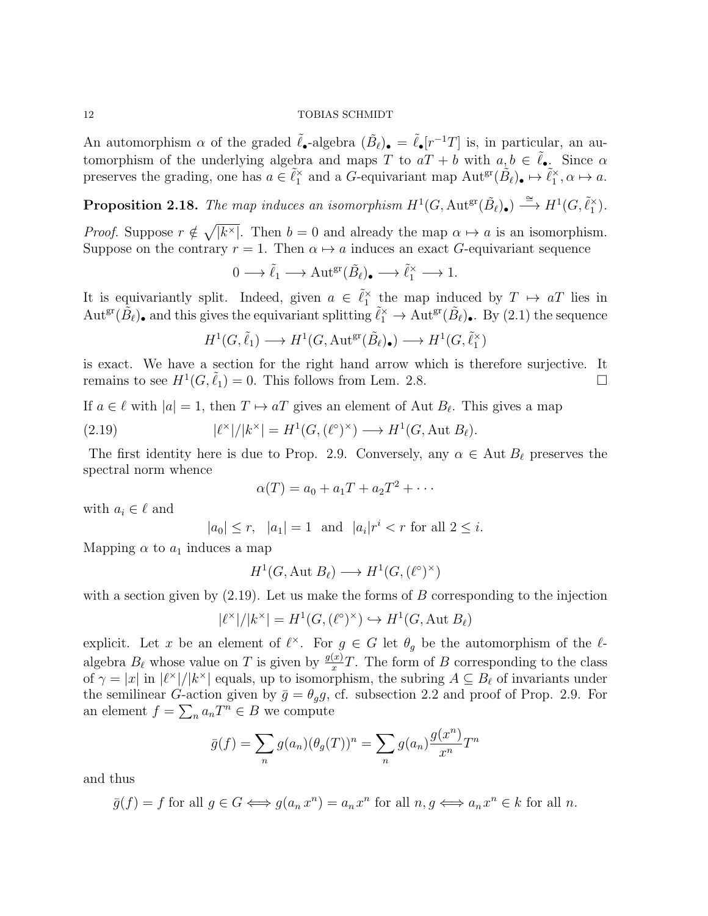An automorphism $\alpha$ of the graded $\tilde{\ell}_\bullet$-algebra $(\tilde{B}_\ell)_\bullet = \tilde{\ell}_\bullet[r^{-1}T]$ is, in particular, an automorphism of the underlying algebra and maps $T$ to $aT + b$ with $a, b \in \tilde{\ell}_\bullet$. Since $\alpha$ preserves the grading, one has $a \in \tilde{\ell}_1^\times$ and a $G$-equivariant map $\mathrm{Aut}^{\mathrm{gr}}(\tilde{B}_\ell)_\bullet \mapsto \tilde{\ell}_1^\times, \alpha \mapsto a$.

**Proposition 2.18.** *The map induces an isomorphism* $H^1(G, \mathrm{Aut}^{\mathrm{gr}}(\tilde{B}_\ell)_\bullet) \xrightarrow{\cong} H^1(G, \tilde{\ell}_1^\times)$.

*Proof.* Suppose $r \notin \sqrt{|k^\times|}$. Then $b = 0$ and already the map $\alpha \mapsto a$ is an isomorphism. Suppose on the contrary $r = 1$. Then $\alpha \mapsto a$ induces an exact $G$-equivariant sequence

$$0 \longrightarrow \tilde{\ell}_1 \longrightarrow \mathrm{Aut}^{\mathrm{gr}}(\tilde{B}_\ell)_\bullet \longrightarrow \tilde{\ell}_1^\times \longrightarrow 1.$$

It is equivariantly split. Indeed, given $a \in \tilde{\ell}_1^\times$ the map induced by $T \mapsto aT$ lies in $\mathrm{Aut}^{\mathrm{gr}}(\tilde{B}_\ell)_\bullet$ and this gives the equivariant splitting $\tilde{\ell}_1^\times \to \mathrm{Aut}^{\mathrm{gr}}(\tilde{B}_\ell)_\bullet$. By (2.1) the sequence

$$H^1(G, \tilde{\ell}_1) \longrightarrow H^1(G, \mathrm{Aut}^{\mathrm{gr}}(\tilde{B}_\ell)_\bullet) \longrightarrow H^1(G, \tilde{\ell}_1^\times)$$

is exact. We have a section for the right hand arrow which is therefore surjective. It remains to see $H^1(G, \tilde{\ell}_1) = 0$. This follows from Lem. 2.8. $\square$

If $a \in \ell$ with $|a| = 1$, then $T \mapsto aT$ gives an element of Aut $B_\ell$. This gives a map

$$|\ell^\times|/|k^\times| = H^1(G, (\ell^\circ)^\times) \longrightarrow H^1(G, \mathrm{Aut}\ B_\ell). \tag{2.19}$$

The first identity here is due to Prop. 2.9. Conversely, any $\alpha \in \mathrm{Aut}\ B_\ell$ preserves the spectral norm whence

$$\alpha(T) = a_0 + a_1 T + a_2 T^2 + \cdots$$

with $a_i \in \ell$ and

$$|a_0| \leq r, \quad |a_1| = 1 \quad \text{and} \quad |a_i| r^i < r \text{ for all } 2 \leq i.$$

Mapping $\alpha$ to $a_1$ induces a map

$$H^1(G, \mathrm{Aut}\ B_\ell) \longrightarrow H^1(G, (\ell^\circ)^\times)$$

with a section given by (2.19). Let us make the forms of $B$ corresponding to the injection

$$|\ell^\times|/|k^\times| = H^1(G, (\ell^\circ)^\times) \hookrightarrow H^1(G, \mathrm{Aut}\ B_\ell)$$

explicit. Let $x$ be an element of $\ell^\times$. For $g \in G$ let $\theta_g$ be the automorphism of the $\ell$-algebra $B_\ell$ whose value on $T$ is given by $\frac{g(x)}{x}T$. The form of $B$ corresponding to the class of $\gamma = |x|$ in $|\ell^\times|/|k^\times|$ equals, up to isomorphism, the subring $A \subseteq B_\ell$ of invariants under the semilinear $G$-action given by $\bar{g} = \theta_g g$, cf. subsection 2.2 and proof of Prop. 2.9. For an element $f = \sum_n a_n T^n \in B$ we compute

$$\bar{g}(f) = \sum_n g(a_n)(\theta_g(T))^n = \sum_n g(a_n) \frac{g(x^n)}{x^n} T^n$$

and thus

$$\bar{g}(f) = f \text{ for all } g \in G \iff g(a_n\, x^n) = a_n\, x^n \text{ for all } n, g \iff a_n x^n \in k \text{ for all } n.$$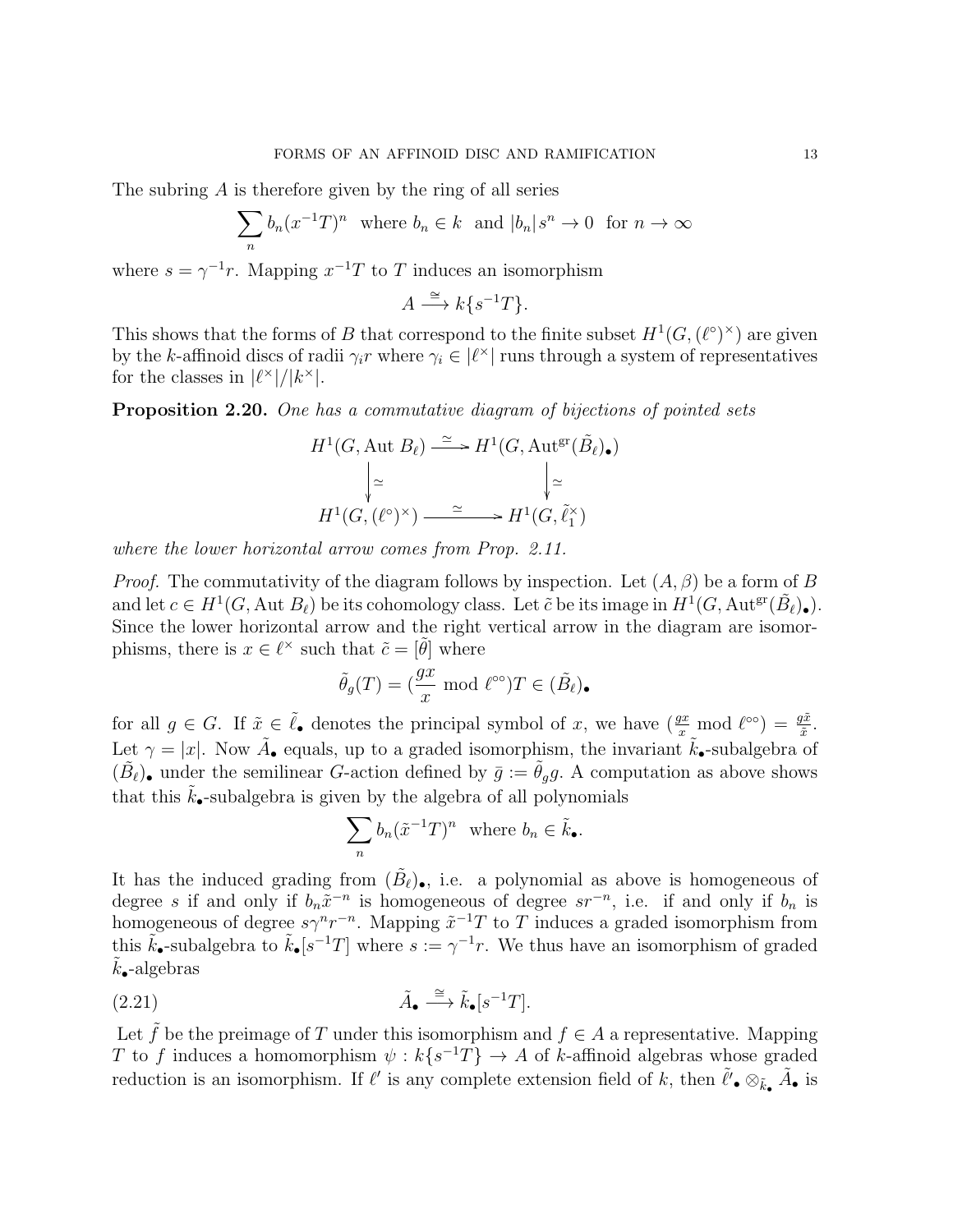The subring $A$ is therefore given by the ring of all series

$$\sum_n b_n(x^{-1}T)^n \quad \text{where } b_n \in k \quad \text{and } |b_n|s^n \to 0 \quad \text{for } n \to \infty$$

where $s = \gamma^{-1}r$. Mapping $x^{-1}T$ to $T$ induces an isomorphism

$$A \xrightarrow{\cong} k\{s^{-1}T\}.$$

This shows that the forms of $B$ that correspond to the finite subset $H^1(G, (\ell^\circ)^\times)$ are given by the $k$-affinoid discs of radii $\gamma_i r$ where $\gamma_i \in |\ell^\times|$ runs through a system of representatives for the classes in $|\ell^\times|/|k^\times|$.

**Proposition 2.20.** *One has a commutative diagram of bijections of pointed sets*

$$\begin{array}{ccc} H^1(G, \mathrm{Aut}\, B_\ell) & \xrightarrow{\simeq} & H^1(G, \mathrm{Aut}^{\mathrm{gr}}(\tilde{B}_\ell)_\bullet) \\ \downarrow{\simeq} & & \downarrow{\simeq} \\ H^1(G, (\ell^\circ)^\times) & \xrightarrow{\simeq} & H^1(G, \tilde{\ell}_1^\times) \end{array}$$

*where the lower horizontal arrow comes from Prop. 2.11.*

*Proof.* The commutativity of the diagram follows by inspection. Let $(A, \beta)$ be a form of $B$ and let $c \in H^1(G, \mathrm{Aut}\, B_\ell)$ be its cohomology class. Let $\tilde{c}$ be its image in $H^1(G, \mathrm{Aut}^{\mathrm{gr}}(\tilde{B}_\ell)_\bullet)$. Since the lower horizontal arrow and the right vertical arrow in the diagram are isomorphisms, there is $x \in \ell^\times$ such that $\tilde{c} = [\tilde{\theta}]$ where

$$\tilde{\theta}_g(T) = (\frac{gx}{x} \bmod \ell^{\circ\circ})T \in (\tilde{B}_\ell)_\bullet$$

for all $g \in G$. If $\tilde{x} \in \tilde{\ell}_\bullet$ denotes the principal symbol of $x$, we have $(\frac{gx}{x} \bmod \ell^{\circ\circ}) = \frac{g\tilde{x}}{\tilde{x}}$. Let $\gamma = |x|$. Now $\tilde{A}_\bullet$ equals, up to a graded isomorphism, the invariant $\tilde{k}_\bullet$-subalgebra of $(\tilde{B}_\ell)_\bullet$ under the semilinear $G$-action defined by $\bar{g} := \tilde{\theta}_g g$. A computation as above shows that this $\tilde{k}_\bullet$-subalgebra is given by the algebra of all polynomials

$$\sum_n b_n(\tilde{x}^{-1}T)^n \quad \text{where } b_n \in \tilde{k}_\bullet.$$

It has the induced grading from $(\tilde{B}_\ell)_\bullet$, i.e. a polynomial as above is homogeneous of degree $s$ if and only if $b_n\tilde{x}^{-n}$ is homogeneous of degree $sr^{-n}$, i.e. if and only if $b_n$ is homogeneous of degree $s\gamma^n r^{-n}$. Mapping $\tilde{x}^{-1}T$ to $T$ induces a graded isomorphism from this $\tilde{k}_\bullet$-subalgebra to $\tilde{k}_\bullet[s^{-1}T]$ where $s := \gamma^{-1}r$. We thus have an isomorphism of graded $\tilde{k}_\bullet$-algebras

$$\tilde{A}_\bullet \xrightarrow{\cong} \tilde{k}_\bullet[s^{-1}T]. \tag{2.21}$$

Let $\tilde{f}$ be the preimage of $T$ under this isomorphism and $f \in A$ a representative. Mapping $T$ to $f$ induces a homomorphism $\psi : k\{s^{-1}T\} \to A$ of $k$-affinoid algebras whose graded reduction is an isomorphism. If $\ell'$ is any complete extension field of $k$, then $\tilde{\ell'}_\bullet \otimes_{\tilde{k}_\bullet} \tilde{A}_\bullet$ is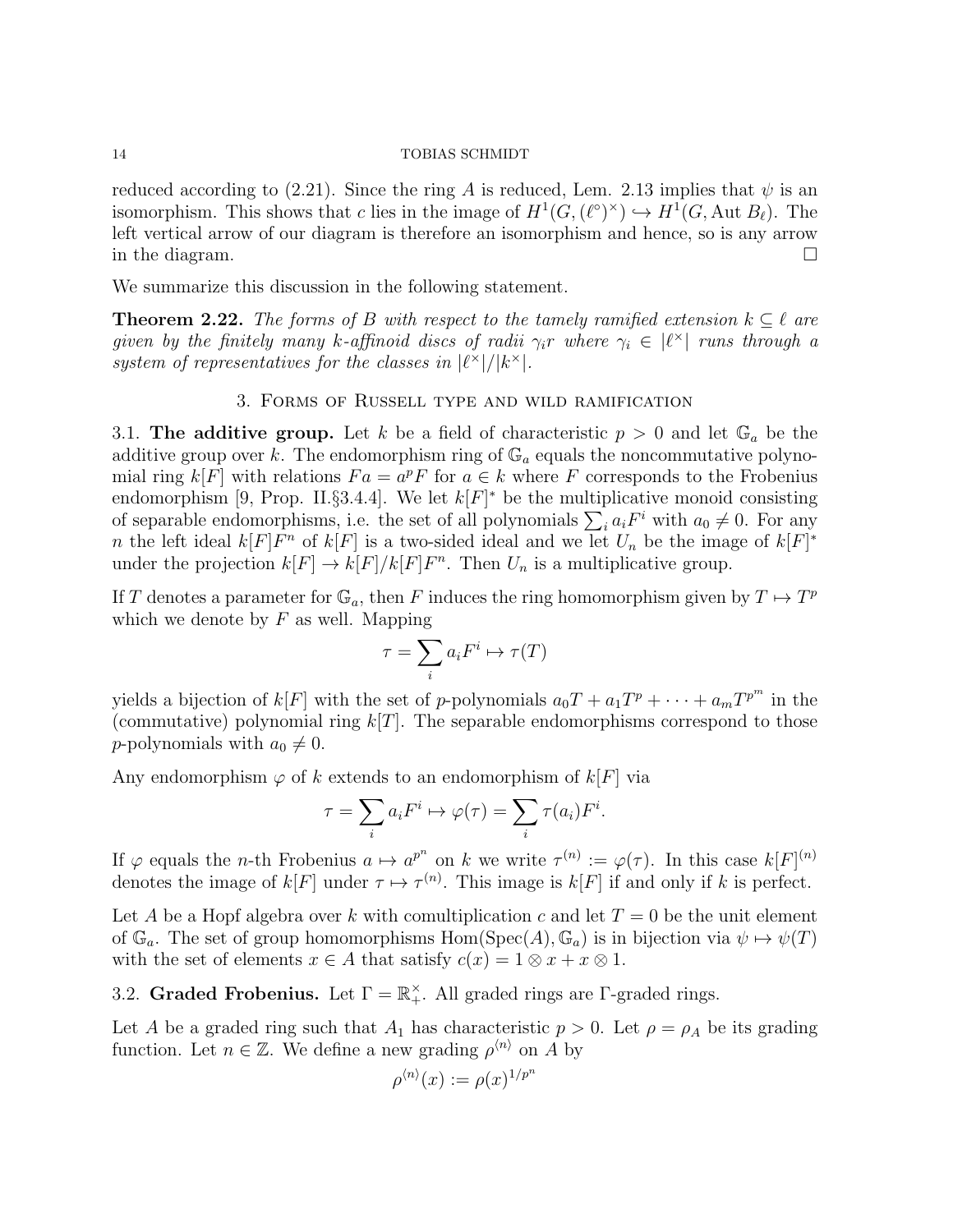reduced according to (2.21). Since the ring $A$ is reduced, Lem. 2.13 implies that $\psi$ is an isomorphism. This shows that $c$ lies in the image of $H^1(G, (\ell^\circ)^\times) \hookrightarrow H^1(G, \operatorname{Aut} B_\ell)$. The left vertical arrow of our diagram is therefore an isomorphism and hence, so is any arrow in the diagram. □

We summarize this discussion in the following statement.

**Theorem 2.22.** *The forms of $B$ with respect to the tamely ramified extension $k \subseteq \ell$ are given by the finitely many $k$-affinoid discs of radii $\gamma_i r$ where $\gamma_i \in |\ell^\times|$ runs through a system of representatives for the classes in $|\ell^\times|/|k^\times|$.*

## 3. Forms of Russell type and wild ramification

3.1. **The additive group.** Let $k$ be a field of characteristic $p > 0$ and let $\mathbb{G}_a$ be the additive group over $k$. The endomorphism ring of $\mathbb{G}_a$ equals the noncommutative polynomial ring $k[F]$ with relations $Fa = a^p F$ for $a \in k$ where $F$ corresponds to the Frobenius endomorphism [9, Prop. II.§3.4.4]. We let $k[F]^*$ be the multiplicative monoid consisting of separable endomorphisms, i.e. the set of all polynomials $\sum_i a_i F^i$ with $a_0 \neq 0$. For any $n$ the left ideal $k[F]F^n$ of $k[F]$ is a two-sided ideal and we let $U_n$ be the image of $k[F]^*$ under the projection $k[F] \to k[F]/k[F]F^n$. Then $U_n$ is a multiplicative group.

If $T$ denotes a parameter for $\mathbb{G}_a$, then $F$ induces the ring homomorphism given by $T \mapsto T^p$ which we denote by $F$ as well. Mapping

$$\tau = \sum_i a_i F^i \mapsto \tau(T)$$

yields a bijection of $k[F]$ with the set of $p$-polynomials $a_0 T + a_1 T^p + \cdots + a_m T^{p^m}$ in the (commutative) polynomial ring $k[T]$. The separable endomorphisms correspond to those $p$-polynomials with $a_0 \neq 0$.

Any endomorphism $\varphi$ of $k$ extends to an endomorphism of $k[F]$ via

$$\tau = \sum_i a_i F^i \mapsto \varphi(\tau) = \sum_i \tau(a_i) F^i.$$

If $\varphi$ equals the $n$-th Frobenius $a \mapsto a^{p^n}$ on $k$ we write $\tau^{(n)} := \varphi(\tau)$. In this case $k[F]^{(n)}$ denotes the image of $k[F]$ under $\tau \mapsto \tau^{(n)}$. This image is $k[F]$ if and only if $k$ is perfect.

Let $A$ be a Hopf algebra over $k$ with comultiplication $c$ and let $T = 0$ be the unit element of $\mathbb{G}_a$. The set of group homomorphisms $\operatorname{Hom}(\operatorname{Spec}(A), \mathbb{G}_a)$ is in bijection via $\psi \mapsto \psi(T)$ with the set of elements $x \in A$ that satisfy $c(x) = 1 \otimes x + x \otimes 1$.

3.2. **Graded Frobenius.** Let $\Gamma = \mathbb{R}_+^\times$. All graded rings are $\Gamma$-graded rings.

Let $A$ be a graded ring such that $A_1$ has characteristic $p > 0$. Let $\rho = \rho_A$ be its grading function. Let $n \in \mathbb{Z}$. We define a new grading $\rho^{\langle n \rangle}$ on $A$ by

$$\rho^{\langle n \rangle}(x) := \rho(x)^{1/p^n}$$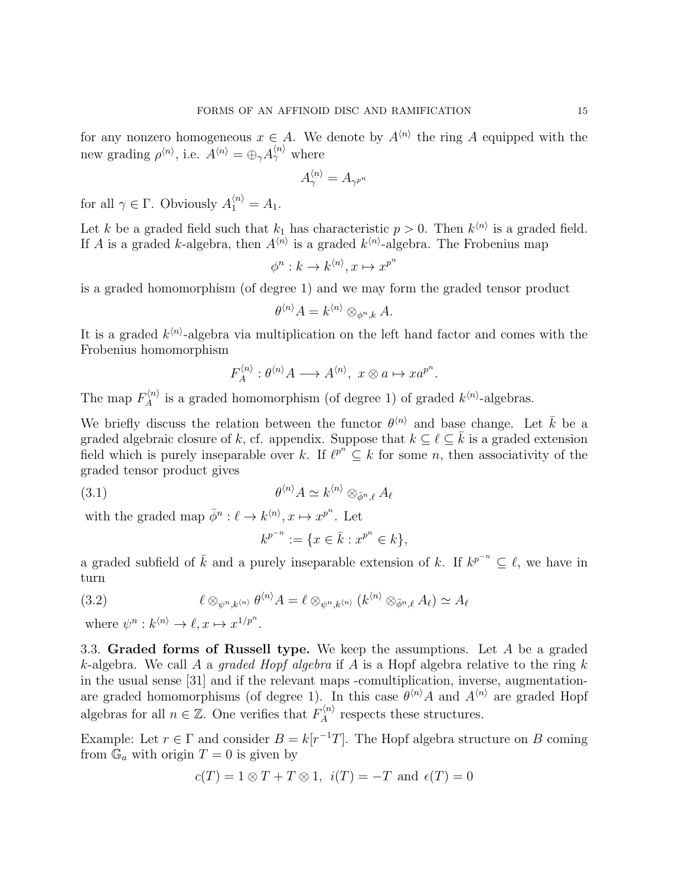for any nonzero homogeneous $x \in A$. We denote by $A^{\langle n \rangle}$ the ring $A$ equipped with the new grading $\rho^{\langle n \rangle}$, i.e. $A^{\langle n \rangle} = \oplus_\gamma A^{\langle n \rangle}_\gamma$ where

$$A^{\langle n \rangle}_\gamma = A_{\gamma^{p^n}}$$

for all $\gamma \in \Gamma$. Obviously $A^{\langle n \rangle}_1 = A_1$.

Let $k$ be a graded field such that $k_1$ has characteristic $p > 0$. Then $k^{\langle n \rangle}$ is a graded field. If $A$ is a graded $k$-algebra, then $A^{\langle n \rangle}$ is a graded $k^{\langle n \rangle}$-algebra. The Frobenius map

$$\phi^n : k \to k^{\langle n \rangle}, x \mapsto x^{p^n}$$

is a graded homomorphism (of degree 1) and we may form the graded tensor product

$$\theta^{\langle n \rangle} A = k^{\langle n \rangle} \otimes_{\phi^n, k} A.$$

It is a graded $k^{\langle n \rangle}$-algebra via multiplication on the left hand factor and comes with the Frobenius homomorphism

$$F_A^{\langle n \rangle} : \theta^{\langle n \rangle} A \longrightarrow A^{\langle n \rangle},\ x \otimes a \mapsto x a^{p^n}.$$

The map $F_A^{\langle n \rangle}$ is a graded homomorphism (of degree 1) of graded $k^{\langle n \rangle}$-algebras.

We briefly discuss the relation between the functor $\theta^{\langle n \rangle}$ and base change. Let $\bar{k}$ be a graded algebraic closure of $k$, cf. appendix. Suppose that $k \subseteq \ell \subseteq \bar{k}$ is a graded extension field which is purely inseparable over $k$. If $\ell^{p^n} \subseteq k$ for some $n$, then associativity of the graded tensor product gives

$$\theta^{\langle n \rangle} A \simeq k^{\langle n \rangle} \otimes_{\bar{\phi}^n, \ell} A_\ell \tag{3.1}$$

with the graded map $\bar{\phi}^n : \ell \to k^{\langle n \rangle}, x \mapsto x^{p^n}$. Let

$$k^{p^{-n}} := \{x \in \bar{k} : x^{p^n} \in k\},$$

a graded subfield of $\bar{k}$ and a purely inseparable extension of $k$. If $k^{p^{-n}} \subseteq \ell$, we have in turn

$$\ell \otimes_{\psi^n, k^{\langle n \rangle}} \theta^{\langle n \rangle} A = \ell \otimes_{\psi^n, k^{\langle n \rangle}} (k^{\langle n \rangle} \otimes_{\bar{\phi}^n, \ell} A_\ell) \simeq A_\ell \tag{3.2}$$

where $\psi^n : k^{\langle n \rangle} \to \ell, x \mapsto x^{1/p^n}$.

**3.3. Graded forms of Russell type.** We keep the assumptions. Let $A$ be a graded $k$-algebra. We call $A$ a *graded Hopf algebra* if $A$ is a Hopf algebra relative to the ring $k$ in the usual sense [31] and if the relevant maps -comultiplication, inverse, augmentation- are graded homomorphisms (of degree 1). In this case $\theta^{\langle n \rangle} A$ and $A^{\langle n \rangle}$ are graded Hopf algebras for all $n \in \mathbb{Z}$. One verifies that $F_A^{\langle n \rangle}$ respects these structures.

Example: Let $r \in \Gamma$ and consider $B = k[r^{-1}T]$. The Hopf algebra structure on $B$ coming from $\mathbb{G}_a$ with origin $T = 0$ is given by

$$c(T) = 1 \otimes T + T \otimes 1,\ \ i(T) = -T \text{ and } \epsilon(T) = 0$$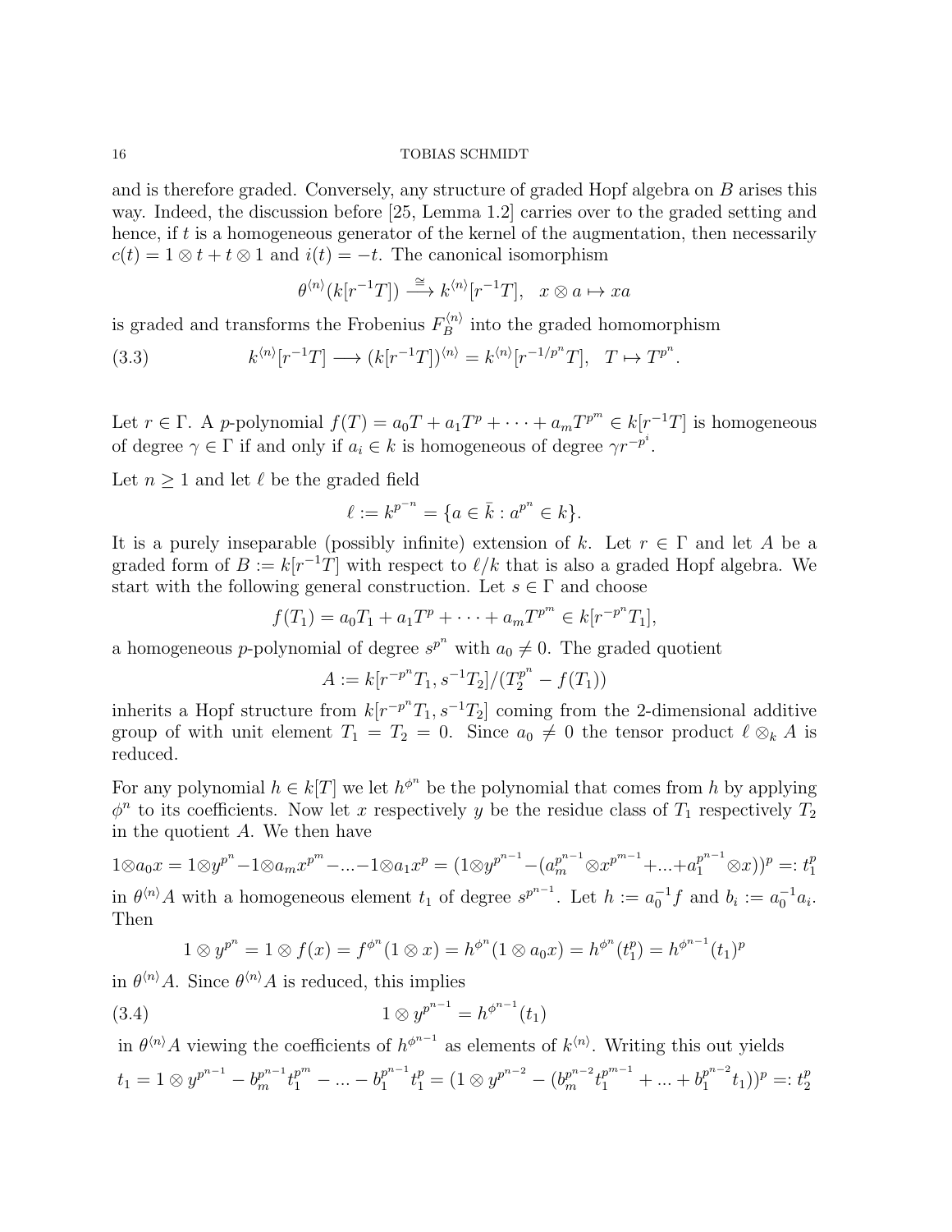and is therefore graded. Conversely, any structure of graded Hopf algebra on $B$ arises this way. Indeed, the discussion before [25, Lemma 1.2] carries over to the graded setting and hence, if $t$ is a homogeneous generator of the kernel of the augmentation, then necessarily $c(t) = 1 \otimes t + t \otimes 1$ and $i(t) = -t$. The canonical isomorphism

$$\theta^{\langle n \rangle}(k[r^{-1}T]) \xrightarrow{\cong} k^{\langle n \rangle}[r^{-1}T], \quad x \otimes a \mapsto xa$$

is graded and transforms the Frobenius $F_B^{\langle n \rangle}$ into the graded homomorphism

$$k^{\langle n \rangle}[r^{-1}T] \longrightarrow (k[r^{-1}T])^{\langle n \rangle} = k^{\langle n \rangle}[r^{-1/p^n}T], \quad T \mapsto T^{p^n}. \tag{3.3}$$

Let $r \in \Gamma$. A $p$-polynomial $f(T) = a_0T + a_1T^p + \cdots + a_mT^{p^m} \in k[r^{-1}T]$ is homogeneous of degree $\gamma \in \Gamma$ if and only if $a_i \in k$ is homogeneous of degree $\gamma r^{-p^i}$.

Let $n \geq 1$ and let $\ell$ be the graded field

$$\ell := k^{p^{-n}} = \{a \in \bar{k} : a^{p^n} \in k\}.$$

It is a purely inseparable (possibly infinite) extension of $k$. Let $r \in \Gamma$ and let $A$ be a graded form of $B := k[r^{-1}T]$ with respect to $\ell/k$ that is also a graded Hopf algebra. We start with the following general construction. Let $s \in \Gamma$ and choose

$$f(T_1) = a_0T_1 + a_1T^p + \cdots + a_mT^{p^m} \in k[r^{-p^n}T_1],$$

a homogeneous $p$-polynomial of degree $s^{p^n}$ with $a_0 \neq 0$. The graded quotient

$$A := k[r^{-p^n}T_1, s^{-1}T_2]/(T_2^{p^n} - f(T_1))$$

inherits a Hopf structure from $k[r^{-p^n}T_1, s^{-1}T_2]$ coming from the 2-dimensional additive group of with unit element $T_1 = T_2 = 0$. Since $a_0 \neq 0$ the tensor product $\ell \otimes_k A$ is reduced.

For any polynomial $h \in k[T]$ we let $h^{\phi^n}$ be the polynomial that comes from $h$ by applying $\phi^n$ to its coefficients. Now let $x$ respectively $y$ be the residue class of $T_1$ respectively $T_2$ in the quotient $A$. We then have

$$1 \otimes a_0x = 1 \otimes y^{p^n} - 1 \otimes a_mx^{p^m} - ... - 1 \otimes a_1x^p = (1 \otimes y^{p^{n-1}} - (a_m^{p^{n-1}} \otimes x^{p^{m-1}} + ... + a_1^{p^{n-1}} \otimes x))^p =: t_1^p$$

in $\theta^{\langle n \rangle}A$ with a homogeneous element $t_1$ of degree $s^{p^{n-1}}$. Let $h := a_0^{-1}f$ and $b_i := a_0^{-1}a_i$. Then

$$1 \otimes y^{p^n} = 1 \otimes f(x) = f^{\phi^n}(1 \otimes x) = h^{\phi^n}(1 \otimes a_0x) = h^{\phi^n}(t_1^p) = h^{\phi^{n-1}}(t_1)^p$$

in $\theta^{\langle n \rangle}A$. Since $\theta^{\langle n \rangle}A$ is reduced, this implies

$$1 \otimes y^{p^{n-1}} = h^{\phi^{n-1}}(t_1) \tag{3.4}$$

in $\theta^{\langle n \rangle}A$ viewing the coefficients of $h^{\phi^{n-1}}$ as elements of $k^{\langle n \rangle}$. Writing this out yields

$$t_1 = 1 \otimes y^{p^{n-1}} - b_m^{p^{n-1}}t_1^{p^m} - ... - b_1^{p^{n-1}}t_1^p = (1 \otimes y^{p^{n-2}} - (b_m^{p^{n-2}}t_1^{p^{m-1}} + ... + b_1^{p^{n-2}}t_1))^p =: t_2^p$$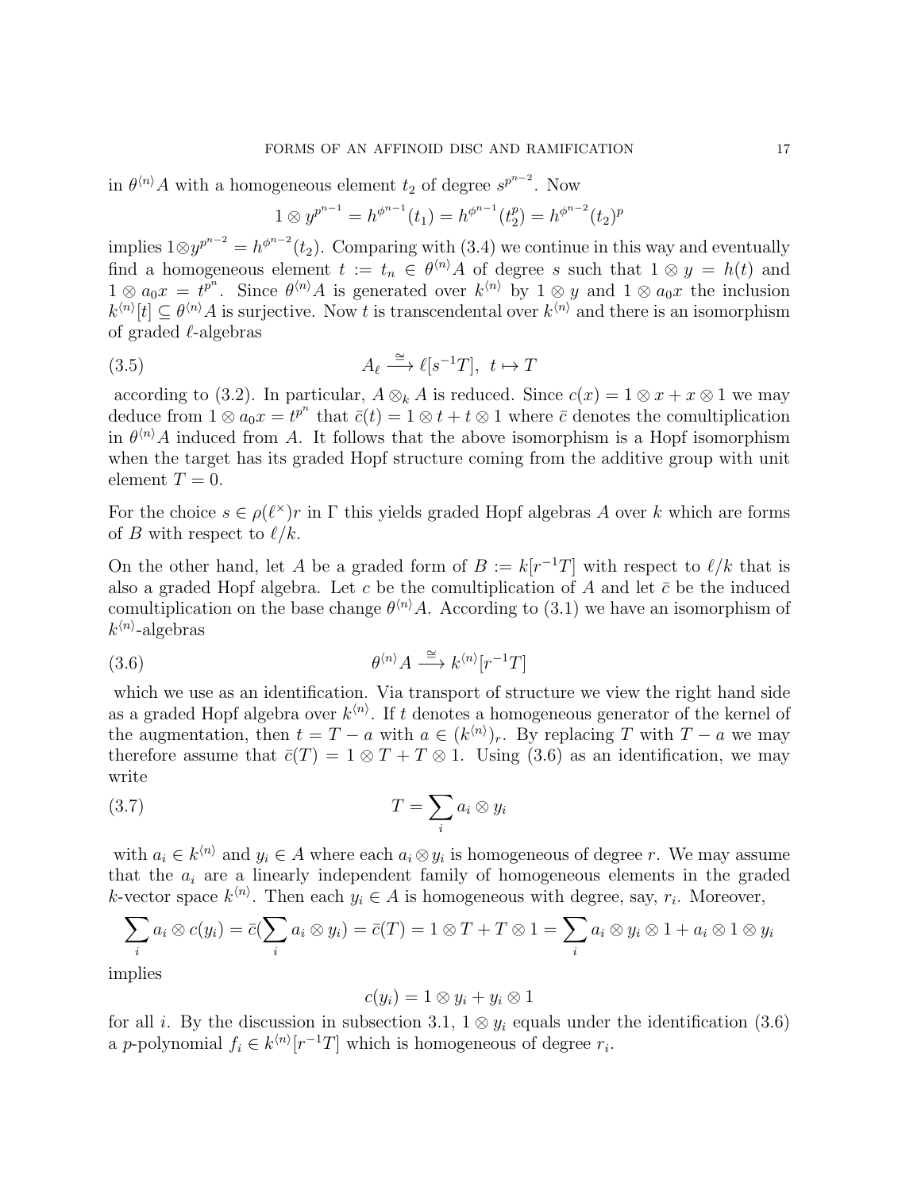in $\theta^{\langle n\rangle}A$ with a homogeneous element $t_2$ of degree $s^{p^{n-2}}$. Now

$$1\otimes y^{p^{n-1}} = h^{\phi^{n-1}}(t_1) = h^{\phi^{n-1}}(t_2^p) = h^{\phi^{n-2}}(t_2)^p$$

implies $1\otimes y^{p^{n-2}} = h^{\phi^{n-2}}(t_2)$. Comparing with (3.4) we continue in this way and eventually find a homogeneous element $t := t_n \in \theta^{\langle n\rangle}A$ of degree $s$ such that $1\otimes y = h(t)$ and $1\otimes a_0x = t^{p^n}$. Since $\theta^{\langle n\rangle}A$ is generated over $k^{\langle n\rangle}$ by $1\otimes y$ and $1\otimes a_0 x$ the inclusion $k^{\langle n\rangle}[t]\subseteq \theta^{\langle n\rangle}A$ is surjective. Now $t$ is transcendental over $k^{\langle n\rangle}$ and there is an isomorphism of graded $\ell$-algebras

$$A_\ell \xrightarrow{\cong} \ell[s^{-1}T],\ t\mapsto T \tag{3.5}$$

according to (3.2). In particular, $A\otimes_k A$ is reduced. Since $c(x) = 1\otimes x + x\otimes 1$ we may deduce from $1\otimes a_0 x = t^{p^n}$ that $\bar{c}(t) = 1\otimes t + t\otimes 1$ where $\bar{c}$ denotes the comultiplication in $\theta^{\langle n\rangle}A$ induced from $A$. It follows that the above isomorphism is a Hopf isomorphism when the target has its graded Hopf structure coming from the additive group with unit element $T=0$.

For the choice $s\in\rho(\ell^\times)r$ in $\Gamma$ this yields graded Hopf algebras $A$ over $k$ which are forms of $B$ with respect to $\ell/k$.

On the other hand, let $A$ be a graded form of $B := k[r^{-1}T]$ with respect to $\ell/k$ that is also a graded Hopf algebra. Let $c$ be the comultiplication of $A$ and let $\bar{c}$ be the induced comultiplication on the base change $\theta^{\langle n\rangle}A$. According to (3.1) we have an isomorphism of $k^{\langle n\rangle}$-algebras

$$\theta^{\langle n\rangle}A \xrightarrow{\cong} k^{\langle n\rangle}[r^{-1}T] \tag{3.6}$$

which we use as an identification. Via transport of structure we view the right hand side as a graded Hopf algebra over $k^{\langle n\rangle}$. If $t$ denotes a homogeneous generator of the kernel of the augmentation, then $t = T - a$ with $a\in (k^{\langle n\rangle})_r$. By replacing $T$ with $T-a$ we may therefore assume that $\bar{c}(T) = 1\otimes T + T\otimes 1$. Using (3.6) as an identification, we may write

$$T = \sum_i a_i\otimes y_i \tag{3.7}$$

with $a_i\in k^{\langle n\rangle}$ and $y_i\in A$ where each $a_i\otimes y_i$ is homogeneous of degree $r$. We may assume that the $a_i$ are a linearly independent family of homogeneous elements in the graded $k$-vector space $k^{\langle n\rangle}$. Then each $y_i\in A$ is homogeneous with degree, say, $r_i$. Moreover,

$$\sum_i a_i\otimes c(y_i) = \bar{c}(\sum_i a_i\otimes y_i) = \bar{c}(T) = 1\otimes T + T\otimes 1 = \sum_i a_i\otimes y_i\otimes 1 + a_i\otimes 1\otimes y_i$$

implies

$$c(y_i) = 1\otimes y_i + y_i\otimes 1$$

for all $i$. By the discussion in subsection 3.1, $1\otimes y_i$ equals under the identification (3.6) a $p$-polynomial $f_i\in k^{\langle n\rangle}[r^{-1}T]$ which is homogeneous of degree $r_i$.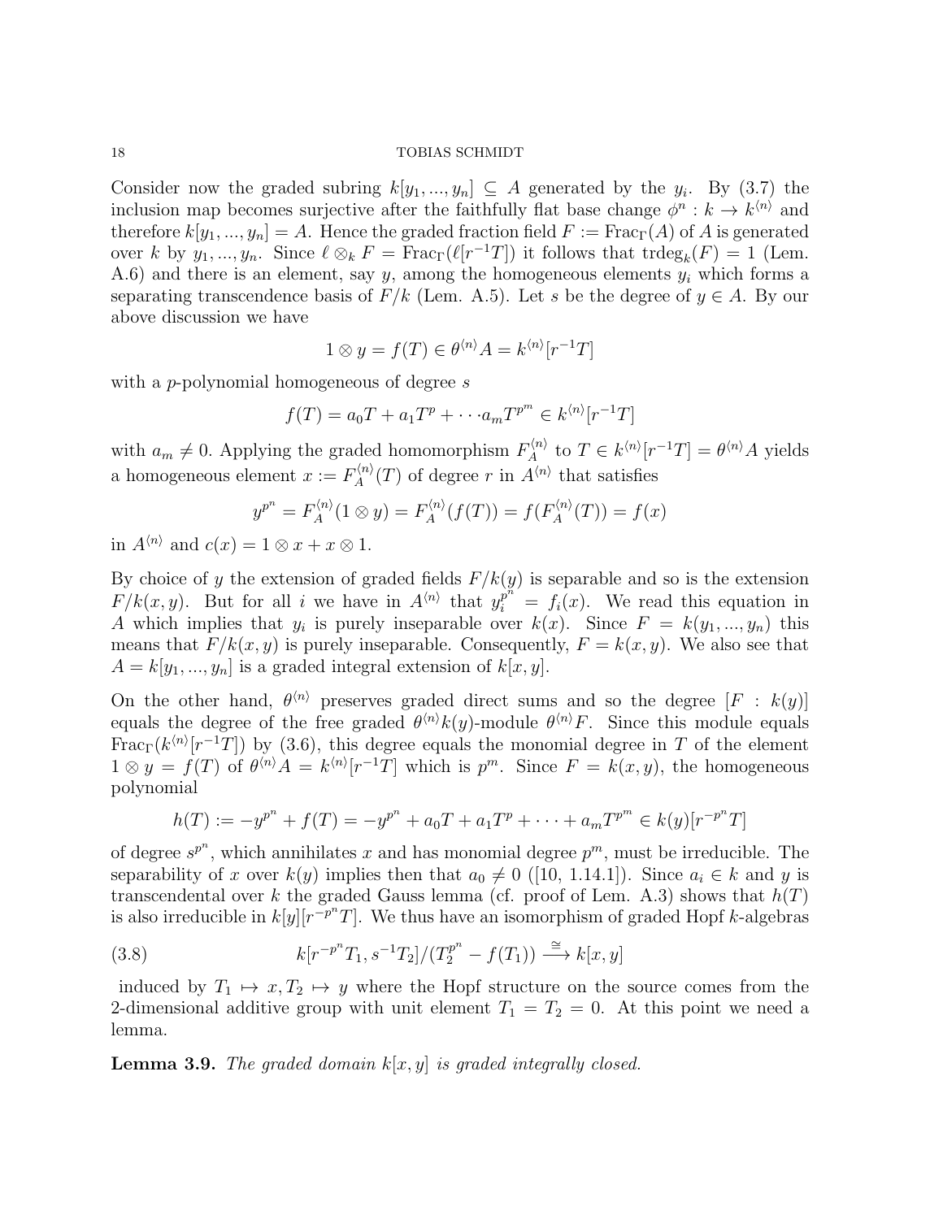Consider now the graded subring $k[y_1, ..., y_n] \subseteq A$ generated by the $y_i$. By (3.7) the inclusion map becomes surjective after the faithfully flat base change $\phi^n : k \to k^{\langle n \rangle}$ and therefore $k[y_1, ..., y_n] = A$. Hence the graded fraction field $F := \mathrm{Frac}_\Gamma(A)$ of $A$ is generated over $k$ by $y_1, ..., y_n$. Since $\ell \otimes_k F = \mathrm{Frac}_\Gamma(\ell[r^{-1}T])$ it follows that $\mathrm{trdeg}_k(F) = 1$ (Lem. A.6) and there is an element, say $y$, among the homogeneous elements $y_i$ which forms a separating transcendence basis of $F/k$ (Lem. A.5). Let $s$ be the degree of $y \in A$. By our above discussion we have

$$1 \otimes y = f(T) \in \theta^{\langle n \rangle} A = k^{\langle n \rangle}[r^{-1}T]$$

with a $p$-polynomial homogeneous of degree $s$

$$f(T) = a_0 T + a_1 T^p + \cdots a_m T^{p^m} \in k^{\langle n \rangle}[r^{-1}T]$$

with $a_m \neq 0$. Applying the graded homomorphism $F_A^{\langle n \rangle}$ to $T \in k^{\langle n \rangle}[r^{-1}T] = \theta^{\langle n \rangle} A$ yields a homogeneous element $x := F_A^{\langle n \rangle}(T)$ of degree $r$ in $A^{\langle n \rangle}$ that satisfies

$$y^{p^n} = F_A^{\langle n \rangle}(1 \otimes y) = F_A^{\langle n \rangle}(f(T)) = f(F_A^{\langle n \rangle}(T)) = f(x)$$

in $A^{\langle n \rangle}$ and $c(x) = 1 \otimes x + x \otimes 1$.

By choice of $y$ the extension of graded fields $F/k(y)$ is separable and so is the extension $F/k(x, y)$. But for all $i$ we have in $A^{\langle n \rangle}$ that $y_i^{p^n} = f_i(x)$. We read this equation in $A$ which implies that $y_i$ is purely inseparable over $k(x)$. Since $F = k(y_1, ..., y_n)$ this means that $F/k(x, y)$ is purely inseparable. Consequently, $F = k(x, y)$. We also see that $A = k[y_1, ..., y_n]$ is a graded integral extension of $k[x, y]$.

On the other hand, $\theta^{\langle n \rangle}$ preserves graded direct sums and so the degree $[F : k(y)]$ equals the degree of the free graded $\theta^{\langle n \rangle} k(y)$-module $\theta^{\langle n \rangle} F$. Since this module equals $\mathrm{Frac}_\Gamma(k^{\langle n \rangle}[r^{-1}T])$ by (3.6), this degree equals the monomial degree in $T$ of the element $1 \otimes y = f(T)$ of $\theta^{\langle n \rangle} A = k^{\langle n \rangle}[r^{-1}T]$ which is $p^m$. Since $F = k(x, y)$, the homogeneous polynomial

$$h(T) := -y^{p^n} + f(T) = -y^{p^n} + a_0 T + a_1 T^p + \cdots + a_m T^{p^m} \in k(y)[r^{-p^n} T]$$

of degree $s^{p^n}$, which annihilates $x$ and has monomial degree $p^m$, must be irreducible. The separability of $x$ over $k(y)$ implies then that $a_0 \neq 0$ ([10, 1.14.1]). Since $a_i \in k$ and $y$ is transcendental over $k$ the graded Gauss lemma (cf. proof of Lem. A.3) shows that $h(T)$ is also irreducible in $k[y][r^{-p^n} T]$. We thus have an isomorphism of graded Hopf $k$-algebras

$$k[r^{-p^n} T_1, s^{-1} T_2]/(T_2^{p^n} - f(T_1)) \xrightarrow{\cong} k[x, y] \tag{3.8}$$

induced by $T_1 \mapsto x, T_2 \mapsto y$ where the Hopf structure on the source comes from the 2-dimensional additive group with unit element $T_1 = T_2 = 0$. At this point we need a lemma.

**Lemma 3.9.** *The graded domain $k[x, y]$ is graded integrally closed.*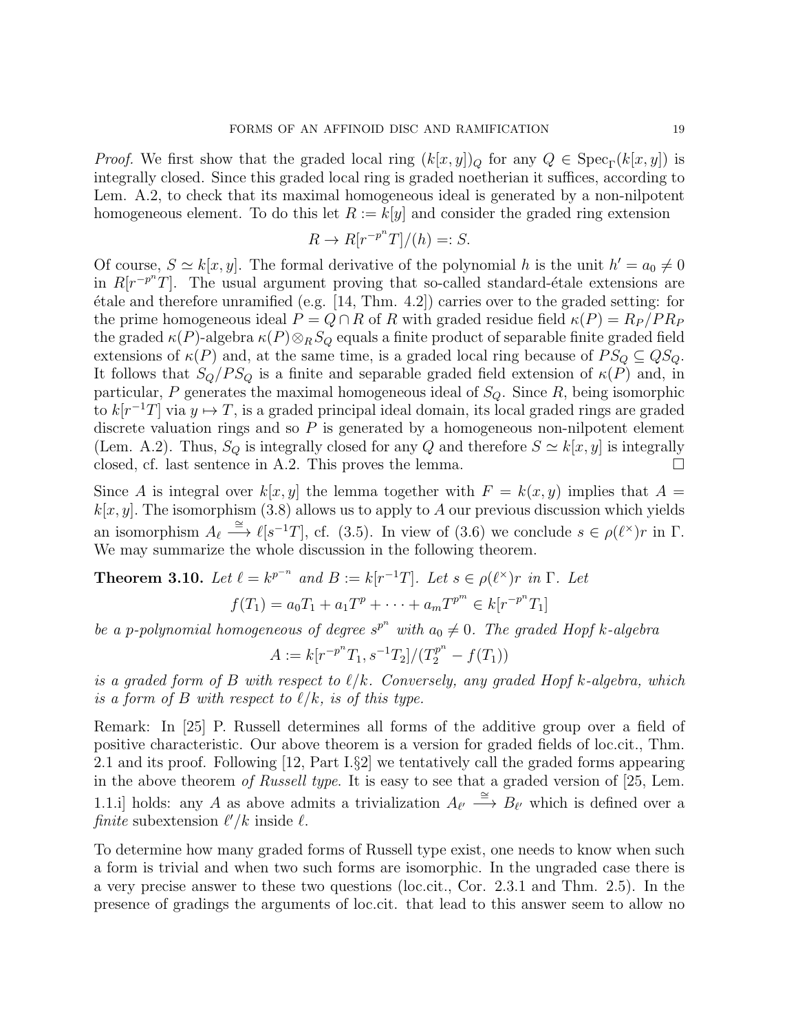*Proof.* We first show that the graded local ring $(k[x,y])_Q$ for any $Q \in \mathrm{Spec}_\Gamma(k[x,y])$ is integrally closed. Since this graded local ring is graded noetherian it suffices, according to Lem. A.2, to check that its maximal homogeneous ideal is generated by a non-nilpotent homogeneous element. To do this let $R := k[y]$ and consider the graded ring extension

$$R \to R[r^{-p^n}T]/(h) =: S.$$

Of course, $S \simeq k[x,y]$. The formal derivative of the polynomial $h$ is the unit $h' = a_0 \neq 0$ in $R[r^{-p^n}T]$. The usual argument proving that so-called standard-étale extensions are étale and therefore unramified (e.g. [14, Thm. 4.2]) carries over to the graded setting: for the prime homogeneous ideal $P = Q \cap R$ of $R$ with graded residue field $\kappa(P) = R_P/PR_P$ the graded $\kappa(P)$-algebra $\kappa(P) \otimes_R S_Q$ equals a finite product of separable finite graded field extensions of $\kappa(P)$ and, at the same time, is a graded local ring because of $PS_Q \subseteq QS_Q$. It follows that $S_Q/PS_Q$ is a finite and separable graded field extension of $\kappa(P)$ and, in particular, $P$ generates the maximal homogeneous ideal of $S_Q$. Since $R$, being isomorphic to $k[r^{-1}T]$ via $y \mapsto T$, is a graded principal ideal domain, its local graded rings are graded discrete valuation rings and so $P$ is generated by a homogeneous non-nilpotent element (Lem. A.2). Thus, $S_Q$ is integrally closed for any $Q$ and therefore $S \simeq k[x,y]$ is integrally closed, cf. last sentence in A.2. This proves the lemma. $\square$

Since $A$ is integral over $k[x,y]$ the lemma together with $F = k(x,y)$ implies that $A = k[x,y]$. The isomorphism (3.8) allows us to apply to $A$ our previous discussion which yields an isomorphism $A_\ell \xrightarrow{\cong} \ell[s^{-1}T]$, cf. (3.5). In view of (3.6) we conclude $s \in \rho(\ell^\times)r$ in $\Gamma$. We may summarize the whole discussion in the following theorem.

**Theorem 3.10.** *Let $\ell = k^{p^{-n}}$ and $B := k[r^{-1}T]$. Let $s \in \rho(\ell^\times)r$ in $\Gamma$. Let*

$$f(T_1) = a_0T_1 + a_1T^p + \cdots + a_mT^{p^m} \in k[r^{-p^n}T_1]$$

*be a p-polynomial homogeneous of degree $s^{p^n}$ with $a_0 \neq 0$. The graded Hopf k-algebra*

$$A := k[r^{-p^n}T_1, s^{-1}T_2]/(T_2^{p^n} - f(T_1))$$

*is a graded form of $B$ with respect to $\ell/k$. Conversely, any graded Hopf k-algebra, which is a form of $B$ with respect to $\ell/k$, is of this type.*

Remark: In [25] P. Russell determines all forms of the additive group over a field of positive characteristic. Our above theorem is a version for graded fields of loc.cit., Thm. 2.1 and its proof. Following [12, Part I.§2] we tentatively call the graded forms appearing in the above theorem *of Russell type*. It is easy to see that a graded version of [25, Lem. 1.1.i] holds: any $A$ as above admits a trivialization $A_{\ell'} \xrightarrow{\cong} B_{\ell'}$ which is defined over a *finite* subextension $\ell'/k$ inside $\ell$.

To determine how many graded forms of Russell type exist, one needs to know when such a form is trivial and when two such forms are isomorphic. In the ungraded case there is a very precise answer to these two questions (loc.cit., Cor. 2.3.1 and Thm. 2.5). In the presence of gradings the arguments of loc.cit. that lead to this answer seem to allow no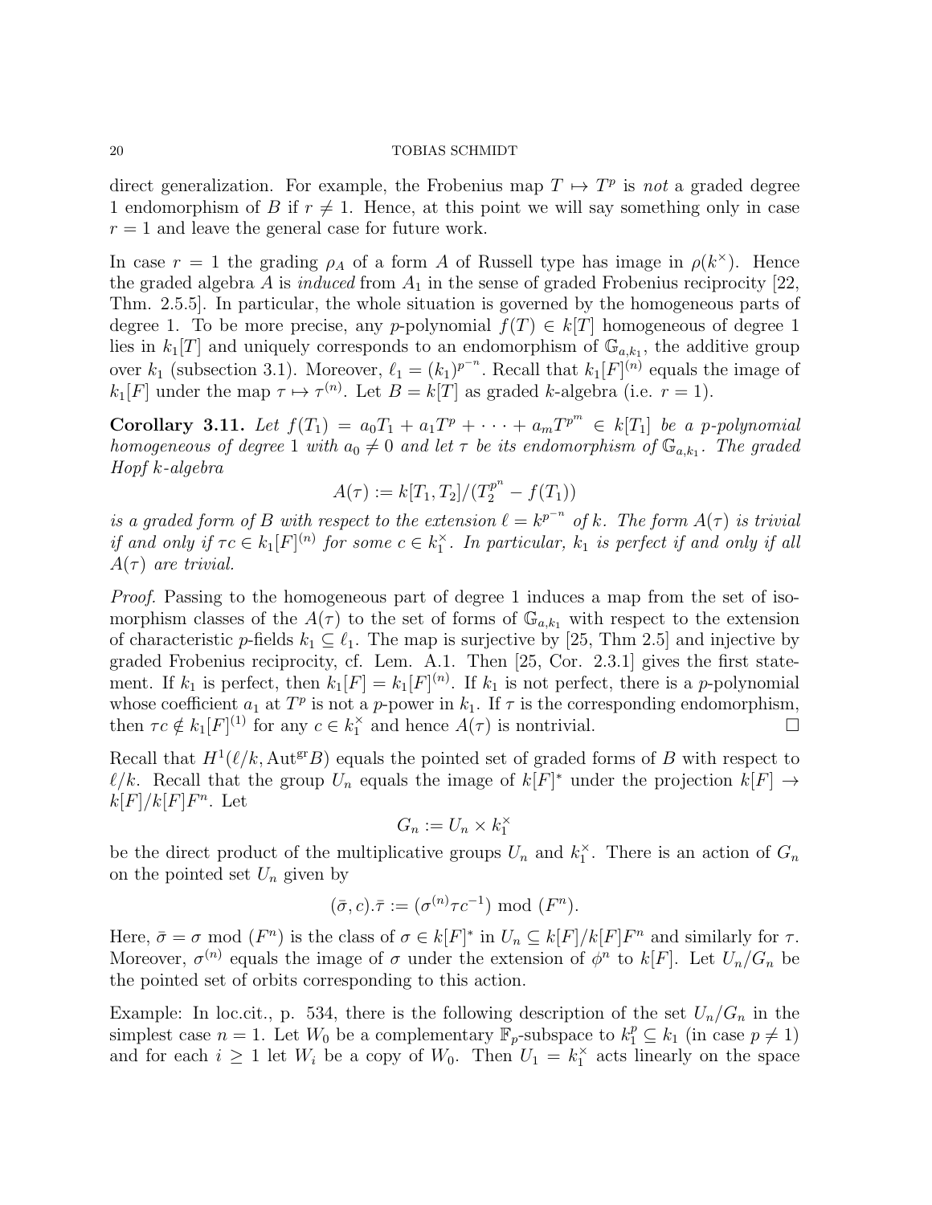direct generalization. For example, the Frobenius map $T \mapsto T^p$ is *not* a graded degree 1 endomorphism of $B$ if $r \neq 1$. Hence, at this point we will say something only in case $r = 1$ and leave the general case for future work.

In case $r = 1$ the grading $\rho_A$ of a form $A$ of Russell type has image in $\rho(k^\times)$. Hence the graded algebra $A$ is *induced* from $A_1$ in the sense of graded Frobenius reciprocity [22, Thm. 2.5.5]. In particular, the whole situation is governed by the homogeneous parts of degree 1. To be more precise, any $p$-polynomial $f(T) \in k[T]$ homogeneous of degree 1 lies in $k_1[T]$ and uniquely corresponds to an endomorphism of $\mathbb{G}_{a,k_1}$, the additive group over $k_1$ (subsection 3.1). Moreover, $\ell_1 = (k_1)^{p^{-n}}$. Recall that $k_1[F]^{(n)}$ equals the image of $k_1[F]$ under the map $\tau \mapsto \tau^{(n)}$. Let $B = k[T]$ as graded $k$-algebra (i.e. $r = 1$).

**Corollary 3.11.** *Let $f(T_1) = a_0 T_1 + a_1 T^p + \cdots + a_m T^{p^m} \in k[T_1]$ be a $p$-polynomial homogeneous of degree 1 with $a_0 \neq 0$ and let $\tau$ be its endomorphism of $\mathbb{G}_{a,k_1}$. The graded Hopf $k$-algebra*

$$A(\tau) := k[T_1, T_2]/(T_2^{p^n} - f(T_1))$$

*is a graded form of $B$ with respect to the extension $\ell = k^{p^{-n}}$ of $k$. The form $A(\tau)$ is trivial if and only if $\tau c \in k_1[F]^{(n)}$ for some $c \in k_1^\times$. In particular, $k_1$ is perfect if and only if all $A(\tau)$ are trivial.*

*Proof.* Passing to the homogeneous part of degree 1 induces a map from the set of isomorphism classes of the $A(\tau)$ to the set of forms of $\mathbb{G}_{a,k_1}$ with respect to the extension of characteristic $p$-fields $k_1 \subseteq \ell_1$. The map is surjective by [25, Thm 2.5] and injective by graded Frobenius reciprocity, cf. Lem. A.1. Then [25, Cor. 2.3.1] gives the first statement. If $k_1$ is perfect, then $k_1[F] = k_1[F]^{(n)}$. If $k_1$ is not perfect, there is a $p$-polynomial whose coefficient $a_1$ at $T^p$ is not a $p$-power in $k_1$. If $\tau$ is the corresponding endomorphism, then $\tau c \notin k_1[F]^{(1)}$ for any $c \in k_1^\times$ and hence $A(\tau)$ is nontrivial. $\square$

Recall that $H^1(\ell/k, \mathrm{Aut}^{\mathrm{gr}} B)$ equals the pointed set of graded forms of $B$ with respect to $\ell/k$. Recall that the group $U_n$ equals the image of $k[F]^*$ under the projection $k[F] \to k[F]/k[F]F^n$. Let

$$G_n := U_n \times k_1^\times$$

be the direct product of the multiplicative groups $U_n$ and $k_1^\times$. There is an action of $G_n$ on the pointed set $U_n$ given by

$$(\bar{\sigma}, c).\bar{\tau} := (\sigma^{(n)} \tau c^{-1}) \bmod (F^n).$$

Here, $\bar{\sigma} = \sigma \bmod (F^n)$ is the class of $\sigma \in k[F]^*$ in $U_n \subseteq k[F]/k[F]F^n$ and similarly for $\tau$. Moreover, $\sigma^{(n)}$ equals the image of $\sigma$ under the extension of $\phi^n$ to $k[F]$. Let $U_n/G_n$ be the pointed set of orbits corresponding to this action.

Example: In loc.cit., p. 534, there is the following description of the set $U_n/G_n$ in the simplest case $n = 1$. Let $W_0$ be a complementary $\mathbb{F}_p$-subspace to $k_1^p \subseteq k_1$ (in case $p \neq 1$) and for each $i \geq 1$ let $W_i$ be a copy of $W_0$. Then $U_1 = k_1^\times$ acts linearly on the space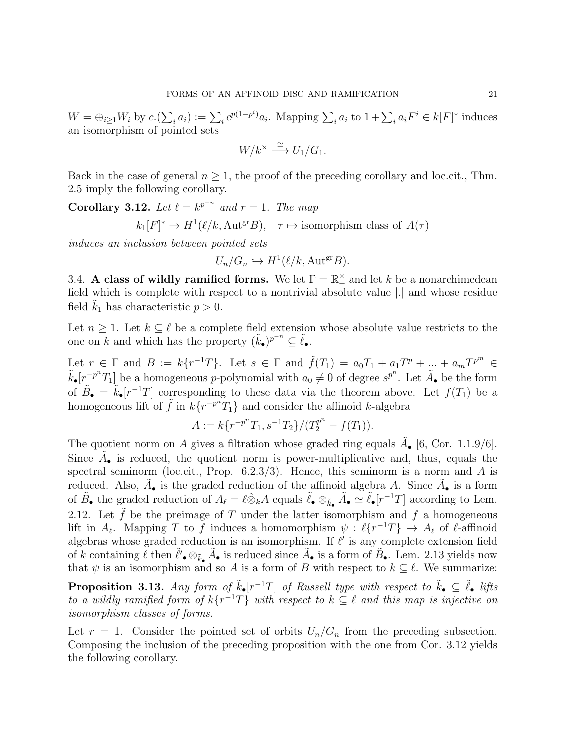$W = \oplus_{i\geq 1} W_i$ by $c.(\sum_i a_i) := \sum_i c^{p(1-p^i)} a_i$. Mapping $\sum_i a_i$ to $1+\sum_i a_i F^i \in k[F]^*$ induces an isomorphism of pointed sets

$$W/k^\times \xrightarrow{\cong} U_1/G_1.$$

Back in the case of general $n \geq 1$, the proof of the preceding corollary and loc.cit., Thm. 2.5 imply the following corollary.

**Corollary 3.12.** *Let $\ell = k^{p^{-n}}$ and $r = 1$. The map*

$$k_1[F]^* \to H^1(\ell/k, \mathrm{Aut}^{\mathrm{gr}} B), \quad \tau \mapsto \text{isomorphism class of } A(\tau)$$

*induces an inclusion between pointed sets*

$$U_n/G_n \hookrightarrow H^1(\ell/k, \mathrm{Aut}^{\mathrm{gr}} B).$$

3.4. **A class of wildly ramified forms.** We let $\Gamma = \mathbb{R}_+^\times$ and let $k$ be a nonarchimedean field which is complete with respect to a nontrivial absolute value $|.|$ and whose residue field $\tilde{k}_1$ has characteristic $p > 0$.

Let $n \geq 1$. Let $k \subseteq \ell$ be a complete field extension whose absolute value restricts to the one on $k$ and which has the property $(\tilde{k}_\bullet)^{p^{-n}} \subseteq \tilde{\ell}_\bullet$.

Let $r \in \Gamma$ and $B := k\{r^{-1}T\}$. Let $s \in \Gamma$ and $\tilde{f}(T_1) = a_0 T_1 + a_1 T^p + ... + a_m T^{p^m} \in \tilde{k}_\bullet[r^{-p^n} T_1]$ be a homogeneous $p$-polynomial with $a_0 \neq 0$ of degree $s^{p^n}$. Let $\tilde{A}_\bullet$ be the form of $\tilde{B}_\bullet = \tilde{k}_\bullet[r^{-1}T]$ corresponding to these data via the theorem above. Let $f(T_1)$ be a homogeneous lift of $\tilde{f}$ in $k\{r^{-p^n}T_1\}$ and consider the affinoid $k$-algebra

$$A := k\{r^{-p^n}T_1, s^{-1}T_2\}/(T_2^{p^n} - f(T_1)).$$

The quotient norm on $A$ gives a filtration whose graded ring equals $\tilde{A}_\bullet$ [6, Cor. 1.1.9/6]. Since $\tilde{A}_\bullet$ is reduced, the quotient norm is power-multiplicative and, thus, equals the spectral seminorm (loc.cit., Prop. 6.2.3/3). Hence, this seminorm is a norm and $A$ is reduced. Also, $\tilde{A}_\bullet$ is the graded reduction of the affinoid algebra $A$. Since $\tilde{A}_\bullet$ is a form of $\tilde{B}_\bullet$ the graded reduction of $A_\ell = \ell \hat{\otimes}_k A$ equals $\tilde{\ell}_\bullet \otimes_{\tilde{k}_\bullet} \tilde{A}_\bullet \simeq \tilde{\ell}_\bullet[r^{-1}T]$ according to Lem. 2.12. Let $\tilde{f}$ be the preimage of $T$ under the latter isomorphism and $f$ a homogeneous lift in $A_\ell$. Mapping $T$ to $f$ induces a homomorphism $\psi : \ell\{r^{-1}T\} \to A_\ell$ of $\ell$-affinoid algebras whose graded reduction is an isomorphism. If $\ell'$ is any complete extension field of $k$ containing $\ell$ then $\tilde{\ell'}_\bullet \otimes_{\tilde{k}_\bullet} \tilde{A}_\bullet$ is reduced since $\tilde{A}_\bullet$ is a form of $\tilde{B}_\bullet$. Lem. 2.13 yields now that $\psi$ is an isomorphism and so $A$ is a form of $B$ with respect to $k \subseteq \ell$. We summarize:

**Proposition 3.13.** *Any form of $\tilde{k}_\bullet[r^{-1}T]$ of Russell type with respect to $\tilde{k}_\bullet \subseteq \tilde{\ell}_\bullet$ lifts to a wildly ramified form of $k\{r^{-1}T\}$ with respect to $k \subseteq \ell$ and this map is injective on isomorphism classes of forms.*

Let $r = 1$. Consider the pointed set of orbits $U_n/G_n$ from the preceding subsection. Composing the inclusion of the preceding proposition with the one from Cor. 3.12 yields the following corollary.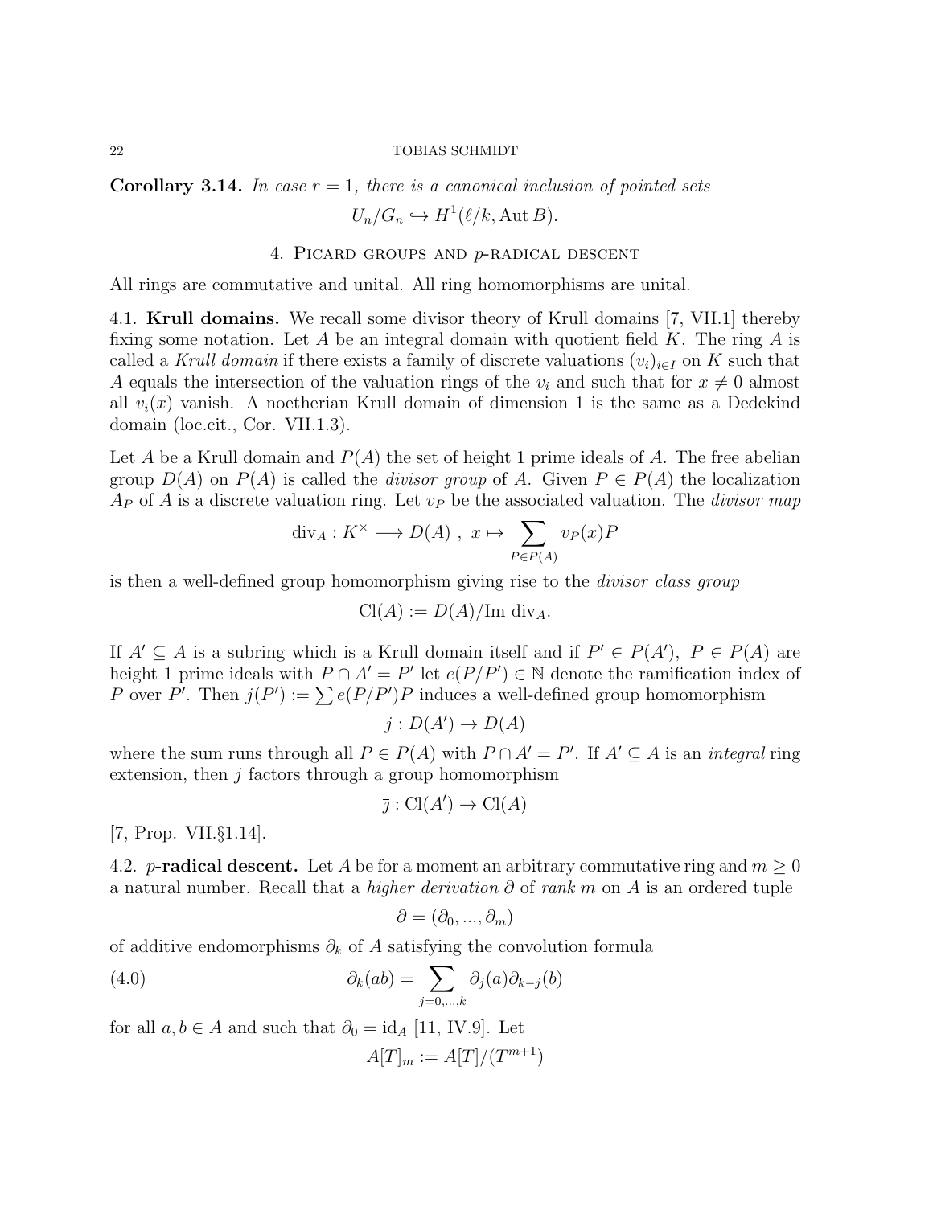**Corollary 3.14.** *In case $r = 1$, there is a canonical inclusion of pointed sets*

$$U_n/G_n \hookrightarrow H^1(\ell/k, \operatorname{Aut} B).$$

## 4. Picard groups and $p$-radical descent

All rings are commutative and unital. All ring homomorphisms are unital.

4.1. **Krull domains.** We recall some divisor theory of Krull domains [7, VII.1] thereby fixing some notation. Let $A$ be an integral domain with quotient field $K$. The ring $A$ is called a *Krull domain* if there exists a family of discrete valuations $(v_i)_{i \in I}$ on $K$ such that $A$ equals the intersection of the valuation rings of the $v_i$ and such that for $x \neq 0$ almost all $v_i(x)$ vanish. A noetherian Krull domain of dimension 1 is the same as a Dedekind domain (loc.cit., Cor. VII.1.3).

Let $A$ be a Krull domain and $P(A)$ the set of height 1 prime ideals of $A$. The free abelian group $D(A)$ on $P(A)$ is called the *divisor group* of $A$. Given $P \in P(A)$ the localization $A_P$ of $A$ is a discrete valuation ring. Let $v_P$ be the associated valuation. The *divisor map*

$$\operatorname{div}_A : K^\times \longrightarrow D(A) \ , \ x \mapsto \sum_{P \in P(A)} v_P(x) P$$

is then a well-defined group homomorphism giving rise to the *divisor class group*

$$\operatorname{Cl}(A) := D(A)/\operatorname{Im} \operatorname{div}_A.$$

If $A' \subseteq A$ is a subring which is a Krull domain itself and if $P' \in P(A'),\ P \in P(A)$ are height 1 prime ideals with $P \cap A' = P'$ let $e(P/P') \in \mathbb{N}$ denote the ramification index of $P$ over $P'$. Then $j(P') := \sum e(P/P')P$ induces a well-defined group homomorphism

$$j : D(A') \to D(A)$$

where the sum runs through all $P \in P(A)$ with $P \cap A' = P'$. If $A' \subseteq A$ is an *integral* ring extension, then $j$ factors through a group homomorphism

$$\bar{\jmath} : \operatorname{Cl}(A') \to \operatorname{Cl}(A)$$

[7, Prop. VII.§1.14].

4.2. **$p$-radical descent.** Let $A$ be for a moment an arbitrary commutative ring and $m \geq 0$ a natural number. Recall that a *higher derivation* $\partial$ of *rank* $m$ on $A$ is an ordered tuple

$$\partial = (\partial_0, ..., \partial_m)$$

of additive endomorphisms $\partial_k$ of $A$ satisfying the convolution formula

$$\partial_k(ab) = \sum_{j=0,...,k} \partial_j(a)\partial_{k-j}(b) \tag{4.0}$$

for all $a, b \in A$ and such that $\partial_0 = \operatorname{id}_A$ [11, IV.9]. Let

$$A[T]_m := A[T]/(T^{m+1})$$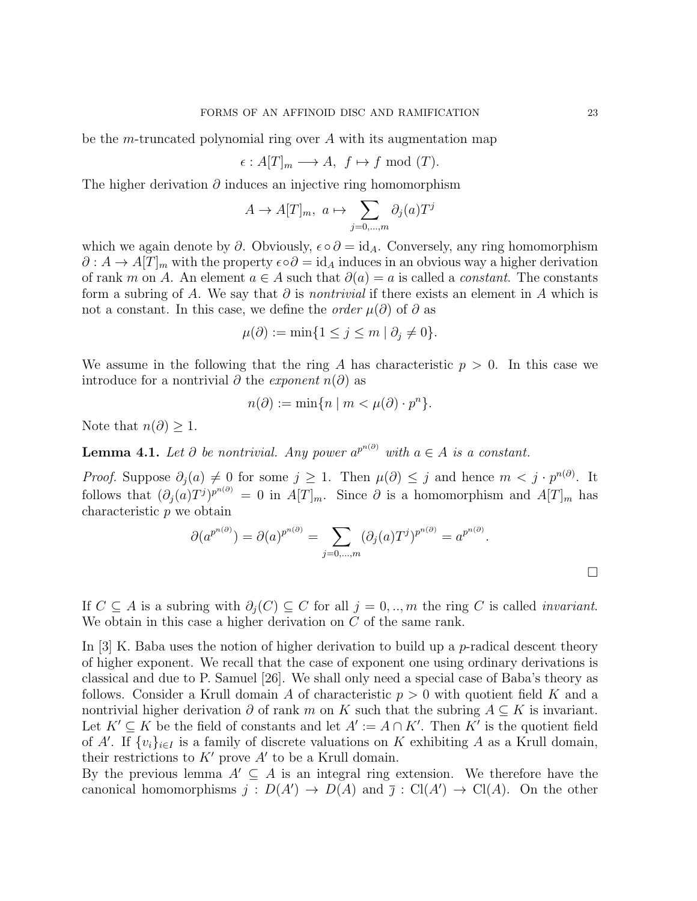be the $m$-truncated polynomial ring over $A$ with its augmentation map

$$\epsilon : A[T]_m \longrightarrow A,\ f \mapsto f \bmod (T).$$

The higher derivation $\partial$ induces an injective ring homomorphism

$$A \to A[T]_m,\ a \mapsto \sum_{j=0,\ldots,m} \partial_j(a) T^j$$

which we again denote by $\partial$. Obviously, $\epsilon \circ \partial = \mathrm{id}_A$. Conversely, any ring homomorphism $\partial : A \to A[T]_m$ with the property $\epsilon \circ \partial = \mathrm{id}_A$ induces in an obvious way a higher derivation of rank $m$ on $A$. An element $a \in A$ such that $\partial(a) = a$ is called a *constant*. The constants form a subring of $A$. We say that $\partial$ is *nontrivial* if there exists an element in $A$ which is not a constant. In this case, we define the *order* $\mu(\partial)$ of $\partial$ as

$$\mu(\partial) := \min\{1 \leq j \leq m \mid \partial_j \neq 0\}.$$

We assume in the following that the ring $A$ has characteristic $p > 0$. In this case we introduce for a nontrivial $\partial$ the *exponent* $n(\partial)$ as

$$n(\partial) := \min\{n \mid m < \mu(\partial) \cdot p^n\}.$$

Note that $n(\partial) \geq 1$.

**Lemma 4.1.** *Let $\partial$ be nontrivial. Any power $a^{p^{n(\partial)}}$ with $a \in A$ is a constant.*

*Proof.* Suppose $\partial_j(a) \neq 0$ for some $j \geq 1$. Then $\mu(\partial) \leq j$ and hence $m < j \cdot p^{n(\partial)}$. It follows that $(\partial_j(a)T^j)^{p^{n(\partial)}} = 0$ in $A[T]_m$. Since $\partial$ is a homomorphism and $A[T]_m$ has characteristic $p$ we obtain

$$\partial(a^{p^{n(\partial)}}) = \partial(a)^{p^{n(\partial)}} = \sum_{j=0,\ldots,m} (\partial_j(a)T^j)^{p^{n(\partial)}} = a^{p^{n(\partial)}}.$$

□

If $C \subseteq A$ is a subring with $\partial_j(C) \subseteq C$ for all $j = 0,..,m$ the ring $C$ is called *invariant*. We obtain in this case a higher derivation on $C$ of the same rank.

In [3] K. Baba uses the notion of higher derivation to build up a $p$-radical descent theory of higher exponent. We recall that the case of exponent one using ordinary derivations is classical and due to P. Samuel [26]. We shall only need a special case of Baba's theory as follows. Consider a Krull domain $A$ of characteristic $p > 0$ with quotient field $K$ and a nontrivial higher derivation $\partial$ of rank $m$ on $K$ such that the subring $A \subseteq K$ is invariant. Let $K' \subseteq K$ be the field of constants and let $A' := A \cap K'$. Then $K'$ is the quotient field of $A'$. If $\{v_i\}_{i \in I}$ is a family of discrete valuations on $K$ exhibiting $A$ as a Krull domain, their restrictions to $K'$ prove $A'$ to be a Krull domain.

By the previous lemma $A' \subseteq A$ is an integral ring extension. We therefore have the canonical homomorphisms $j : D(A') \to D(A)$ and $\overline{\jmath} : \mathrm{Cl}(A') \to \mathrm{Cl}(A)$. On the other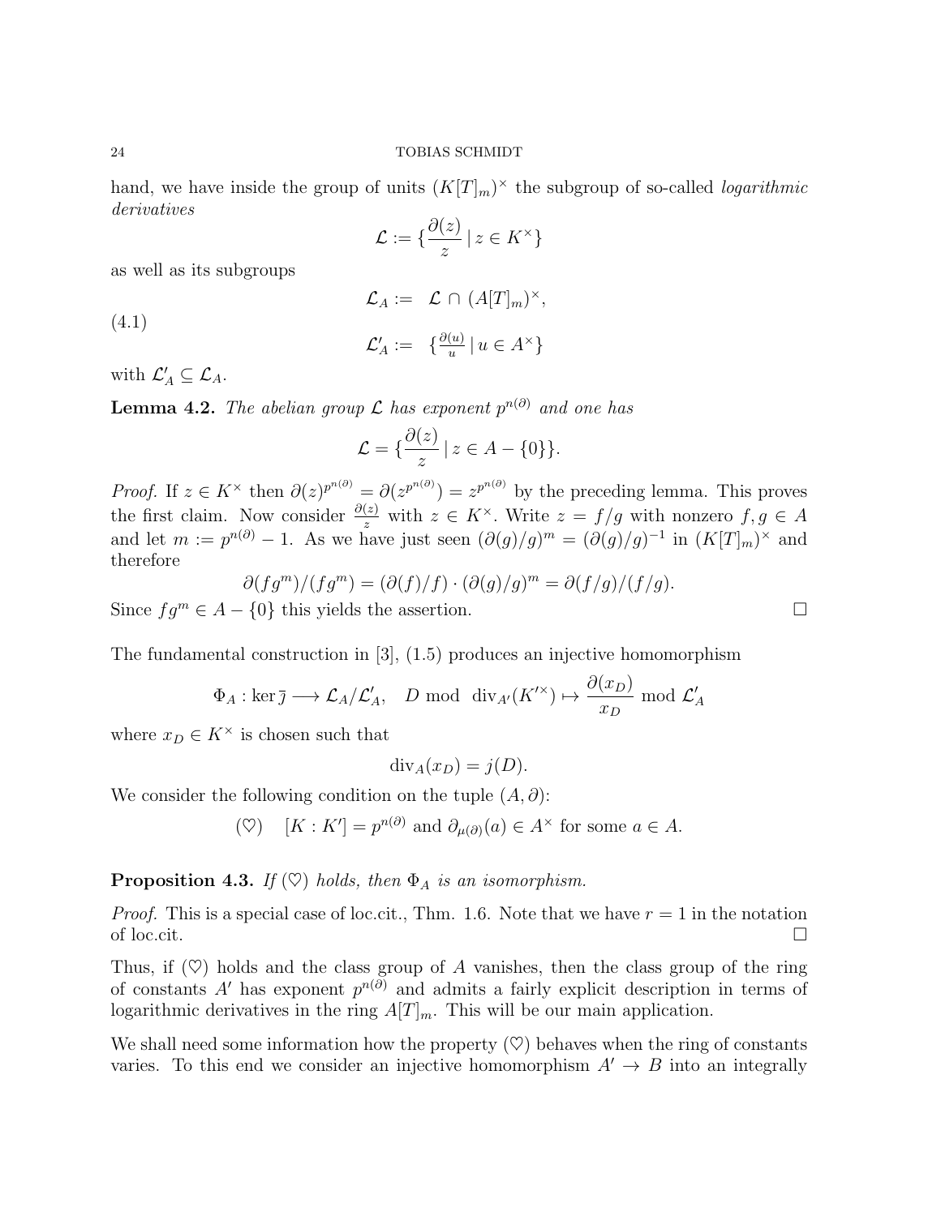hand, we have inside the group of units $(K[T]_m)^\times$ the subgroup of so-called *logarithmic derivatives*

$$\mathcal{L} := \{\frac{\partial(z)}{z} \mid z \in K^\times\}$$

as well as its subgroups

$$\begin{aligned} \mathcal{L}_A &:= \ \mathcal{L} \cap (A[T]_m)^\times, \\ \mathcal{L}'_A &:= \ \{\tfrac{\partial(u)}{u} \mid u \in A^\times\} \end{aligned} \tag{4.1}$$

with $\mathcal{L}'_A \subseteq \mathcal{L}_A$.

**Lemma 4.2.** *The abelian group $\mathcal{L}$ has exponent $p^{n(\partial)}$ and one has*

$$\mathcal{L} = \{\frac{\partial(z)}{z} \mid z \in A - \{0\}\}.$$

*Proof.* If $z \in K^\times$ then $\partial(z)^{p^{n(\partial)}} = \partial(z^{p^{n(\partial)}}) = z^{p^{n(\partial)}}$ by the preceding lemma. This proves the first claim. Now consider $\frac{\partial(z)}{z}$ with $z \in K^\times$. Write $z = f/g$ with nonzero $f, g \in A$ and let $m := p^{n(\partial)} - 1$. As we have just seen $(\partial(g)/g)^m = (\partial(g)/g)^{-1}$ in $(K[T]_m)^\times$ and therefore

$$\partial(fg^m)/(fg^m) = (\partial(f)/f) \cdot (\partial(g)/g)^m = \partial(f/g)/(f/g).$$

Since $fg^m \in A - \{0\}$ this yields the assertion. $\square$

The fundamental construction in [3], (1.5) produces an injective homomorphism

$$\Phi_A : \ker \bar{\jmath} \longrightarrow \mathcal{L}_A/\mathcal{L}'_A, \quad D \bmod \operatorname{div}_{A'}(K'^\times) \mapsto \frac{\partial(x_D)}{x_D} \bmod \mathcal{L}'_A$$

where $x_D \in K^\times$ is chosen such that

$$\operatorname{div}_A(x_D) = j(D).$$

We consider the following condition on the tuple $(A, \partial)$:

$$(\heartsuit) \quad [K : K'] = p^{n(\partial)} \text{ and } \partial_{\mu(\partial)}(a) \in A^\times \text{ for some } a \in A.$$

**Proposition 4.3.** *If $(\heartsuit)$ holds, then $\Phi_A$ is an isomorphism.*

*Proof.* This is a special case of loc.cit., Thm. 1.6. Note that we have $r = 1$ in the notation of loc.cit. $\square$

Thus, if $(\heartsuit)$ holds and the class group of $A$ vanishes, then the class group of the ring of constants $A'$ has exponent $p^{n(\partial)}$ and admits a fairly explicit description in terms of logarithmic derivatives in the ring $A[T]_m$. This will be our main application.

We shall need some information how the property $(\heartsuit)$ behaves when the ring of constants varies. To this end we consider an injective homomorphism $A' \to B$ into an integrally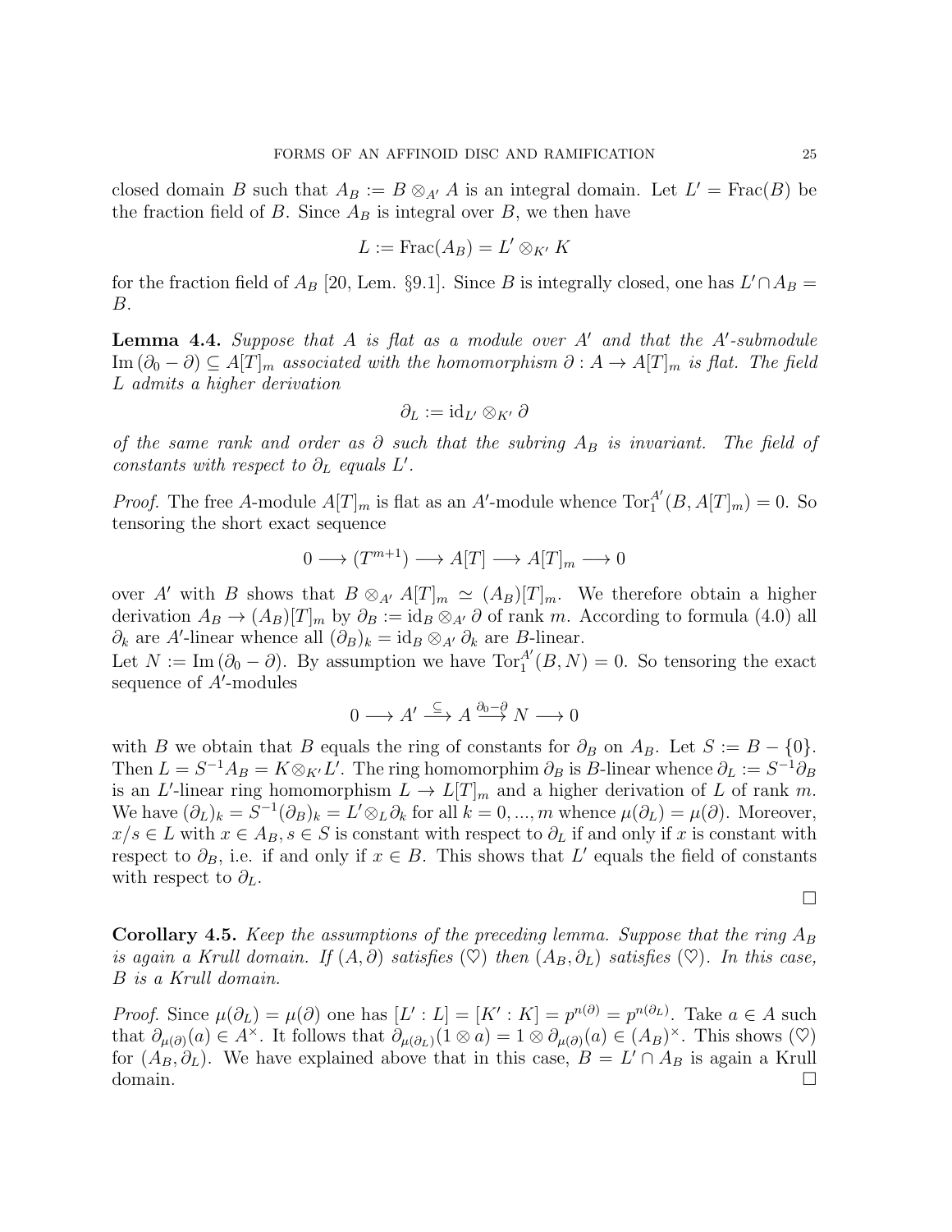closed domain $B$ such that $A_B := B \otimes_{A'} A$ is an integral domain. Let $L' = \text{Frac}(B)$ be the fraction field of $B$. Since $A_B$ is integral over $B$, we then have

$$L := \text{Frac}(A_B) = L' \otimes_{K'} K$$

for the fraction field of $A_B$ [20, Lem. §9.1]. Since $B$ is integrally closed, one has $L' \cap A_B = B$.

**Lemma 4.4.** *Suppose that $A$ is flat as a module over $A'$ and that the $A'$-submodule $\text{Im}(\partial_0 - \partial) \subseteq A[T]_m$ associated with the homomorphism $\partial : A \to A[T]_m$ is flat. The field $L$ admits a higher derivation*

$$\partial_L := \text{id}_{L'} \otimes_{K'} \partial$$

*of the same rank and order as $\partial$ such that the subring $A_B$ is invariant. The field of constants with respect to $\partial_L$ equals $L'$.*

*Proof.* The free $A$-module $A[T]_m$ is flat as an $A'$-module whence $\text{Tor}_1^{A'}(B, A[T]_m) = 0$. So tensoring the short exact sequence

$$0 \longrightarrow (T^{m+1}) \longrightarrow A[T] \longrightarrow A[T]_m \longrightarrow 0$$

over $A'$ with $B$ shows that $B \otimes_{A'} A[T]_m \simeq (A_B)[T]_m$. We therefore obtain a higher derivation $A_B \to (A_B)[T]_m$ by $\partial_B := \text{id}_B \otimes_{A'} \partial$ of rank $m$. According to formula (4.0) all $\partial_k$ are $A'$-linear whence all $(\partial_B)_k = \text{id}_B \otimes_{A'} \partial_k$ are $B$-linear.
Let $N := \text{Im}(\partial_0 - \partial)$. By assumption we have $\text{Tor}_1^{A'}(B, N) = 0$. So tensoring the exact sequence of $A'$-modules

$$0 \longrightarrow A' \xrightarrow{\subseteq} A \xrightarrow{\partial_0 - \partial} N \longrightarrow 0$$

with $B$ we obtain that $B$ equals the ring of constants for $\partial_B$ on $A_B$. Let $S := B - \{0\}$. Then $L = S^{-1}A_B = K \otimes_{K'} L'$. The ring homomorphim $\partial_B$ is $B$-linear whence $\partial_L := S^{-1}\partial_B$ is an $L'$-linear ring homomorphism $L \to L[T]_m$ and a higher derivation of $L$ of rank $m$. We have $(\partial_L)_k = S^{-1}(\partial_B)_k = L' \otimes_L \partial_k$ for all $k = 0, ..., m$ whence $\mu(\partial_L) = \mu(\partial)$. Moreover, $x/s \in L$ with $x \in A_B, s \in S$ is constant with respect to $\partial_L$ if and only if $x$ is constant with respect to $\partial_B$, i.e. if and only if $x \in B$. This shows that $L'$ equals the field of constants with respect to $\partial_L$.

$\square$

**Corollary 4.5.** *Keep the assumptions of the preceding lemma. Suppose that the ring $A_B$ is again a Krull domain. If $(A, \partial)$ satisfies $(\heartsuit)$ then $(A_B, \partial_L)$ satisfies $(\heartsuit)$. In this case, $B$ is a Krull domain.*

*Proof.* Since $\mu(\partial_L) = \mu(\partial)$ one has $[L' : L] = [K' : K] = p^{n(\partial)} = p^{n(\partial_L)}$. Take $a \in A$ such that $\partial_{\mu(\partial)}(a) \in A^\times$. It follows that $\partial_{\mu(\partial_L)}(1 \otimes a) = 1 \otimes \partial_{\mu(\partial)}(a) \in (A_B)^\times$. This shows $(\heartsuit)$ for $(A_B, \partial_L)$. We have explained above that in this case, $B = L' \cap A_B$ is again a Krull domain. $\square$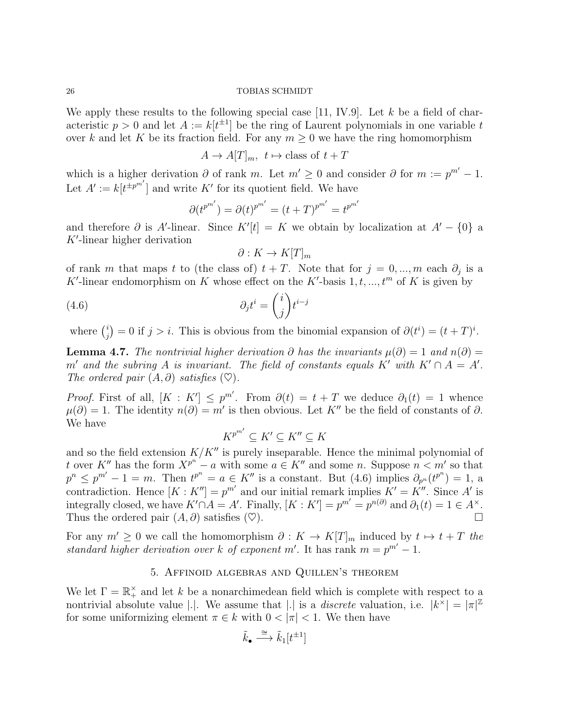We apply these results to the following special case [11, IV.9]. Let $k$ be a field of characteristic $p > 0$ and let $A := k[t^{\pm 1}]$ be the ring of Laurent polynomials in one variable $t$ over $k$ and let $K$ be its fraction field. For any $m \geq 0$ we have the ring homomorphism

$$A \to A[T]_m, \ t \mapsto \text{class of } t + T$$

which is a higher derivation $\partial$ of rank $m$. Let $m' \geq 0$ and consider $\partial$ for $m := p^{m'} - 1$. Let $A' := k[t^{\pm p^{m'}}]$ and write $K'$ for its quotient field. We have

$$\partial(t^{p^{m'}}) = \partial(t)^{p^{m'}} = (t+T)^{p^{m'}} = t^{p^{m'}}$$

and therefore $\partial$ is $A'$-linear. Since $K'[t] = K$ we obtain by localization at $A' - \{0\}$ a $K'$-linear higher derivation

$$\partial : K \to K[T]_m$$

of rank $m$ that maps $t$ to (the class of) $t + T$. Note that for $j = 0, ..., m$ each $\partial_j$ is a $K'$-linear endomorphism on $K$ whose effect on the $K'$-basis $1, t, ..., t^m$ of $K$ is given by

$$\partial_j t^i = \binom{i}{j} t^{i-j} \tag{4.6}$$

where $\binom{i}{j} = 0$ if $j > i$. This is obvious from the binomial expansion of $\partial(t^i) = (t+T)^i$.

**Lemma 4.7.** *The nontrivial higher derivation $\partial$ has the invariants $\mu(\partial) = 1$ and $n(\partial) = m'$ and the subring $A$ is invariant. The field of constants equals $K'$ with $K' \cap A = A'$. The ordered pair $(A, \partial)$ satisfies $(\heartsuit)$.*

*Proof.* First of all, $[K : K'] \leq p^{m'}$. From $\partial(t) = t + T$ we deduce $\partial_1(t) = 1$ whence $\mu(\partial) = 1$. The identity $n(\partial) = m'$ is then obvious. Let $K''$ be the field of constants of $\partial$. We have

$$K^{p^{m'}} \subseteq K' \subseteq K'' \subseteq K$$

and so the field extension $K/K''$ is purely inseparable. Hence the minimal polynomial of $t$ over $K''$ has the form $X^{p^n} - a$ with some $a \in K''$ and some $n$. Suppose $n < m'$ so that $p^n \leq p^{m'} - 1 = m$. Then $t^{p^n} = a \in K''$ is a constant. But (4.6) implies $\partial_{p^n}(t^{p^n}) = 1$, a contradiction. Hence $[K : K''] = p^{m'}$ and our initial remark implies $K' = K''$. Since $A'$ is integrally closed, we have $K' \cap A = A'$. Finally, $[K : K'] = p^{m'} = p^{n(\partial)}$ and $\partial_1(t) = 1 \in A^\times$. Thus the ordered pair $(A, \partial)$ satisfies $(\heartsuit)$. $\square$

For any $m' \geq 0$ we call the homomorphism $\partial : K \to K[T]_m$ induced by $t \mapsto t + T$ *the standard higher derivation over $k$ of exponent $m'$*. It has rank $m = p^{m'} - 1$.

## 5. Affinoid algebras and Quillen's theorem

We let $\Gamma = \mathbb{R}_+^\times$ and let $k$ be a nonarchimedean field which is complete with respect to a nontrivial absolute value $|.|$. We assume that $|.|$ is a *discrete* valuation, i.e. $|k^\times| = |\pi|^{\mathbb{Z}}$ for some uniformizing element $\pi \in k$ with $0 < |\pi| < 1$. We then have

$$\tilde{k}_\bullet \xrightarrow{\cong} \tilde{k}_1[t^{\pm 1}]$$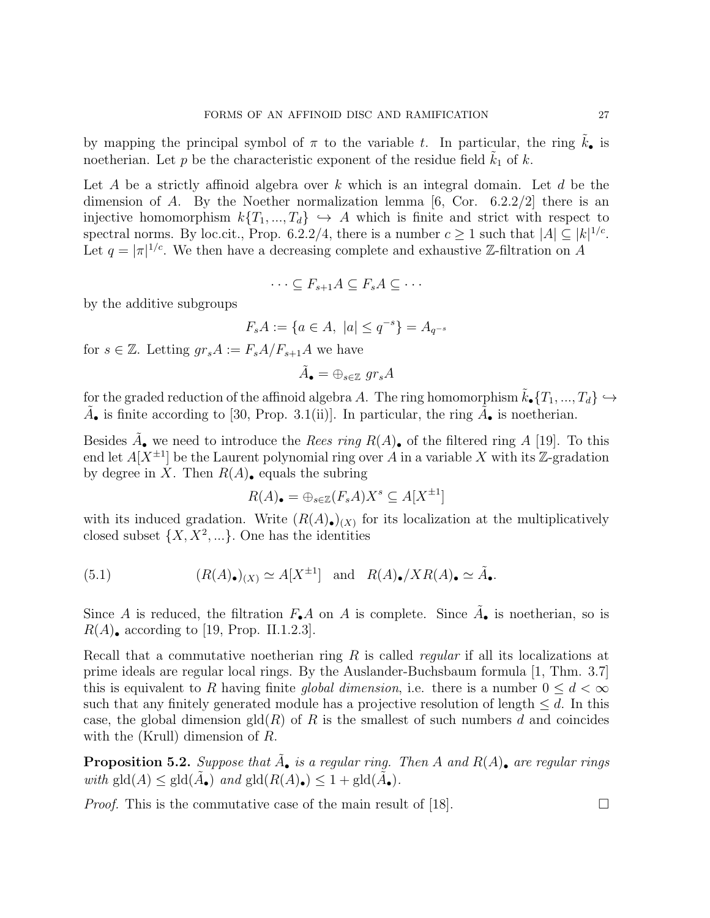by mapping the principal symbol of $\pi$ to the variable $t$. In particular, the ring $\tilde{k}_\bullet$ is noetherian. Let $p$ be the characteristic exponent of the residue field $\tilde{k}_1$ of $k$.

Let $A$ be a strictly affinoid algebra over $k$ which is an integral domain. Let $d$ be the dimension of $A$. By the Noether normalization lemma [6, Cor. 6.2.2/2] there is an injective homomorphism $k\{T_1, ..., T_d\} \hookrightarrow A$ which is finite and strict with respect to spectral norms. By loc.cit., Prop. 6.2.2/4, there is a number $c \geq 1$ such that $|A| \subseteq |k|^{1/c}$. Let $q = |\pi|^{1/c}$. We then have a decreasing complete and exhaustive $\mathbb{Z}$-filtration on $A$

$$\cdots \subseteq F_{s+1}A \subseteq F_sA \subseteq \cdots$$

by the additive subgroups

$$F_sA := \{a \in A, \ |a| \leq q^{-s}\} = A_{q^{-s}}$$

for $s \in \mathbb{Z}$. Letting $gr_sA := F_sA/F_{s+1}A$ we have

$$\tilde{A}_\bullet = \oplus_{s\in\mathbb{Z}} \, gr_sA$$

for the graded reduction of the affinoid algebra $A$. The ring homomorphism $\tilde{k}_\bullet\{T_1, ..., T_d\} \hookrightarrow \tilde{A}_\bullet$ is finite according to [30, Prop. 3.1(ii)]. In particular, the ring $\tilde{A}_\bullet$ is noetherian.

Besides $\tilde{A}_\bullet$ we need to introduce the *Rees ring* $R(A)_\bullet$ of the filtered ring $A$ [19]. To this end let $A[X^{\pm 1}]$ be the Laurent polynomial ring over $A$ in a variable $X$ with its $\mathbb{Z}$-gradation by degree in $X$. Then $R(A)_\bullet$ equals the subring

$$R(A)_\bullet = \oplus_{s\in\mathbb{Z}}(F_sA)X^s \subseteq A[X^{\pm 1}]$$

with its induced gradation. Write $(R(A)_\bullet)_{(X)}$ for its localization at the multiplicatively closed subset $\{X, X^2, ...\}$. One has the identities

$$(R(A)_\bullet)_{(X)} \simeq A[X^{\pm 1}] \quad \text{and} \quad R(A)_\bullet/XR(A)_\bullet \simeq \tilde{A}_\bullet. \tag{5.1}$$

Since $A$ is reduced, the filtration $F_\bullet A$ on $A$ is complete. Since $\tilde{A}_\bullet$ is noetherian, so is $R(A)_\bullet$ according to [19, Prop. II.1.2.3].

Recall that a commutative noetherian ring $R$ is called *regular* if all its localizations at prime ideals are regular local rings. By the Auslander-Buchsbaum formula [1, Thm. 3.7] this is equivalent to $R$ having finite *global dimension*, i.e. there is a number $0 \leq d < \infty$ such that any finitely generated module has a projective resolution of length $\leq d$. In this case, the global dimension $\mathrm{gld}(R)$ of $R$ is the smallest of such numbers $d$ and coincides with the (Krull) dimension of $R$.

**Proposition 5.2.** *Suppose that $\tilde{A}_\bullet$ is a regular ring. Then $A$ and $R(A)_\bullet$ are regular rings with $\mathrm{gld}(A) \leq \mathrm{gld}(\tilde{A}_\bullet)$ and $\mathrm{gld}(R(A)_\bullet) \leq 1 + \mathrm{gld}(\tilde{A}_\bullet)$.*

*Proof.* This is the commutative case of the main result of [18]. □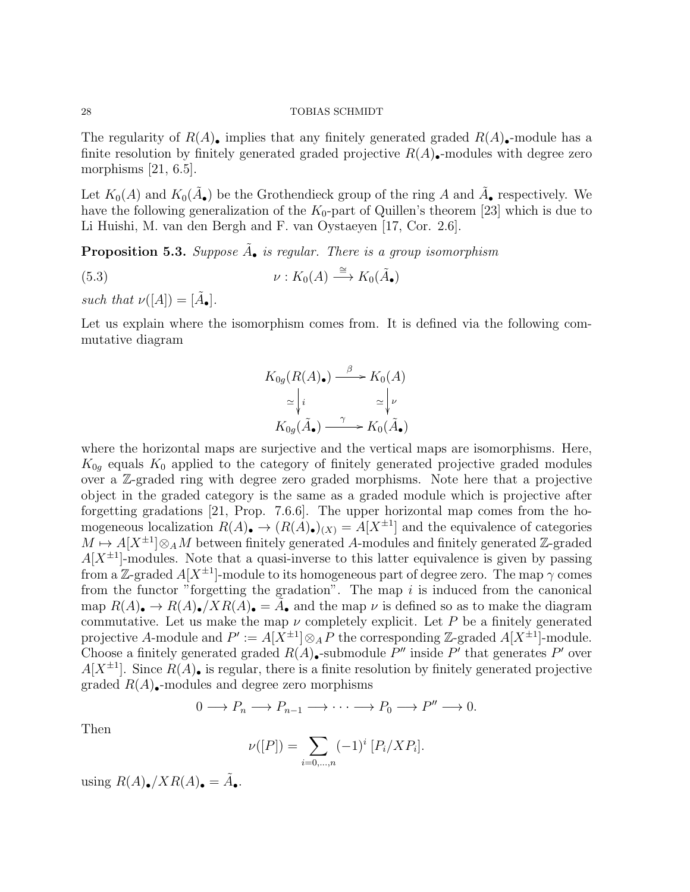The regularity of $R(A)_\bullet$ implies that any finitely generated graded $R(A)_\bullet$-module has a finite resolution by finitely generated graded projective $R(A)_\bullet$-modules with degree zero morphisms [21, 6.5].

Let $K_0(A)$ and $K_0(\tilde{A}_\bullet)$ be the Grothendieck group of the ring $A$ and $\tilde{A}_\bullet$ respectively. We have the following generalization of the $K_0$-part of Quillen's theorem [23] which is due to Li Huishi, M. van den Bergh and F. van Oystaeyen [17, Cor. 2.6].

**Proposition 5.3.** *Suppose $\tilde{A}_\bullet$ is regular. There is a group isomorphism*

$$\nu : K_0(A) \xrightarrow{\cong} K_0(\tilde{A}_\bullet) \tag{5.3}$$

*such that $\nu([A]) = [\tilde{A}_\bullet]$.*

Let us explain where the isomorphism comes from. It is defined via the following commutative diagram

$$\begin{array}{ccc} K_{0g}(R(A)_\bullet) & \xrightarrow{\beta} & K_0(A) \\ \simeq \downarrow i & & \simeq \downarrow \nu \\ K_{0g}(\tilde{A}_\bullet) & \xrightarrow{\gamma} & K_0(\tilde{A}_\bullet) \end{array}$$

where the horizontal maps are surjective and the vertical maps are isomorphisms. Here, $K_{0g}$ equals $K_0$ applied to the category of finitely generated projective graded modules over a $\mathbb{Z}$-graded ring with degree zero graded morphisms. Note here that a projective object in the graded category is the same as a graded module which is projective after forgetting gradations [21, Prop. 7.6.6]. The upper horizontal map comes from the homogeneous localization $R(A)_\bullet \to (R(A)_\bullet)_{(X)} = A[X^{\pm 1}]$ and the equivalence of categories $M \mapsto A[X^{\pm 1}] \otimes_A M$ between finitely generated $A$-modules and finitely generated $\mathbb{Z}$-graded $A[X^{\pm 1}]$-modules. Note that a quasi-inverse to this latter equivalence is given by passing from a $\mathbb{Z}$-graded $A[X^{\pm 1}]$-module to its homogeneous part of degree zero. The map $\gamma$ comes from the functor "forgetting the gradation". The map $i$ is induced from the canonical map $R(A)_\bullet \to R(A)_\bullet / X R(A)_\bullet = \tilde{A}_\bullet$ and the map $\nu$ is defined so as to make the diagram commutative. Let us make the map $\nu$ completely explicit. Let $P$ be a finitely generated projective $A$-module and $P' := A[X^{\pm 1}] \otimes_A P$ the corresponding $\mathbb{Z}$-graded $A[X^{\pm 1}]$-module. Choose a finitely generated graded $R(A)_\bullet$-submodule $P''$ inside $P'$ that generates $P'$ over $A[X^{\pm 1}]$. Since $R(A)_\bullet$ is regular, there is a finite resolution by finitely generated projective graded $R(A)_\bullet$-modules and degree zero morphisms

$$0 \longrightarrow P_n \longrightarrow P_{n-1} \longrightarrow \cdots \longrightarrow P_0 \longrightarrow P'' \longrightarrow 0.$$

Then

$$\nu([P]) = \sum_{i=0,\dots,n} (-1)^i \, [P_i / X P_i].$$

using $R(A)_\bullet / X R(A)_\bullet = \tilde{A}_\bullet$.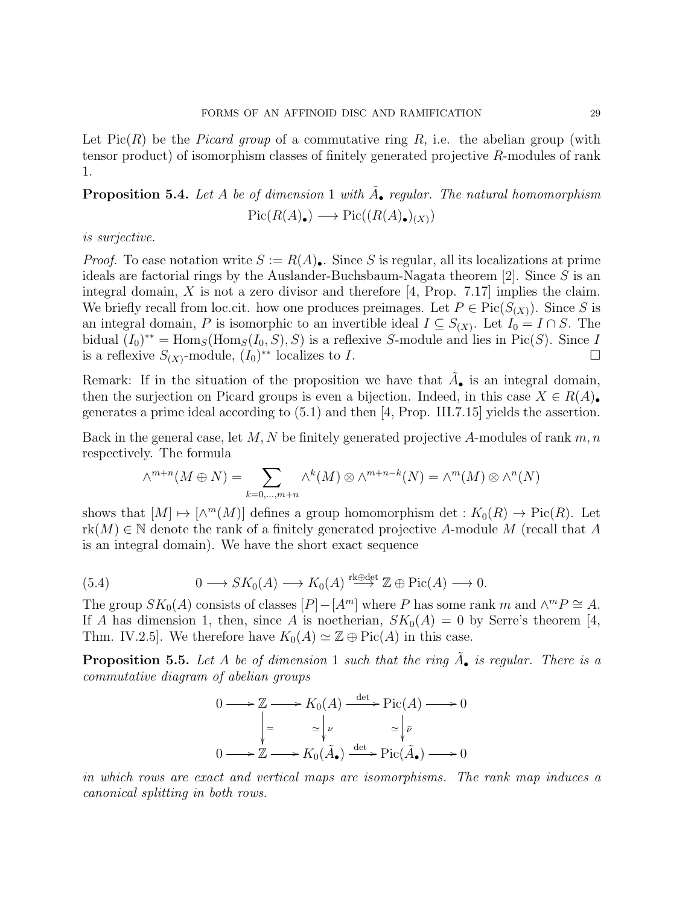Let $\mathrm{Pic}(R)$ be the *Picard group* of a commutative ring $R$, i.e. the abelian group (with tensor product) of isomorphism classes of finitely generated projective $R$-modules of rank 1.

**Proposition 5.4.** *Let $A$ be of dimension 1 with $\tilde{A}_\bullet$ regular. The natural homomorphism*

$$\mathrm{Pic}(R(A)_\bullet) \longrightarrow \mathrm{Pic}((R(A)_\bullet)_{(X)})$$

*is surjective.*

*Proof.* To ease notation write $S := R(A)_\bullet$. Since $S$ is regular, all its localizations at prime ideals are factorial rings by the Auslander-Buchsbaum-Nagata theorem [2]. Since $S$ is an integral domain, $X$ is not a zero divisor and therefore [4, Prop. 7.17] implies the claim. We briefly recall from loc.cit. how one produces preimages. Let $P \in \mathrm{Pic}(S_{(X)})$. Since $S$ is an integral domain, $P$ is isomorphic to an invertible ideal $I \subseteq S_{(X)}$. Let $I_0 = I \cap S$. The bidual $(I_0)^{**} = \mathrm{Hom}_S(\mathrm{Hom}_S(I_0, S), S)$ is a reflexive $S$-module and lies in $\mathrm{Pic}(S)$. Since $I$ is a reflexive $S_{(X)}$-module, $(I_0)^{**}$ localizes to $I$. $\square$

Remark: If in the situation of the proposition we have that $\tilde{A}_\bullet$ is an integral domain, then the surjection on Picard groups is even a bijection. Indeed, in this case $X \in R(A)_\bullet$ generates a prime ideal according to (5.1) and then [4, Prop. III.7.15] yields the assertion.

Back in the general case, let $M, N$ be finitely generated projective $A$-modules of rank $m, n$ respectively. The formula

$$\wedge^{m+n}(M \oplus N) = \sum_{k=0,\dots,m+n} \wedge^k(M) \otimes \wedge^{m+n-k}(N) = \wedge^m(M) \otimes \wedge^n(N)$$

shows that $[M] \mapsto [\wedge^m(M)]$ defines a group homomorphism $\det : K_0(R) \to \mathrm{Pic}(R)$. Let $\mathrm{rk}(M) \in \mathbb{N}$ denote the rank of a finitely generated projective $A$-module $M$ (recall that $A$ is an integral domain). We have the short exact sequence

$$0 \longrightarrow SK_0(A) \longrightarrow K_0(A) \xrightarrow{\mathrm{rk} \oplus \det} \mathbb{Z} \oplus \mathrm{Pic}(A) \longrightarrow 0. \tag{5.4}$$

The group $SK_0(A)$ consists of classes $[P] - [A^m]$ where $P$ has some rank $m$ and $\wedge^m P \cong A$. If $A$ has dimension 1, then, since $A$ is noetherian, $SK_0(A) = 0$ by Serre's theorem [4, Thm. IV.2.5]. We therefore have $K_0(A) \simeq \mathbb{Z} \oplus \mathrm{Pic}(A)$ in this case.

**Proposition 5.5.** *Let $A$ be of dimension 1 such that the ring $\tilde{A}_\bullet$ is regular. There is a commutative diagram of abelian groups*

$$\begin{array}{ccccccccc}
0 & \longrightarrow & \mathbb{Z} & \longrightarrow & K_0(A) & \xrightarrow{\det} & \mathrm{Pic}(A) & \longrightarrow & 0 \\
 & & \big\downarrow{=} & & \simeq\big\downarrow{\nu} & & \simeq\big\downarrow{\bar{\nu}} & & \\
0 & \longrightarrow & \mathbb{Z} & \longrightarrow & K_0(\tilde{A}_\bullet) & \xrightarrow{\det} & \mathrm{Pic}(\tilde{A}_\bullet) & \longrightarrow & 0
\end{array}$$

*in which rows are exact and vertical maps are isomorphisms. The rank map induces a canonical splitting in both rows.*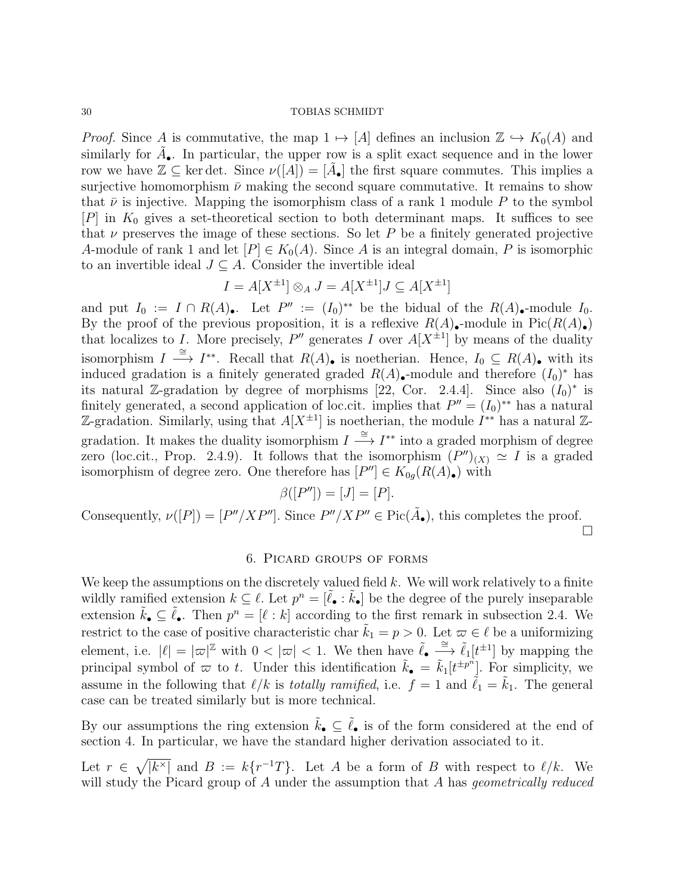*Proof.* Since $A$ is commutative, the map $1 \mapsto [A]$ defines an inclusion $\mathbb{Z} \hookrightarrow K_0(A)$ and similarly for $\tilde{A}_\bullet$. In particular, the upper row is a split exact sequence and in the lower row we have $\mathbb{Z} \subseteq \ker \det$. Since $\nu([A]) = [\tilde{A}_\bullet]$ the first square commutes. This implies a surjective homomorphism $\bar{\nu}$ making the second square commutative. It remains to show that $\bar{\nu}$ is injective. Mapping the isomorphism class of a rank 1 module $P$ to the symbol $[P]$ in $K_0$ gives a set-theoretical section to both determinant maps. It suffices to see that $\nu$ preserves the image of these sections. So let $P$ be a finitely generated projective $A$-module of rank 1 and let $[P] \in K_0(A)$. Since $A$ is an integral domain, $P$ is isomorphic to an invertible ideal $J \subseteq A$. Consider the invertible ideal

$$I = A[X^{\pm 1}] \otimes_A J = A[X^{\pm 1}]J \subseteq A[X^{\pm 1}]$$

and put $I_0 := I \cap R(A)_\bullet$. Let $P'' := (I_0)^{**}$ be the bidual of the $R(A)_\bullet$-module $I_0$. By the proof of the previous proposition, it is a reflexive $R(A)_\bullet$-module in $\mathrm{Pic}(R(A)_\bullet)$ that localizes to $I$. More precisely, $P''$ generates $I$ over $A[X^{\pm 1}]$ by means of the duality isomorphism $I \xrightarrow{\cong} I^{**}$. Recall that $R(A)_\bullet$ is noetherian. Hence, $I_0 \subseteq R(A)_\bullet$ with its induced gradation is a finitely generated graded $R(A)_\bullet$-module and therefore $(I_0)^*$ has its natural $\mathbb{Z}$-gradation by degree of morphisms [22, Cor. 2.4.4]. Since also $(I_0)^*$ is finitely generated, a second application of loc.cit. implies that $P'' = (I_0)^{**}$ has a natural $\mathbb{Z}$-gradation. Similarly, using that $A[X^{\pm 1}]$ is noetherian, the module $I^{**}$ has a natural $\mathbb{Z}$-gradation. It makes the duality isomorphism $I \xrightarrow{\cong} I^{**}$ into a graded morphism of degree zero (loc.cit., Prop. 2.4.9). It follows that the isomorphism $(P'')_{(X)} \simeq I$ is a graded isomorphism of degree zero. One therefore has $[P''] \in K_{0g}(R(A)_\bullet)$ with

$$\beta([P'']) = [J] = [P].$$

Consequently, $\nu([P]) = [P''/XP'']$. Since $P''/XP'' \in \mathrm{Pic}(\tilde{A}_\bullet)$, this completes the proof. □

## 6. Picard groups of forms

We keep the assumptions on the discretely valued field $k$. We will work relatively to a finite wildly ramified extension $k \subseteq \ell$. Let $p^n = [\tilde{\ell}_\bullet : \tilde{k}_\bullet]$ be the degree of the purely inseparable extension $\tilde{k}_\bullet \subseteq \tilde{\ell}_\bullet$. Then $p^n = [\ell : k]$ according to the first remark in subsection 2.4. We restrict to the case of positive characteristic char $\tilde{k}_1 = p > 0$. Let $\varpi \in \ell$ be a uniformizing element, i.e. $|\ell| = |\varpi|^{\mathbb{Z}}$ with $0 < |\varpi| < 1$. We then have $\tilde{\ell}_\bullet \xrightarrow{\cong} \tilde{\ell}_1[t^{\pm 1}]$ by mapping the principal symbol of $\varpi$ to $t$. Under this identification $\tilde{k}_\bullet = \tilde{k}_1[t^{\pm p^n}]$. For simplicity, we assume in the following that $\ell/k$ is *totally ramified*, i.e. $f = 1$ and $\tilde{\ell}_1 = \tilde{k}_1$. The general case can be treated similarly but is more technical.

By our assumptions the ring extension $\tilde{k}_\bullet \subseteq \tilde{\ell}_\bullet$ is of the form considered at the end of section 4. In particular, we have the standard higher derivation associated to it.

Let $r \in \sqrt{|k^\times|}$ and $B := k\{r^{-1}T\}$. Let $A$ be a form of $B$ with respect to $\ell/k$. We will study the Picard group of $A$ under the assumption that $A$ has *geometrically reduced*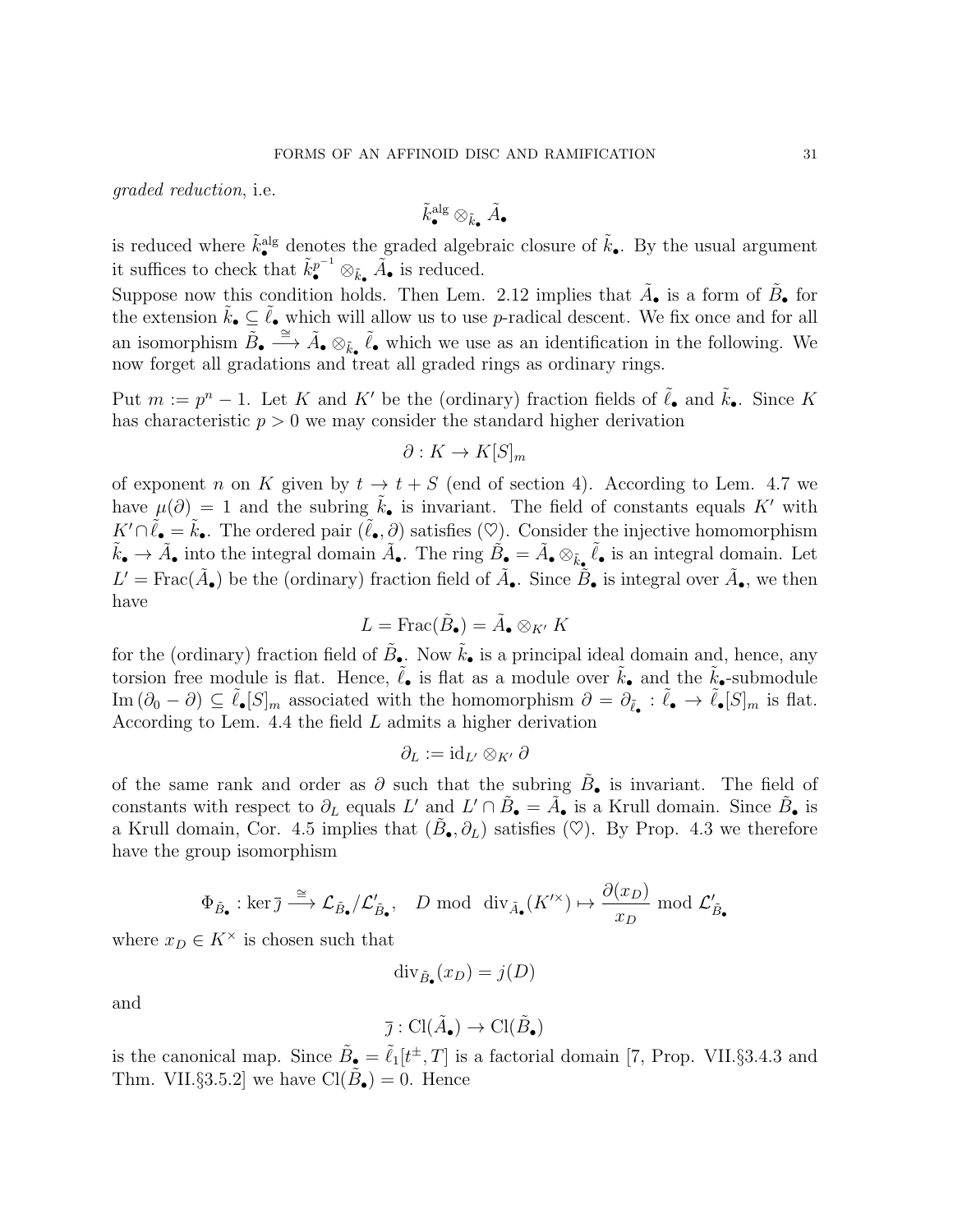*graded reduction*, i.e.

$$\tilde{k}_\bullet^{\mathrm{alg}} \otimes_{\tilde{k}_\bullet} \tilde{A}_\bullet$$

is reduced where $\tilde{k}_\bullet^{\mathrm{alg}}$ denotes the graded algebraic closure of $\tilde{k}_\bullet$. By the usual argument it suffices to check that $\tilde{k}_\bullet^{p^{-1}} \otimes_{\tilde{k}_\bullet} \tilde{A}_\bullet$ is reduced.

Suppose now this condition holds. Then Lem. 2.12 implies that $\tilde{A}_\bullet$ is a form of $\tilde{B}_\bullet$ for the extension $\tilde{k}_\bullet \subseteq \tilde{\ell}_\bullet$ which will allow us to use $p$-radical descent. We fix once and for all an isomorphism $\tilde{B}_\bullet \xrightarrow{\cong} \tilde{A}_\bullet \otimes_{\tilde{k}_\bullet} \tilde{\ell}_\bullet$ which we use as an identification in the following. We now forget all gradations and treat all graded rings as ordinary rings.

Put $m := p^n - 1$. Let $K$ and $K'$ be the (ordinary) fraction fields of $\tilde{\ell}_\bullet$ and $\tilde{k}_\bullet$. Since $K$ has characteristic $p > 0$ we may consider the standard higher derivation

$$\partial : K \to K[S]_m$$

of exponent $n$ on $K$ given by $t \to t + S$ (end of section 4). According to Lem. 4.7 we have $\mu(\partial) = 1$ and the subring $\tilde{k}_\bullet$ is invariant. The field of constants equals $K'$ with $K' \cap \tilde{\ell}_\bullet = \tilde{k}_\bullet$. The ordered pair $(\tilde{\ell}_\bullet, \partial)$ satisfies $(\heartsuit)$. Consider the injective homomorphism $\tilde{k}_\bullet \to \tilde{A}_\bullet$ into the integral domain $\tilde{A}_\bullet$. The ring $\tilde{B}_\bullet = \tilde{A}_\bullet \otimes_{\tilde{k}_\bullet} \tilde{\ell}_\bullet$ is an integral domain. Let $L' = \mathrm{Frac}(\tilde{A}_\bullet)$ be the (ordinary) fraction field of $\tilde{A}_\bullet$. Since $\tilde{B}_\bullet$ is integral over $\tilde{A}_\bullet$, we then have

$$L = \mathrm{Frac}(\tilde{B}_\bullet) = \tilde{A}_\bullet \otimes_{K'} K$$

for the (ordinary) fraction field of $\tilde{B}_\bullet$. Now $\tilde{k}_\bullet$ is a principal ideal domain and, hence, any torsion free module is flat. Hence, $\tilde{\ell}_\bullet$ is flat as a module over $\tilde{k}_\bullet$ and the $\tilde{k}_\bullet$-submodule $\mathrm{Im}\,(\partial_0 - \partial) \subseteq \tilde{\ell}_\bullet[S]_m$ associated with the homomorphism $\partial = \partial_{\tilde{\ell}_\bullet} : \tilde{\ell}_\bullet \to \tilde{\ell}_\bullet[S]_m$ is flat. According to Lem. 4.4 the field $L$ admits a higher derivation

$$\partial_L := \mathrm{id}_{L'} \otimes_{K'} \partial$$

of the same rank and order as $\partial$ such that the subring $\tilde{B}_\bullet$ is invariant. The field of constants with respect to $\partial_L$ equals $L'$ and $L' \cap \tilde{B}_\bullet = \tilde{A}_\bullet$ is a Krull domain. Since $\tilde{B}_\bullet$ is a Krull domain, Cor. 4.5 implies that $(\tilde{B}_\bullet, \partial_L)$ satisfies $(\heartsuit)$. By Prop. 4.3 we therefore have the group isomorphism

$$\Phi_{\tilde{B}_\bullet} : \ker \bar{\jmath} \xrightarrow{\cong} \mathcal{L}_{\tilde{B}_\bullet} / \mathcal{L}'_{\tilde{B}_\bullet}, \quad D \bmod \mathrm{div}_{\tilde{A}_\bullet}(K'^\times) \mapsto \frac{\partial(x_D)}{x_D} \bmod \mathcal{L}'_{\tilde{B}_\bullet}$$

where $x_D \in K^\times$ is chosen such that

$$\mathrm{div}_{\tilde{B}_\bullet}(x_D) = j(D)$$

and

$$\bar{\jmath} : \mathrm{Cl}(\tilde{A}_\bullet) \to \mathrm{Cl}(\tilde{B}_\bullet)$$

is the canonical map. Since $\tilde{B}_\bullet = \tilde{\ell}_1[t^\pm, T]$ is a factorial domain [7, Prop. VII.§3.4.3 and Thm. VII.§3.5.2] we have $\mathrm{Cl}(\tilde{B}_\bullet) = 0$. Hence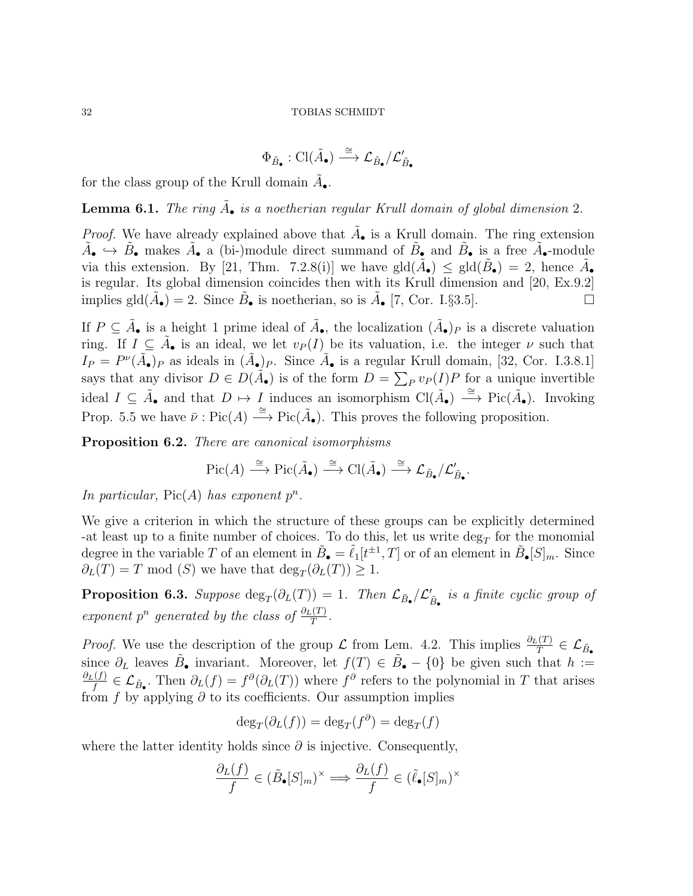$$\Phi_{\tilde{B}_\bullet} : \mathrm{Cl}(\tilde{A}_\bullet) \xrightarrow{\cong} \mathcal{L}_{\tilde{B}_\bullet}/\mathcal{L}'_{\tilde{B}_\bullet}$$

for the class group of the Krull domain $\tilde{A}_\bullet$.

**Lemma 6.1.** *The ring $\tilde{A}_\bullet$ is a noetherian regular Krull domain of global dimension 2.*

*Proof.* We have already explained above that $\tilde{A}_\bullet$ is a Krull domain. The ring extension $\tilde{A}_\bullet \hookrightarrow \tilde{B}_\bullet$ makes $\tilde{A}_\bullet$ a (bi-)module direct summand of $\tilde{B}_\bullet$ and $\tilde{B}_\bullet$ is a free $\tilde{A}_\bullet$-module via this extension. By [21, Thm. 7.2.8(i)] we have $\mathrm{gld}(\tilde{A}_\bullet) \leq \mathrm{gld}(\tilde{B}_\bullet) = 2$, hence $\tilde{A}_\bullet$ is regular. Its global dimension coincides then with its Krull dimension and [20, Ex.9.2] implies $\mathrm{gld}(\tilde{A}_\bullet) = 2$. Since $\tilde{B}_\bullet$ is noetherian, so is $\tilde{A}_\bullet$ [7, Cor. I.§3.5]. $\square$

If $P \subseteq \tilde{A}_\bullet$ is a height 1 prime ideal of $\tilde{A}_\bullet$, the localization $(\tilde{A}_\bullet)_P$ is a discrete valuation ring. If $I \subseteq \tilde{A}_\bullet$ is an ideal, we let $v_P(I)$ be its valuation, i.e. the integer $\nu$ such that $I_P = P^\nu(\tilde{A}_\bullet)_P$ as ideals in $(\tilde{A}_\bullet)_P$. Since $\tilde{A}_\bullet$ is a regular Krull domain, [32, Cor. I.3.8.1] says that any divisor $D \in D(\tilde{A}_\bullet)$ is of the form $D = \sum_P v_P(I)P$ for a unique invertible ideal $I \subseteq \tilde{A}_\bullet$ and that $D \mapsto I$ induces an isomorphism $\mathrm{Cl}(\tilde{A}_\bullet) \xrightarrow{\cong} \mathrm{Pic}(\tilde{A}_\bullet)$. Invoking Prop. 5.5 we have $\bar{\nu} : \mathrm{Pic}(A) \xrightarrow{\cong} \mathrm{Pic}(\tilde{A}_\bullet)$. This proves the following proposition.

**Proposition 6.2.** *There are canonical isomorphisms*

$$\mathrm{Pic}(A) \xrightarrow{\cong} \mathrm{Pic}(\tilde{A}_\bullet) \xrightarrow{\cong} \mathrm{Cl}(\tilde{A}_\bullet) \xrightarrow{\cong} \mathcal{L}_{\tilde{B}_\bullet}/\mathcal{L}'_{\tilde{B}_\bullet}.$$

*In particular,* $\mathrm{Pic}(A)$ *has exponent* $p^n$.

We give a criterion in which the structure of these groups can be explicitly determined -at least up to a finite number of choices. To do this, let us write $\deg_T$ for the monomial degree in the variable $T$ of an element in $\tilde{B}_\bullet = \tilde{\ell}_1[t^{\pm 1}, T]$ or of an element in $\tilde{B}_\bullet[S]_m$. Since $\partial_L(T) = T \mod (S)$ we have that $\deg_T(\partial_L(T)) \geq 1$.

**Proposition 6.3.** *Suppose $\deg_T(\partial_L(T)) = 1$. Then $\mathcal{L}_{\tilde{B}_\bullet}/\mathcal{L}'_{\tilde{B}_\bullet}$ is a finite cyclic group of exponent $p^n$ generated by the class of $\frac{\partial_L(T)}{T}$.*

*Proof.* We use the description of the group $\mathcal{L}$ from Lem. 4.2. This implies $\frac{\partial_L(T)}{T} \in \mathcal{L}_{\tilde{B}_\bullet}$ since $\partial_L$ leaves $\tilde{B}_\bullet$ invariant. Moreover, let $f(T) \in \tilde{B}_\bullet - \{0\}$ be given such that $h := \frac{\partial_L(f)}{f} \in \mathcal{L}_{\tilde{B}_\bullet}$. Then $\partial_L(f) = f^\partial(\partial_L(T))$ where $f^\partial$ refers to the polynomial in $T$ that arises from $f$ by applying $\partial$ to its coefficients. Our assumption implies

$$\deg_T(\partial_L(f)) = \deg_T(f^\partial) = \deg_T(f)$$

where the latter identity holds since $\partial$ is injective. Consequently,

$$\frac{\partial_L(f)}{f} \in (\tilde{B}_\bullet[S]_m)^\times \Longrightarrow \frac{\partial_L(f)}{f} \in (\tilde{\ell}_\bullet[S]_m)^\times$$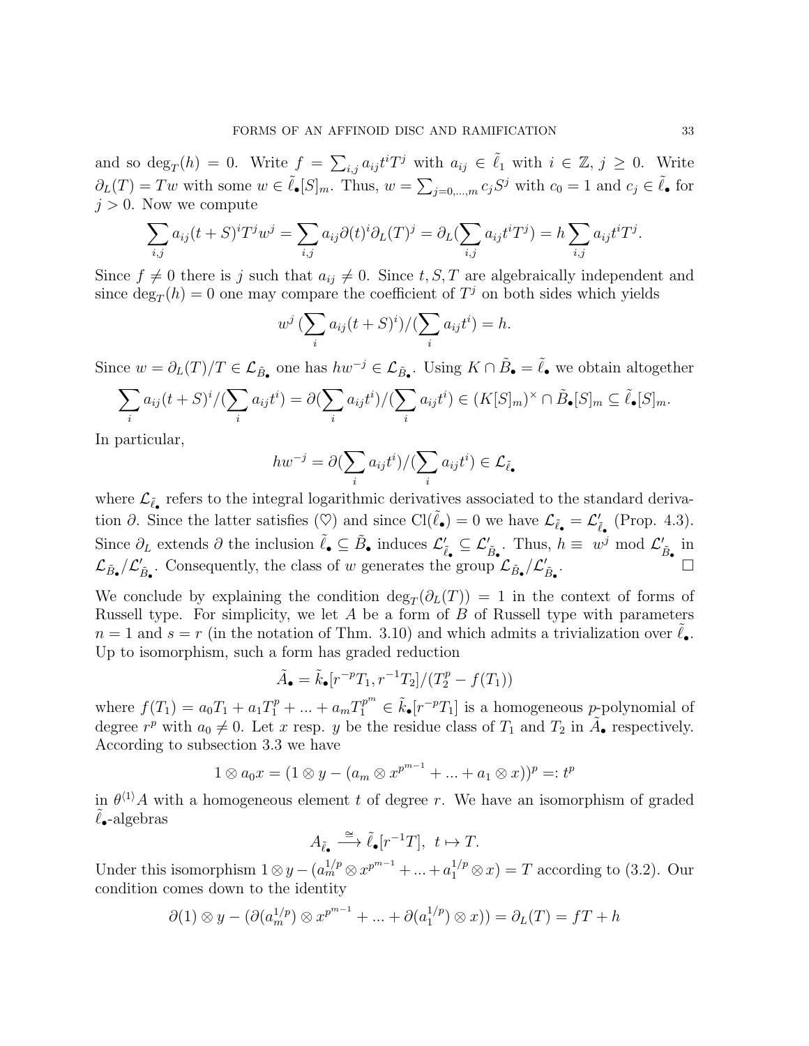and so $\deg_T(h) = 0$. Write $f = \sum_{i,j} a_{ij} t^i T^j$ with $a_{ij} \in \tilde{\ell}_1$ with $i \in \mathbb{Z}$, $j \geq 0$. Write $\partial_L(T) = Tw$ with some $w \in \tilde{\ell}_\bullet[S]_m$. Thus, $w = \sum_{j=0,\dots,m} c_j S^j$ with $c_0 = 1$ and $c_j \in \tilde{\ell}_\bullet$ for $j > 0$. Now we compute

$$\sum_{i,j} a_{ij}(t+S)^i T^j w^j = \sum_{i,j} a_{ij} \partial(t)^i \partial_L(T)^j = \partial_L(\sum_{i,j} a_{ij} t^i T^j) = h \sum_{i,j} a_{ij} t^i T^j.$$

Since $f \neq 0$ there is $j$ such that $a_{ij} \neq 0$. Since $t, S, T$ are algebraically independent and since $\deg_T(h) = 0$ one may compare the coefficient of $T^j$ on both sides which yields

$$w^j \, (\sum_i a_{ij}(t+S)^i)/(\sum_i a_{ij} t^i) = h.$$

Since $w = \partial_L(T)/T \in \mathcal{L}_{\tilde{B}_\bullet}$ one has $hw^{-j} \in \mathcal{L}_{\tilde{B}_\bullet}$. Using $K \cap \tilde{B}_\bullet = \tilde{\ell}_\bullet$ we obtain altogether

$$\sum_i a_{ij}(t+S)^i/(\sum_i a_{ij} t^i) = \partial(\sum_i a_{ij} t^i)/(\sum_i a_{ij} t^i) \in (K[S]_m)^\times \cap \tilde{B}_\bullet[S]_m \subseteq \tilde{\ell}_\bullet[S]_m.$$

In particular,

$$hw^{-j} = \partial(\sum_i a_{ij} t^i)/(\sum_i a_{ij} t^i) \in \mathcal{L}_{\tilde{\ell}_\bullet}$$

where $\mathcal{L}_{\tilde{\ell}_\bullet}$ refers to the integral logarithmic derivatives associated to the standard derivation $\partial$. Since the latter satisfies (♡) and since $\mathrm{Cl}(\tilde{\ell}_\bullet) = 0$ we have $\mathcal{L}_{\tilde{\ell}_\bullet} = \mathcal{L}'_{\tilde{\ell}_\bullet}$ (Prop. 4.3). Since $\partial_L$ extends $\partial$ the inclusion $\tilde{\ell}_\bullet \subseteq \tilde{B}_\bullet$ induces $\mathcal{L}'_{\tilde{\ell}_\bullet} \subseteq \mathcal{L}'_{\tilde{B}_\bullet}$. Thus, $h \equiv w^j \bmod \mathcal{L}'_{\tilde{B}_\bullet}$ in $\mathcal{L}_{\tilde{B}_\bullet}/\mathcal{L}'_{\tilde{B}_\bullet}$. Consequently, the class of $w$ generates the group $\mathcal{L}_{\tilde{B}_\bullet}/\mathcal{L}'_{\tilde{B}_\bullet}$. □

We conclude by explaining the condition $\deg_T(\partial_L(T)) = 1$ in the context of forms of Russell type. For simplicity, we let $A$ be a form of $B$ of Russell type with parameters $n = 1$ and $s = r$ (in the notation of Thm. 3.10) and which admits a trivialization over $\tilde{\ell}_\bullet$. Up to isomorphism, such a form has graded reduction

$$\tilde{A}_\bullet = \tilde{k}_\bullet[r^{-p}T_1, r^{-1}T_2]/(T_2^p - f(T_1))$$

where $f(T_1) = a_0 T_1 + a_1 T_1^p + \dots + a_m T_1^{p^m} \in \tilde{k}_\bullet[r^{-p}T_1]$ is a homogeneous $p$-polynomial of degree $r^p$ with $a_0 \neq 0$. Let $x$ resp. $y$ be the residue class of $T_1$ and $T_2$ in $\tilde{A}_\bullet$ respectively. According to subsection 3.3 we have

$$1 \otimes a_0 x = (1 \otimes y - (a_m \otimes x^{p^{m-1}} + \dots + a_1 \otimes x))^p =: t^p$$

in $\theta^{\langle 1 \rangle} A$ with a homogeneous element $t$ of degree $r$. We have an isomorphism of graded $\tilde{\ell}_\bullet$-algebras

$$A_{\tilde{\ell}_\bullet} \xrightarrow{\cong} \tilde{\ell}_\bullet[r^{-1}T], \;\; t \mapsto T.$$

Under this isomorphism $1 \otimes y - (a_m^{1/p} \otimes x^{p^{m-1}} + \dots + a_1^{1/p} \otimes x) = T$ according to (3.2). Our condition comes down to the identity

$$\partial(1) \otimes y - (\partial(a_m^{1/p}) \otimes x^{p^{m-1}} + \dots + \partial(a_1^{1/p}) \otimes x)) = \partial_L(T) = fT + h$$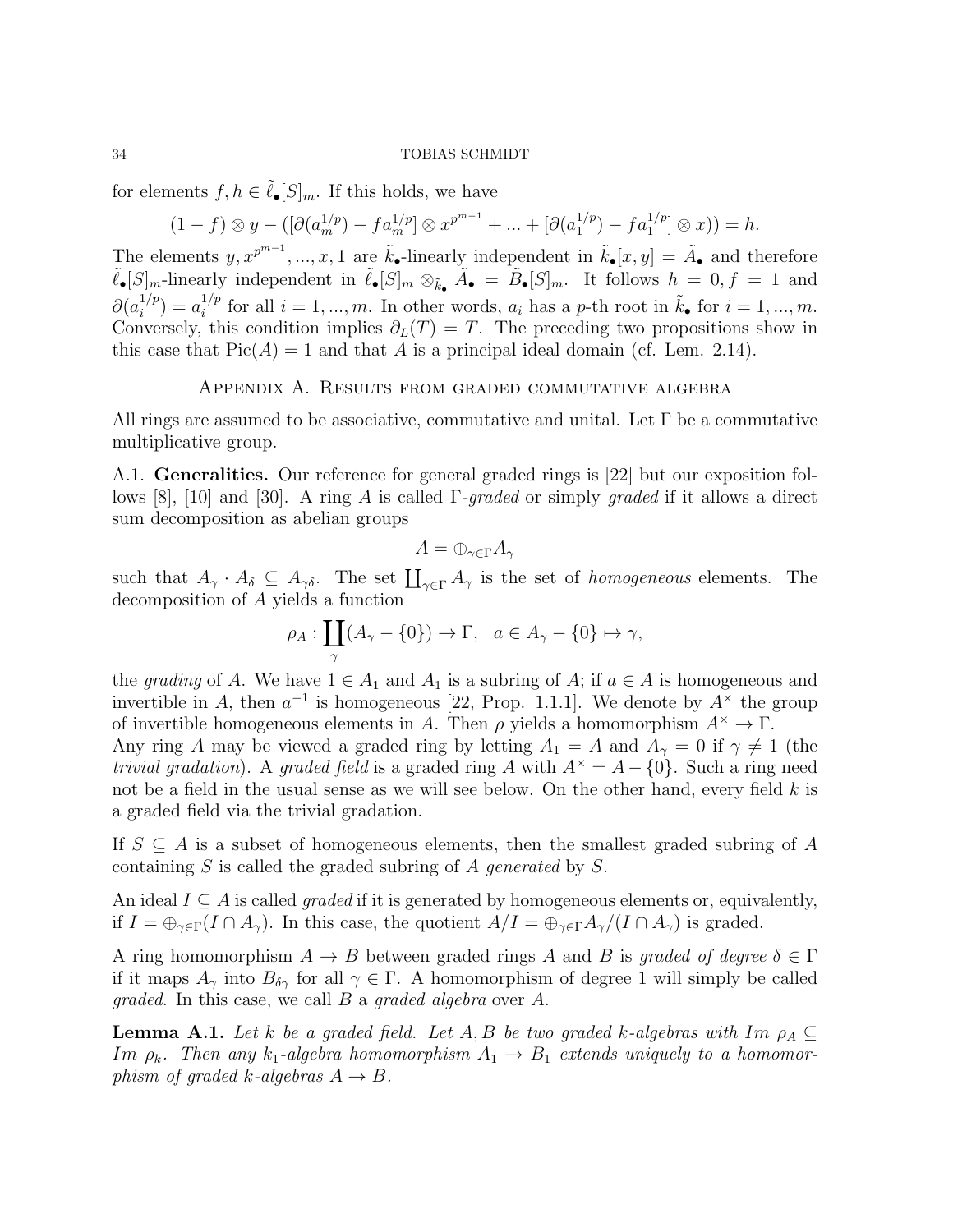for elements $f, h \in \tilde{\ell}_\bullet[S]_m$. If this holds, we have

$$(1-f) \otimes y - ([\partial(a_m^{1/p}) - f a_m^{1/p}] \otimes x^{p^{m-1}} + ... + [\partial(a_1^{1/p}) - f a_1^{1/p}] \otimes x)) = h.$$

The elements $y, x^{p^{m-1}}, ..., x, 1$ are $\tilde{k}_\bullet$-linearly independent in $\tilde{k}_\bullet[x,y] = \tilde{A}_\bullet$ and therefore $\tilde{\ell}_\bullet[S]_m$-linearly independent in $\tilde{\ell}_\bullet[S]_m \otimes_{\tilde{k}_\bullet} \tilde{A}_\bullet = \tilde{B}_\bullet[S]_m$. It follows $h = 0, f = 1$ and $\partial(a_i^{1/p}) = a_i^{1/p}$ for all $i = 1, ..., m$. In other words, $a_i$ has a $p$-th root in $\tilde{k}_\bullet$ for $i = 1, ..., m$. Conversely, this condition implies $\partial_L(T) = T$. The preceding two propositions show in this case that $\text{Pic}(A) = 1$ and that $A$ is a principal ideal domain (cf. Lem. 2.14).

## Appendix A. Results from graded commutative algebra

All rings are assumed to be associative, commutative and unital. Let $\Gamma$ be a commutative multiplicative group.

A.1. **Generalities.** Our reference for general graded rings is [22] but our exposition follows [8], [10] and [30]. A ring $A$ is called $\Gamma$-*graded* or simply *graded* if it allows a direct sum decomposition as abelian groups

$$A = \oplus_{\gamma \in \Gamma} A_\gamma$$

such that $A_\gamma \cdot A_\delta \subseteq A_{\gamma\delta}$. The set $\coprod_{\gamma \in \Gamma} A_\gamma$ is the set of *homogeneous* elements. The decomposition of $A$ yields a function

$$\rho_A : \coprod_\gamma (A_\gamma - \{0\}) \to \Gamma, \quad a \in A_\gamma - \{0\} \mapsto \gamma,$$

the *grading* of $A$. We have $1 \in A_1$ and $A_1$ is a subring of $A$; if $a \in A$ is homogeneous and invertible in $A$, then $a^{-1}$ is homogeneous [22, Prop. 1.1.1]. We denote by $A^\times$ the group of invertible homogeneous elements in $A$. Then $\rho$ yields a homomorphism $A^\times \to \Gamma$.
Any ring $A$ may be viewed a graded ring by letting $A_1 = A$ and $A_\gamma = 0$ if $\gamma \neq 1$ (the *trivial gradation*). A *graded field* is a graded ring $A$ with $A^\times = A - \{0\}$. Such a ring need not be a field in the usual sense as we will see below. On the other hand, every field $k$ is a graded field via the trivial gradation.

If $S \subseteq A$ is a subset of homogeneous elements, then the smallest graded subring of $A$ containing $S$ is called the graded subring of $A$ *generated* by $S$.

An ideal $I \subseteq A$ is called *graded* if it is generated by homogeneous elements or, equivalently, if $I = \oplus_{\gamma \in \Gamma}(I \cap A_\gamma)$. In this case, the quotient $A/I = \oplus_{\gamma \in \Gamma} A_\gamma/(I \cap A_\gamma)$ is graded.

A ring homomorphism $A \to B$ between graded rings $A$ and $B$ is *graded of degree* $\delta \in \Gamma$ if it maps $A_\gamma$ into $B_{\delta\gamma}$ for all $\gamma \in \Gamma$. A homomorphism of degree 1 will simply be called *graded*. In this case, we call $B$ a *graded algebra* over $A$.

**Lemma A.1.** *Let $k$ be a graded field. Let $A, B$ be two graded $k$-algebras with $Im\ \rho_A \subseteq Im\ \rho_k$. Then any $k_1$-algebra homomorphism $A_1 \to B_1$ extends uniquely to a homomorphism of graded $k$-algebras $A \to B$.*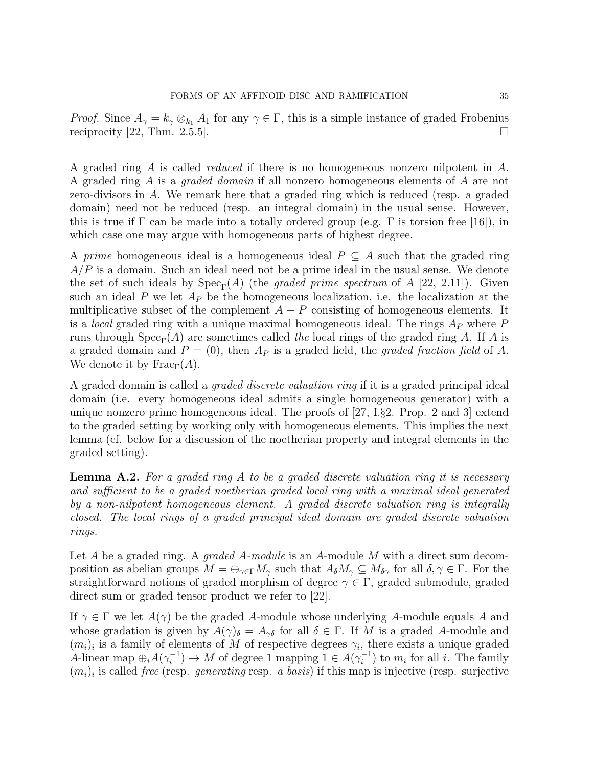*Proof.* Since $A_\gamma = k_\gamma \otimes_{k_1} A_1$ for any $\gamma \in \Gamma$, this is a simple instance of graded Frobenius reciprocity [22, Thm. 2.5.5]. $\square$

A graded ring $A$ is called *reduced* if there is no homogeneous nonzero nilpotent in $A$. A graded ring $A$ is a *graded domain* if all nonzero homogeneous elements of $A$ are not zero-divisors in $A$. We remark here that a graded ring which is reduced (resp. a graded domain) need not be reduced (resp. an integral domain) in the usual sense. However, this is true if $\Gamma$ can be made into a totally ordered group (e.g. $\Gamma$ is torsion free [16]), in which case one may argue with homogeneous parts of highest degree.

A *prime* homogeneous ideal is a homogeneous ideal $P \subseteq A$ such that the graded ring $A/P$ is a domain. Such an ideal need not be a prime ideal in the usual sense. We denote the set of such ideals by $\mathrm{Spec}_\Gamma(A)$ (the *graded prime spectrum* of $A$ [22, 2.11]). Given such an ideal $P$ we let $A_P$ be the homogeneous localization, i.e. the localization at the multiplicative subset of the complement $A - P$ consisting of homogeneous elements. It is a *local* graded ring with a unique maximal homogeneous ideal. The rings $A_P$ where $P$ runs through $\mathrm{Spec}_\Gamma(A)$ are sometimes called *the* local rings of the graded ring $A$. If $A$ is a graded domain and $P = (0)$, then $A_P$ is a graded field, the *graded fraction field* of $A$. We denote it by $\mathrm{Frac}_\Gamma(A)$.

A graded domain is called a *graded discrete valuation ring* if it is a graded principal ideal domain (i.e. every homogeneous ideal admits a single homogeneous generator) with a unique nonzero prime homogeneous ideal. The proofs of [27, I.§2. Prop. 2 and 3] extend to the graded setting by working only with homogeneous elements. This implies the next lemma (cf. below for a discussion of the noetherian property and integral elements in the graded setting).

**Lemma A.2.** *For a graded ring $A$ to be a graded discrete valuation ring it is necessary and sufficient to be a graded noetherian graded local ring with a maximal ideal generated by a non-nilpotent homogeneous element. A graded discrete valuation ring is integrally closed. The local rings of a graded principal ideal domain are graded discrete valuation rings.*

Let $A$ be a graded ring. A *graded $A$-module* is an $A$-module $M$ with a direct sum decomposition as abelian groups $M = \oplus_{\gamma\in\Gamma} M_\gamma$ such that $A_\delta M_\gamma \subseteq M_{\delta\gamma}$ for all $\delta, \gamma \in \Gamma$. For the straightforward notions of graded morphism of degree $\gamma \in \Gamma$, graded submodule, graded direct sum or graded tensor product we refer to [22].

If $\gamma \in \Gamma$ we let $A(\gamma)$ be the graded $A$-module whose underlying $A$-module equals $A$ and whose gradation is given by $A(\gamma)_\delta = A_{\gamma\delta}$ for all $\delta \in \Gamma$. If $M$ is a graded $A$-module and $(m_i)_i$ is a family of elements of $M$ of respective degrees $\gamma_i$, there exists a unique graded $A$-linear map $\oplus_i A(\gamma_i^{-1}) \to M$ of degree 1 mapping $1 \in A(\gamma_i^{-1})$ to $m_i$ for all $i$. The family $(m_i)_i$ is called *free* (resp. *generating* resp. *a basis*) if this map is injective (resp. surjective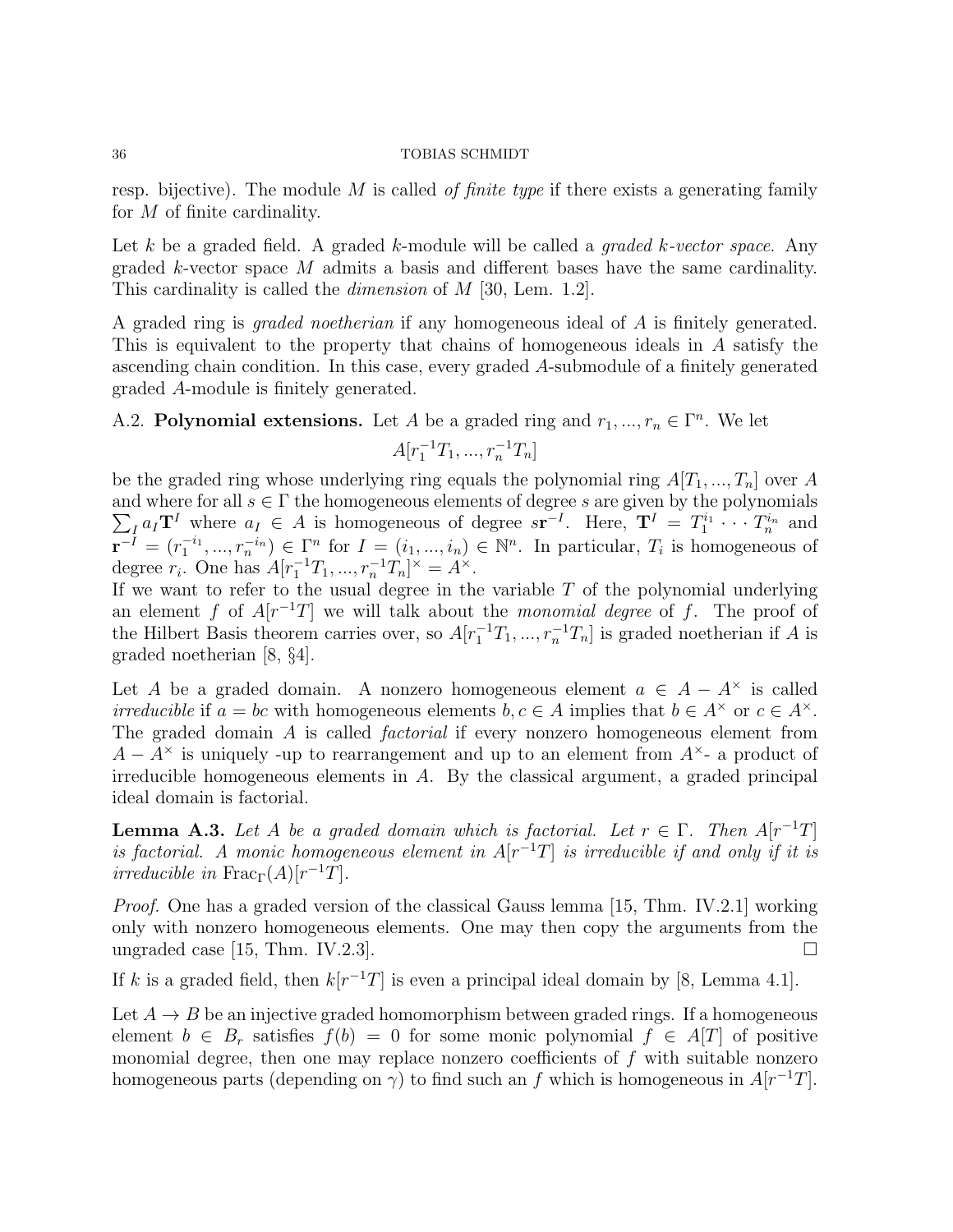resp. bijective). The module $M$ is called *of finite type* if there exists a generating family for $M$ of finite cardinality.

Let $k$ be a graded field. A graded $k$-module will be called a *graded $k$-vector space*. Any graded $k$-vector space $M$ admits a basis and different bases have the same cardinality. This cardinality is called the *dimension* of $M$ [30, Lem. 1.2].

A graded ring is *graded noetherian* if any homogeneous ideal of $A$ is finitely generated. This is equivalent to the property that chains of homogeneous ideals in $A$ satisfy the ascending chain condition. In this case, every graded $A$-submodule of a finitely generated graded $A$-module is finitely generated.

A.2. **Polynomial extensions.** Let $A$ be a graded ring and $r_1, ..., r_n \in \Gamma^n$. We let

$$A[r_1^{-1}T_1, ..., r_n^{-1}T_n]$$

be the graded ring whose underlying ring equals the polynomial ring $A[T_1, ..., T_n]$ over $A$ and where for all $s \in \Gamma$ the homogeneous elements of degree $s$ are given by the polynomials $\sum_I a_I \mathbf{T}^I$ where $a_I \in A$ is homogeneous of degree $s\mathbf{r}^{-I}$. Here, $\mathbf{T}^I = T_1^{i_1} \cdots T_n^{i_n}$ and $\mathbf{r}^{-I} = (r_1^{-i_1}, ..., r_n^{-i_n}) \in \Gamma^n$ for $I = (i_1, ..., i_n) \in \mathbb{N}^n$. In particular, $T_i$ is homogeneous of degree $r_i$. One has $A[r_1^{-1}T_1, ..., r_n^{-1}T_n]^\times = A^\times$.
If we want to refer to the usual degree in the variable $T$ of the polynomial underlying an element $f$ of $A[r^{-1}T]$ we will talk about the *monomial degree* of $f$. The proof of the Hilbert Basis theorem carries over, so $A[r_1^{-1}T_1, ..., r_n^{-1}T_n]$ is graded noetherian if $A$ is graded noetherian [8, §4].

Let $A$ be a graded domain. A nonzero homogeneous element $a \in A - A^\times$ is called *irreducible* if $a = bc$ with homogeneous elements $b, c \in A$ implies that $b \in A^\times$ or $c \in A^\times$. The graded domain $A$ is called *factorial* if every nonzero homogeneous element from $A - A^\times$ is uniquely -up to rearrangement and up to an element from $A^\times$- a product of irreducible homogeneous elements in $A$. By the classical argument, a graded principal ideal domain is factorial.

**Lemma A.3.** *Let $A$ be a graded domain which is factorial. Let $r \in \Gamma$. Then $A[r^{-1}T]$ is factorial. A monic homogeneous element in $A[r^{-1}T]$ is irreducible if and only if it is irreducible in $\mathrm{Frac}_\Gamma(A)[r^{-1}T]$.*

*Proof.* One has a graded version of the classical Gauss lemma [15, Thm. IV.2.1] working only with nonzero homogeneous elements. One may then copy the arguments from the ungraded case [15, Thm. IV.2.3]. □

If $k$ is a graded field, then $k[r^{-1}T]$ is even a principal ideal domain by [8, Lemma 4.1].

Let $A \to B$ be an injective graded homomorphism between graded rings. If a homogeneous element $b \in B_r$ satisfies $f(b) = 0$ for some monic polynomial $f \in A[T]$ of positive monomial degree, then one may replace nonzero coefficients of $f$ with suitable nonzero homogeneous parts (depending on $\gamma$) to find such an $f$ which is homogeneous in $A[r^{-1}T]$.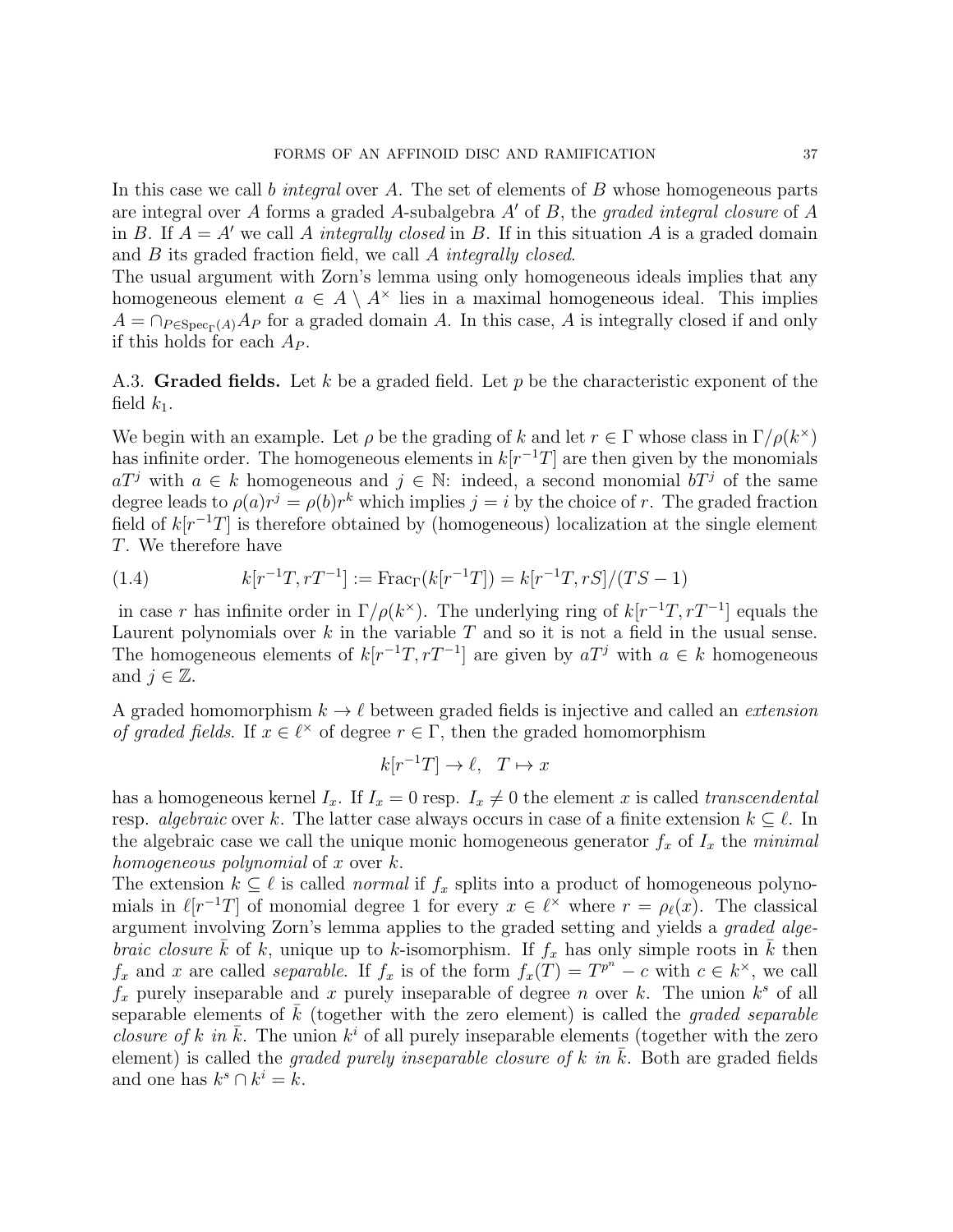In this case we call $b$ *integral* over $A$. The set of elements of $B$ whose homogeneous parts are integral over $A$ forms a graded $A$-subalgebra $A'$ of $B$, the *graded integral closure* of $A$ in $B$. If $A = A'$ we call $A$ *integrally closed* in $B$. If in this situation $A$ is a graded domain and $B$ its graded fraction field, we call $A$ *integrally closed*.

The usual argument with Zorn's lemma using only homogeneous ideals implies that any homogeneous element $a \in A \setminus A^\times$ lies in a maximal homogeneous ideal. This implies $A = \cap_{P \in \mathrm{Spec}_\Gamma(A)} A_P$ for a graded domain $A$. In this case, $A$ is integrally closed if and only if this holds for each $A_P$.

A.3. **Graded fields.** Let $k$ be a graded field. Let $p$ be the characteristic exponent of the field $k_1$.

We begin with an example. Let $\rho$ be the grading of $k$ and let $r \in \Gamma$ whose class in $\Gamma/\rho(k^\times)$ has infinite order. The homogeneous elements in $k[r^{-1}T]$ are then given by the monomials $aT^j$ with $a \in k$ homogeneous and $j \in \mathbb{N}$: indeed, a second monomial $bT^j$ of the same degree leads to $\rho(a)r^j = \rho(b)r^k$ which implies $j = i$ by the choice of $r$. The graded fraction field of $k[r^{-1}T]$ is therefore obtained by (homogeneous) localization at the single element $T$. We therefore have

$$k[r^{-1}T, rT^{-1}] := \mathrm{Frac}_\Gamma(k[r^{-1}T]) = k[r^{-1}T, rS]/(TS - 1) \tag{1.4}$$

in case $r$ has infinite order in $\Gamma/\rho(k^\times)$. The underlying ring of $k[r^{-1}T, rT^{-1}]$ equals the Laurent polynomials over $k$ in the variable $T$ and so it is not a field in the usual sense. The homogeneous elements of $k[r^{-1}T, rT^{-1}]$ are given by $aT^j$ with $a \in k$ homogeneous and $j \in \mathbb{Z}$.

A graded homomorphism $k \to \ell$ between graded fields is injective and called an *extension of graded fields*. If $x \in \ell^\times$ of degree $r \in \Gamma$, then the graded homomorphism

$$k[r^{-1}T] \to \ell, \quad T \mapsto x$$

has a homogeneous kernel $I_x$. If $I_x = 0$ resp. $I_x \neq 0$ the element $x$ is called *transcendental* resp. *algebraic* over $k$. The latter case always occurs in case of a finite extension $k \subseteq \ell$. In the algebraic case we call the unique monic homogeneous generator $f_x$ of $I_x$ the *minimal homogeneous polynomial* of $x$ over $k$.

The extension $k \subseteq \ell$ is called *normal* if $f_x$ splits into a product of homogeneous polynomials in $\ell[r^{-1}T]$ of monomial degree 1 for every $x \in \ell^\times$ where $r = \rho_\ell(x)$. The classical argument involving Zorn's lemma applies to the graded setting and yields a *graded algebraic closure* $\bar{k}$ of $k$, unique up to $k$-isomorphism. If $f_x$ has only simple roots in $\bar{k}$ then $f_x$ and $x$ are called *separable*. If $f_x$ is of the form $f_x(T) = T^{p^n} - c$ with $c \in k^\times$, we call $f_x$ purely inseparable and $x$ purely inseparable of degree $n$ over $k$. The union $k^s$ of all separable elements of $\bar{k}$ (together with the zero element) is called the *graded separable closure of $k$ in $\bar{k}$*. The union $k^i$ of all purely inseparable elements (together with the zero element) is called the *graded purely inseparable closure of $k$ in $\bar{k}$*. Both are graded fields and one has $k^s \cap k^i = k$.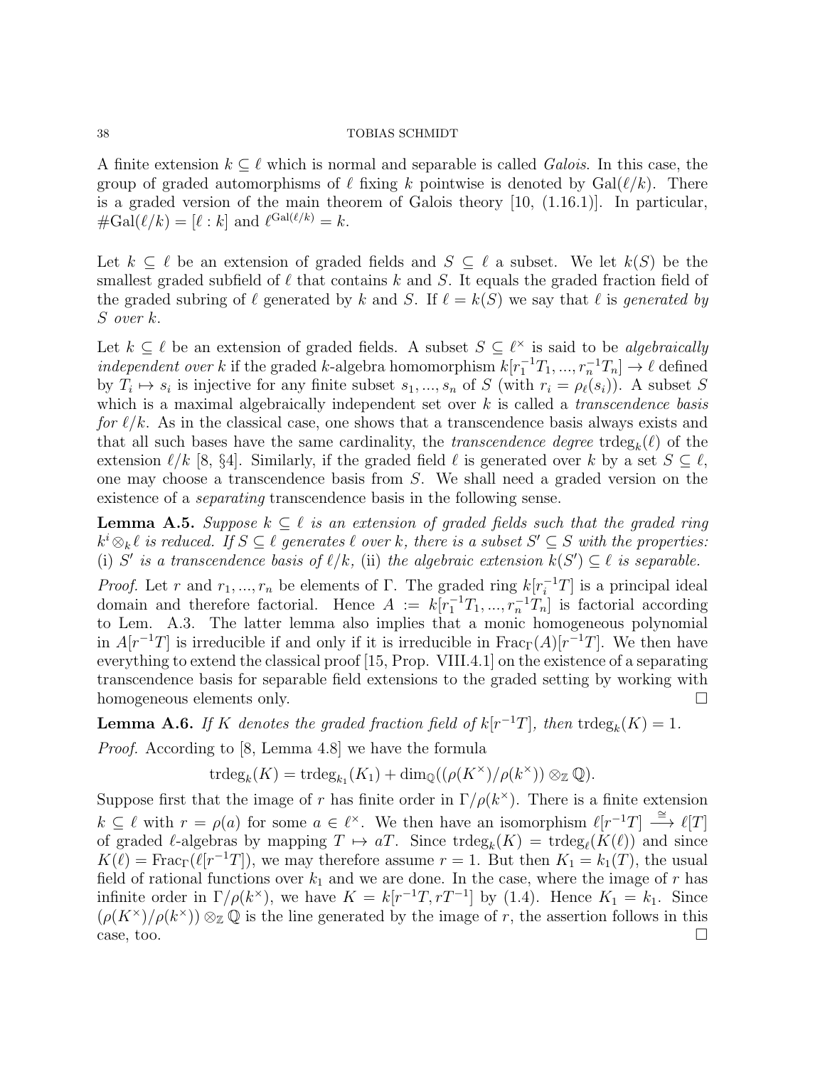A finite extension $k \subseteq \ell$ which is normal and separable is called *Galois*. In this case, the group of graded automorphisms of $\ell$ fixing $k$ pointwise is denoted by $\mathrm{Gal}(\ell/k)$. There is a graded version of the main theorem of Galois theory [10, (1.16.1)]. In particular, $\#\mathrm{Gal}(\ell/k) = [\ell : k]$ and $\ell^{\mathrm{Gal}(\ell/k)} = k$.

Let $k \subseteq \ell$ be an extension of graded fields and $S \subseteq \ell$ a subset. We let $k(S)$ be the smallest graded subfield of $\ell$ that contains $k$ and $S$. It equals the graded fraction field of the graded subring of $\ell$ generated by $k$ and $S$. If $\ell = k(S)$ we say that $\ell$ is *generated by $S$ over $k$*.

Let $k \subseteq \ell$ be an extension of graded fields. A subset $S \subseteq \ell^\times$ is said to be *algebraically independent over* $k$ if the graded $k$-algebra homomorphism $k[r_1^{-1}T_1, ..., r_n^{-1}T_n] \to \ell$ defined by $T_i \mapsto s_i$ is injective for any finite subset $s_1, ..., s_n$ of $S$ (with $r_i = \rho_\ell(s_i)$). A subset $S$ which is a maximal algebraically independent set over $k$ is called a *transcendence basis for $\ell/k$*. As in the classical case, one shows that a transcendence basis always exists and that all such bases have the same cardinality, the *transcendence degree* $\mathrm{trdeg}_k(\ell)$ of the extension $\ell/k$ [8, §4]. Similarly, if the graded field $\ell$ is generated over $k$ by a set $S \subseteq \ell$, one may choose a transcendence basis from $S$. We shall need a graded version on the existence of a *separating* transcendence basis in the following sense.

**Lemma A.5.** *Suppose $k \subseteq \ell$ is an extension of graded fields such that the graded ring $k^i \otimes_k \ell$ is reduced. If $S \subseteq \ell$ generates $\ell$ over $k$, there is a subset $S' \subseteq S$ with the properties:* (i) *$S'$ is a transcendence basis of $\ell/k$,* (ii) *the algebraic extension $k(S') \subseteq \ell$ is separable.*

*Proof.* Let $r$ and $r_1, ..., r_n$ be elements of $\Gamma$. The graded ring $k[r_i^{-1}T]$ is a principal ideal domain and therefore factorial. Hence $A := k[r_1^{-1}T_1, ..., r_n^{-1}T_n]$ is factorial according to Lem. A.3. The latter lemma also implies that a monic homogeneous polynomial in $A[r^{-1}T]$ is irreducible if and only if it is irreducible in $\mathrm{Frac}_\Gamma(A)[r^{-1}T]$. We then have everything to extend the classical proof [15, Prop. VIII.4.1] on the existence of a separating transcendence basis for separable field extensions to the graded setting by working with homogeneous elements only. $\square$

**Lemma A.6.** *If $K$ denotes the graded fraction field of $k[r^{-1}T]$, then $\mathrm{trdeg}_k(K) = 1$.*

*Proof.* According to [8, Lemma 4.8] we have the formula

$$\mathrm{trdeg}_k(K) = \mathrm{trdeg}_{k_1}(K_1) + \dim_{\mathbb{Q}}((\rho(K^\times)/\rho(k^\times)) \otimes_{\mathbb{Z}} \mathbb{Q}).$$

Suppose first that the image of $r$ has finite order in $\Gamma/\rho(k^\times)$. There is a finite extension $k \subseteq \ell$ with $r = \rho(a)$ for some $a \in \ell^\times$. We then have an isomorphism $\ell[r^{-1}T] \xrightarrow{\cong} \ell[T]$ of graded $\ell$-algebras by mapping $T \mapsto aT$. Since $\mathrm{trdeg}_k(K) = \mathrm{trdeg}_\ell(K(\ell))$ and since $K(\ell) = \mathrm{Frac}_\Gamma(\ell[r^{-1}T])$, we may therefore assume $r = 1$. But then $K_1 = k_1(T)$, the usual field of rational functions over $k_1$ and we are done. In the case, where the image of $r$ has infinite order in $\Gamma/\rho(k^\times)$, we have $K = k[r^{-1}T, rT^{-1}]$ by (1.4). Hence $K_1 = k_1$. Since $(\rho(K^\times)/\rho(k^\times)) \otimes_{\mathbb{Z}} \mathbb{Q}$ is the line generated by the image of $r$, the assertion follows in this case, too. $\square$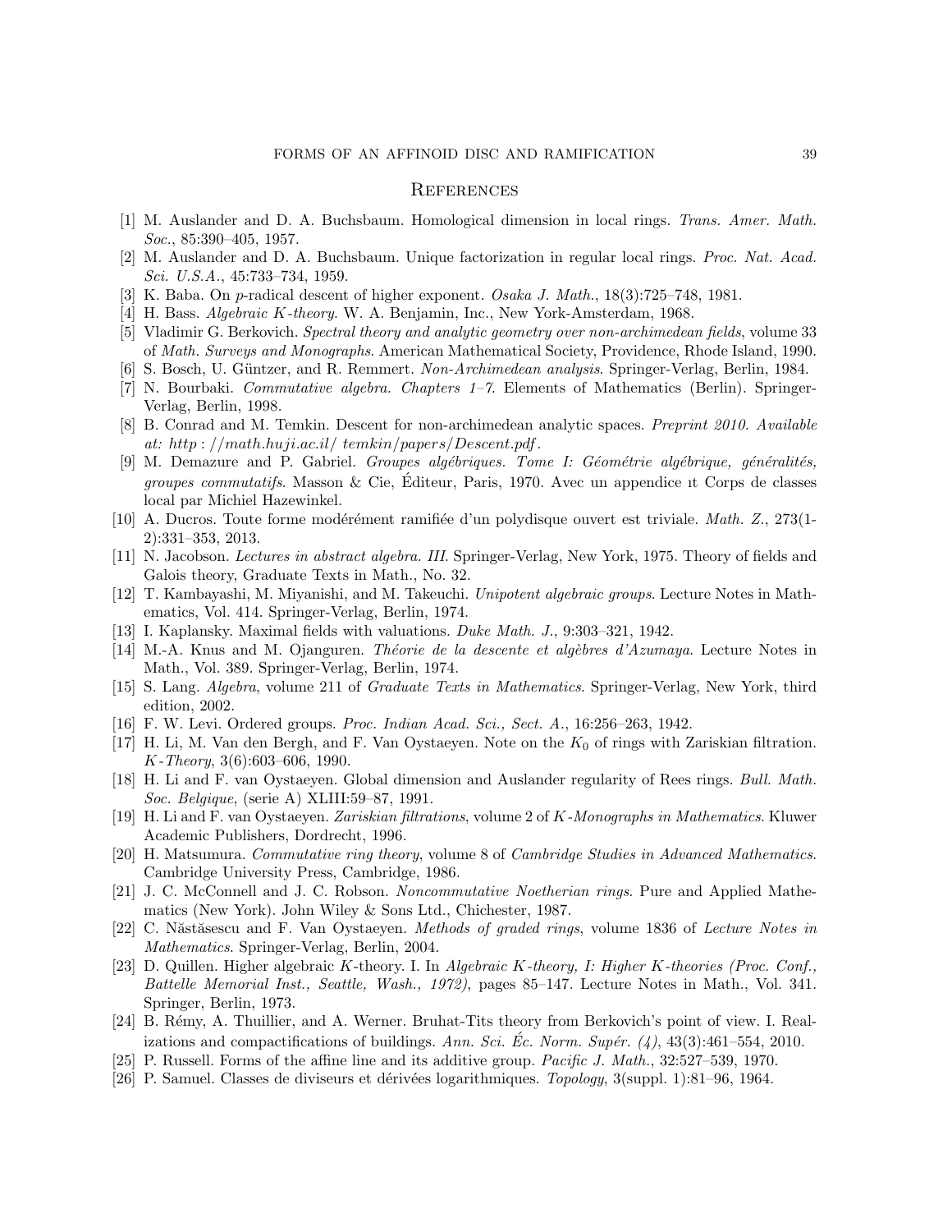## References

[1] M. Auslander and D. A. Buchsbaum. Homological dimension in local rings. *Trans. Amer. Math. Soc.*, 85:390–405, 1957.

[2] M. Auslander and D. A. Buchsbaum. Unique factorization in regular local rings. *Proc. Nat. Acad. Sci. U.S.A.*, 45:733–734, 1959.

[3] K. Baba. On $p$-radical descent of higher exponent. *Osaka J. Math.*, 18(3):725–748, 1981.

[4] H. Bass. *Algebraic $K$-theory*. W. A. Benjamin, Inc., New York-Amsterdam, 1968.

[5] Vladimir G. Berkovich. *Spectral theory and analytic geometry over non-archimedean fields*, volume 33 of *Math. Surveys and Monographs*. American Mathematical Society, Providence, Rhode Island, 1990.

[6] S. Bosch, U. Güntzer, and R. Remmert. *Non-Archimedean analysis*. Springer-Verlag, Berlin, 1984.

[7] N. Bourbaki. *Commutative algebra. Chapters 1–7*. Elements of Mathematics (Berlin). Springer-Verlag, Berlin, 1998.

[8] B. Conrad and M. Temkin. Descent for non-archimedean analytic spaces. *Preprint 2010. Available at: http://math.huji.ac.il/ temkin/papers/Descent.pdf*.

[9] M. Demazure and P. Gabriel. *Groupes algébriques. Tome I: Géométrie algébrique, généralités, groupes commutatifs*. Masson & Cie, Éditeur, Paris, 1970. Avec un appendice ıt Corps de classes local par Michiel Hazewinkel.

[10] A. Ducros. Toute forme modérément ramifiée d'un polydisque ouvert est triviale. *Math. Z.*, 273(1-2):331–353, 2013.

[11] N. Jacobson. *Lectures in abstract algebra. III*. Springer-Verlag, New York, 1975. Theory of fields and Galois theory, Graduate Texts in Math., No. 32.

[12] T. Kambayashi, M. Miyanishi, and M. Takeuchi. *Unipotent algebraic groups*. Lecture Notes in Mathematics, Vol. 414. Springer-Verlag, Berlin, 1974.

[13] I. Kaplansky. Maximal fields with valuations. *Duke Math. J.*, 9:303–321, 1942.

[14] M.-A. Knus and M. Ojanguren. *Théorie de la descente et algèbres d'Azumaya*. Lecture Notes in Math., Vol. 389. Springer-Verlag, Berlin, 1974.

[15] S. Lang. *Algebra*, volume 211 of *Graduate Texts in Mathematics*. Springer-Verlag, New York, third edition, 2002.

[16] F. W. Levi. Ordered groups. *Proc. Indian Acad. Sci., Sect. A.*, 16:256–263, 1942.

[17] H. Li, M. Van den Bergh, and F. Van Oystaeyen. Note on the $K_0$ of rings with Zariskian filtration. *$K$-Theory*, 3(6):603–606, 1990.

[18] H. Li and F. van Oystaeyen. Global dimension and Auslander regularity of Rees rings. *Bull. Math. Soc. Belgique*, (serie A) XLIII:59–87, 1991.

[19] H. Li and F. van Oystaeyen. *Zariskian filtrations*, volume 2 of *$K$-Monographs in Mathematics*. Kluwer Academic Publishers, Dordrecht, 1996.

[20] H. Matsumura. *Commutative ring theory*, volume 8 of *Cambridge Studies in Advanced Mathematics*. Cambridge University Press, Cambridge, 1986.

[21] J. C. McConnell and J. C. Robson. *Noncommutative Noetherian rings*. Pure and Applied Mathematics (New York). John Wiley & Sons Ltd., Chichester, 1987.

[22] C. Năstăsescu and F. Van Oystaeyen. *Methods of graded rings*, volume 1836 of *Lecture Notes in Mathematics*. Springer-Verlag, Berlin, 2004.

[23] D. Quillen. Higher algebraic $K$-theory. I. In *Algebraic $K$-theory, I: Higher $K$-theories (Proc. Conf., Battelle Memorial Inst., Seattle, Wash., 1972)*, pages 85–147. Lecture Notes in Math., Vol. 341. Springer, Berlin, 1973.

[24] B. Rémy, A. Thuillier, and A. Werner. Bruhat-Tits theory from Berkovich's point of view. I. Realizations and compactifications of buildings. *Ann. Sci. Éc. Norm. Supér. (4)*, 43(3):461–554, 2010.

[25] P. Russell. Forms of the affine line and its additive group. *Pacific J. Math.*, 32:527–539, 1970.

[26] P. Samuel. Classes de diviseurs et dérivées logarithmiques. *Topology*, 3(suppl. 1):81–96, 1964.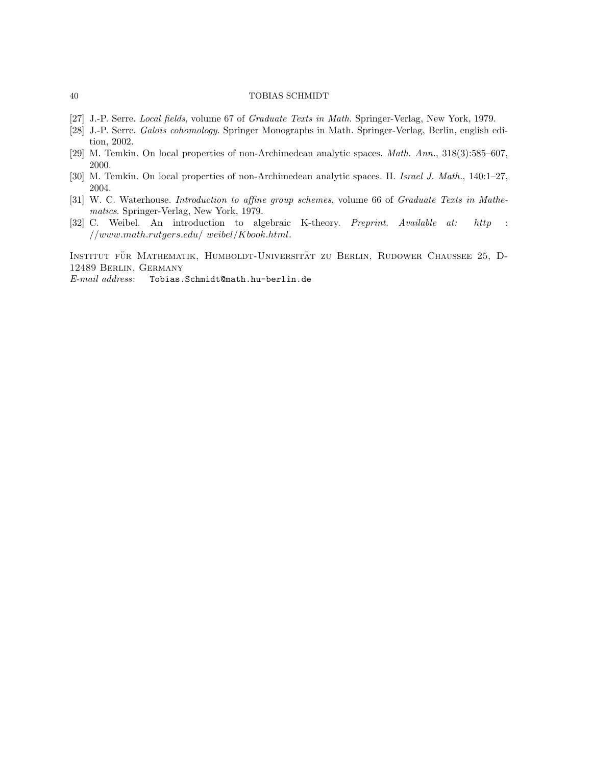[27] J.-P. Serre. *Local fields*, volume 67 of *Graduate Texts in Math.* Springer-Verlag, New York, 1979.

[28] J.-P. Serre. *Galois cohomology.* Springer Monographs in Math. Springer-Verlag, Berlin, english edition, 2002.

[29] M. Temkin. On local properties of non-Archimedean analytic spaces. *Math. Ann.*, 318(3):585–607, 2000.

[30] M. Temkin. On local properties of non-Archimedean analytic spaces. II. *Israel J. Math.*, 140:1–27, 2004.

[31] W. C. Waterhouse. *Introduction to affine group schemes*, volume 66 of *Graduate Texts in Mathematics*. Springer-Verlag, New York, 1979.

[32] C. Weibel. An introduction to algebraic K-theory. *Preprint. Available at: http : //www.math.rutgers.edu/ weibel/Kbook.html.*

Institut für Mathematik, Humboldt-Universität zu Berlin, Rudower Chaussee 25, D-12489 Berlin, Germany

*E-mail address*: Tobias.Schmidt@math.hu-berlin.de